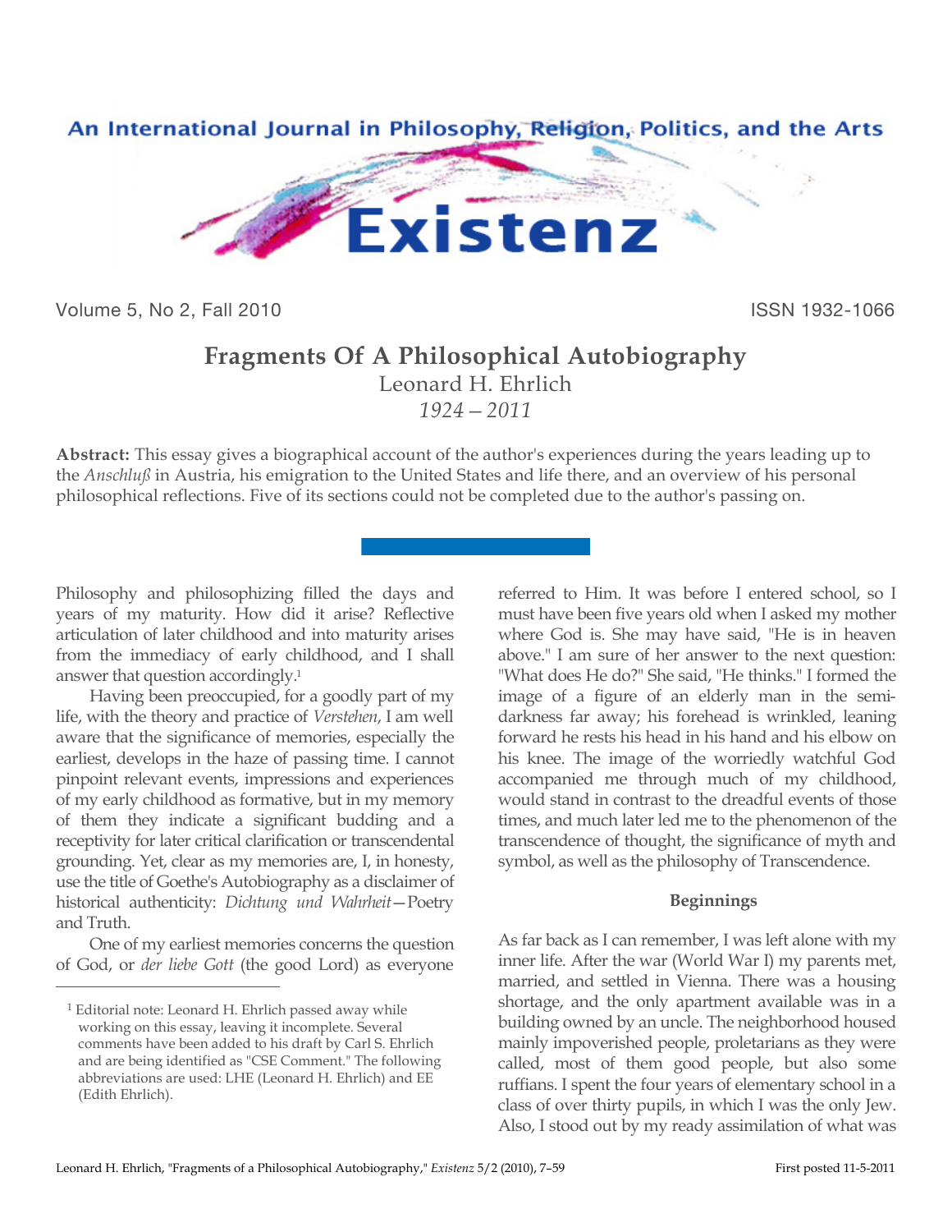# Fragments Of A Philosophical Autobiography

Leonard H. Ehrlich

*1924 – 2011*

**Abstract:** This essay gives a biographical account of the author's experiences during the years leading up to the *Anschluß* in Austria, his emigration to the United States and life there, and an overview of his personal philosophical reflections. Five of its sections could not be completed due to the author's passing on.

Philosophy and philosophizing filled the days and years of my maturity. How did it arise? Reflective articulation of later childhood and into maturity arises from the immediacy of early childhood, and I shall answer that question accordingly.[1]

Having been preoccupied, for a goodly part of my life, with the theory and practice of *Verstehen*, I am well aware that the significance of memories, especially the earliest, develops in the haze of passing time. I cannot pinpoint relevant events, impressions and experiences of my early childhood as formative, but in my memory of them they indicate a significant budding and a receptivity for later critical clarification or transcendental grounding. Yet, clear as my memories are, I, in honesty, use the title of Goethe's Autobiography as a disclaimer of historical authenticity: *Dichtung und Wahrheit*—Poetry and Truth.

One of my earliest memories concerns the question of God, or *der liebe Gott* (the good Lord) as everyone referred to Him. It was before I entered school, so I must have been five years old when I asked my mother where God is. She may have said, "He is in heaven above." I am sure of her answer to the next question: "What does He do?" She said, "He thinks." I formed the image of a figure of an elderly man in the semi-darkness far away; his forehead is wrinkled, leaning forward he rests his head in his hand and his elbow on his knee. The image of the worriedly watchful God accompanied me through much of my childhood, would stand in contrast to the dreadful events of those times, and much later led me to the phenomenon of the transcendence of thought, the significance of myth and symbol, as well as the philosophy of Transcendence.

### Beginnings

As far back as I can remember, I was left alone with my inner life. After the war (World War I) my parents met, married, and settled in Vienna. There was a housing shortage, and the only apartment available was in a building owned by an uncle. The neighborhood housed mainly impoverished people, proletarians as they were called, most of them good people, but also some ruffians. I spent the four years of elementary school in a class of over thirty pupils, in which I was the only Jew. Also, I stood out by my ready assimilation of what was

[1] Editorial note: Leonard H. Ehrlich passed away while working on this essay, leaving it incomplete. Several comments have been added to his draft by Carl S. Ehrlich and are being identified as "CSE Comment." The following abbreviations are used: LHE (Leonard H. Ehrlich) and EE (Edith Ehrlich).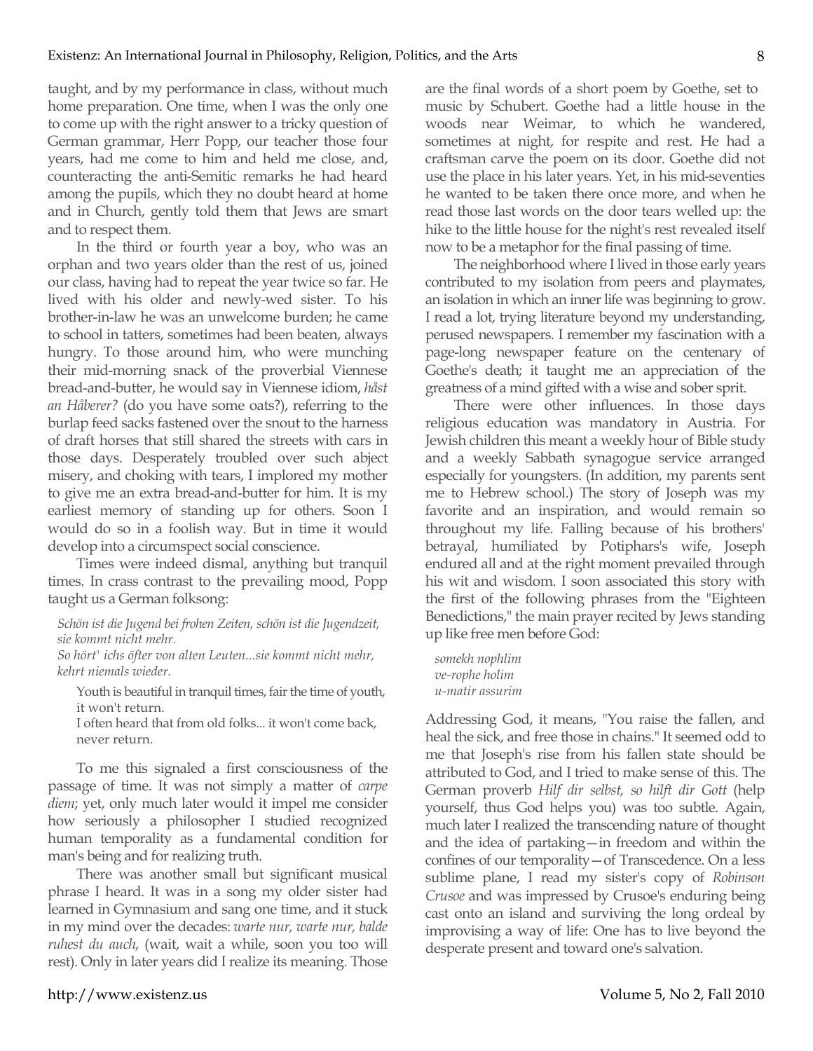taught, and by my performance in class, without much home preparation. One time, when I was the only one to come up with the right answer to a tricky question of German grammar, Herr Popp, our teacher those four years, had me come to him and held me close, and, counteracting the anti-Semitic remarks he had heard among the pupils, which they no doubt heard at home and in Church, gently told them that Jews are smart and to respect them.

In the third or fourth year a boy, who was an orphan and two years older than the rest of us, joined our class, having had to repeat the year twice so far. He lived with his older and newly-wed sister. To his brother-in-law he was an unwelcome burden; he came to school in tatters, sometimes had been beaten, always hungry. To those around him, who were munching their mid-morning snack of the proverbial Viennese bread-and-butter, he would say in Viennese idiom, *håst an Håberer?* (do you have some oats?), referring to the burlap feed sacks fastened over the snout to the harness of draft horses that still shared the streets with cars in those days. Desperately troubled over such abject misery, and choking with tears, I implored my mother to give me an extra bread-and-butter for him. It is my earliest memory of standing up for others. Soon I would do so in a foolish way. But in time it would develop into a circumspect social conscience.

Times were indeed dismal, anything but tranquil times. In crass contrast to the prevailing mood, Popp taught us a German folksong:

*Schön ist die Jugend bei frohen Zeiten, schön ist die Jugendzeit, sie kommt nicht mehr.*
*So hört' ichs öfter von alten Leuten...sie kommt nicht mehr, kehrt niemals wieder.*

> Youth is beautiful in tranquil times, fair the time of youth, it won't return.
> I often heard that from old folks... it won't come back, never return.

To me this signaled a first consciousness of the passage of time. It was not simply a matter of *carpe diem*; yet, only much later would it impel me consider how seriously a philosopher I studied recognized human temporality as a fundamental condition for man's being and for realizing truth.

There was another small but significant musical phrase I heard. It was in a song my older sister had learned in Gymnasium and sang one time, and it stuck in my mind over the decades: *warte nur, warte nur, balde ruhest du auch*, (wait, wait a while, soon you too will rest). Only in later years did I realize its meaning. Those are the final words of a short poem by Goethe, set to music by Schubert. Goethe had a little house in the woods near Weimar, to which he wandered, sometimes at night, for respite and rest. He had a craftsman carve the poem on its door. Goethe did not use the place in his later years. Yet, in his mid-seventies he wanted to be taken there once more, and when he read those last words on the door tears welled up: the hike to the little house for the night's rest revealed itself now to be a metaphor for the final passing of time.

The neighborhood where I lived in those early years contributed to my isolation from peers and playmates, an isolation in which an inner life was beginning to grow. I read a lot, trying literature beyond my understanding, perused newspapers. I remember my fascination with a page-long newspaper feature on the centenary of Goethe's death; it taught me an appreciation of the greatness of a mind gifted with a wise and sober sprit.

There were other influences. In those days religious education was mandatory in Austria. For Jewish children this meant a weekly hour of Bible study and a weekly Sabbath synagogue service arranged especially for youngsters. (In addition, my parents sent me to Hebrew school.) The story of Joseph was my favorite and an inspiration, and would remain so throughout my life. Falling because of his brothers' betrayal, humiliated by Potiphars's wife, Joseph endured all and at the right moment prevailed through his wit and wisdom. I soon associated this story with the first of the following phrases from the "Eighteen Benedictions," the main prayer recited by Jews standing up like free men before God:

*somekh nophlim*
*ve-rophe holim*
*u-matir assurim*

Addressing God, it means, "You raise the fallen, and heal the sick, and free those in chains." It seemed odd to me that Joseph's rise from his fallen state should be attributed to God, and I tried to make sense of this. The German proverb *Hilf dir selbst, so hilft dir Gott* (help yourself, thus God helps you) was too subtle. Again, much later I realized the transcending nature of thought and the idea of partaking—in freedom and within the confines of our temporality—of Transcedence. On a less sublime plane, I read my sister's copy of *Robinson Crusoe* and was impressed by Crusoe's enduring being cast onto an island and surviving the long ordeal by improvising a way of life: One has to live beyond the desperate present and toward one's salvation.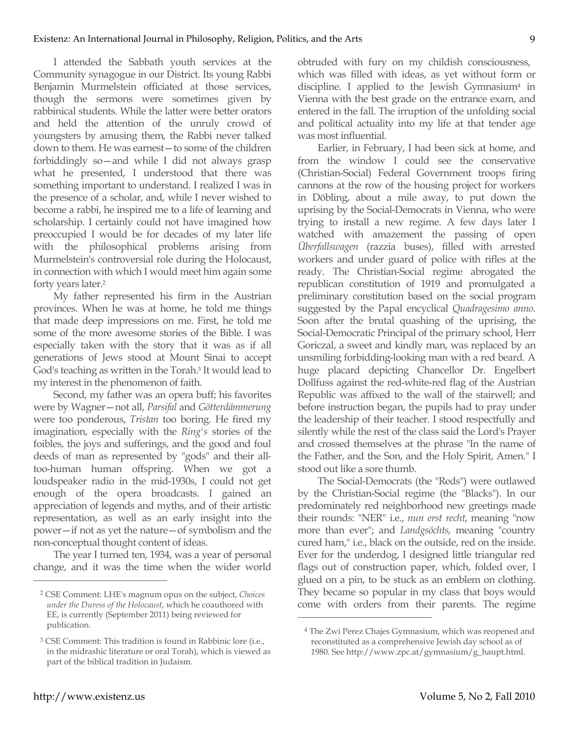I attended the Sabbath youth services at the Community synagogue in our District. Its young Rabbi Benjamin Murmelstein officiated at those services, though the sermons were sometimes given by rabbinical students. While the latter were better orators and held the attention of the unruly crowd of youngsters by amusing them, the Rabbi never talked down to them. He was earnest—to some of the children forbiddingly so—and while I did not always grasp what he presented, I understood that there was something important to understand. I realized I was in the presence of a scholar, and, while I never wished to become a rabbi, he inspired me to a life of learning and scholarship. I certainly could not have imagined how preoccupied I would be for decades of my later life with the philosophical problems arising from Murmelstein's controversial role during the Holocaust, in connection with which I would meet him again some forty years later.[2]

My father represented his firm in the Austrian provinces. When he was at home, he told me things that made deep impressions on me. First, he told me some of the more awesome stories of the Bible. I was especially taken with the story that it was as if all generations of Jews stood at Mount Sinai to accept God's teaching as written in the Torah.[3] It would lead to my interest in the phenomenon of faith.

Second, my father was an opera buff; his favorites were by Wagner—not all, *Parsifal* and *Götterdämmerung* were too ponderous, *Tristan* too boring. He fired my imagination, especially with the *Ring's* stories of the foibles, the joys and sufferings, and the good and foul deeds of man as represented by "gods" and their all-too-human human offspring. When we got a loudspeaker radio in the mid-1930s, I could not get enough of the opera broadcasts. I gained an appreciation of legends and myths, and of their artistic representation, as well as an early insight into the power—if not as yet the nature—of symbolism and the non-conceptual thought content of ideas.

The year I turned ten, 1934, was a year of personal change, and it was the time when the wider world obtruded with fury on my childish consciousness, which was filled with ideas, as yet without form or discipline. I applied to the Jewish Gymnasium[4] in Vienna with the best grade on the entrance exam, and entered in the fall. The irruption of the unfolding social and political actuality into my life at that tender age was most influential.

Earlier, in February, I had been sick at home, and from the window I could see the conservative (Christian-Social) Federal Government troops firing cannons at the row of the housing project for workers in Döbling, about a mile away, to put down the uprising by the Social-Democrats in Vienna, who were trying to install a new regime. A few days later I watched with amazement the passing of open *Überfallswagen* (razzia buses), filled with arrested workers and under guard of police with rifles at the ready. The Christian-Social regime abrogated the republican constitution of 1919 and promulgated a preliminary constitution based on the social program suggested by the Papal encyclical *Quadragesimo anno*. Soon after the brutal quashing of the uprising, the Social-Democratic Principal of the primary school, Herr Goriczal, a sweet and kindly man, was replaced by an unsmiling forbidding-looking man with a red beard. A huge placard depicting Chancellor Dr. Engelbert Dollfuss against the red-white-red flag of the Austrian Republic was affixed to the wall of the stairwell; and before instruction began, the pupils had to pray under the leadership of their teacher. I stood respectfully and silently while the rest of the class said the Lord's Prayer and crossed themselves at the phrase "In the name of the Father, and the Son, and the Holy Spirit, Amen." I stood out like a sore thumb.

The Social-Democrats (the "Reds") were outlawed by the Christian-Social regime (the "Blacks"). In our predominately red neighborhood new greetings made their rounds: "NER" i.e., *nun erst recht*, meaning "now more than ever"; and *Landgsöchts*, meaning "country cured ham," i.e., black on the outside, red on the inside. Ever for the underdog, I designed little triangular red flags out of construction paper, which, folded over, I glued on a pin, to be stuck as an emblem on clothing. They became so popular in my class that boys would come with orders from their parents. The regime

---

[2] CSE Comment: LHE's magnum opus on the subject, *Choices under the Duress of the Holocaust*, which he coauthored with EE, is currently (September 2011) being reviewed for publication.

[3] CSE Comment: This tradition is found in Rabbinic lore (i.e., in the midrashic literature or oral Torah), which is viewed as part of the biblical tradition in Judaism.

[4] The Zwi Perez Chajes Gymnasium, which was reopened and reconstituted as a comprehensive Jewish day school as of 1980. See http://www.zpc.at/gymnasium/g_haupt.html.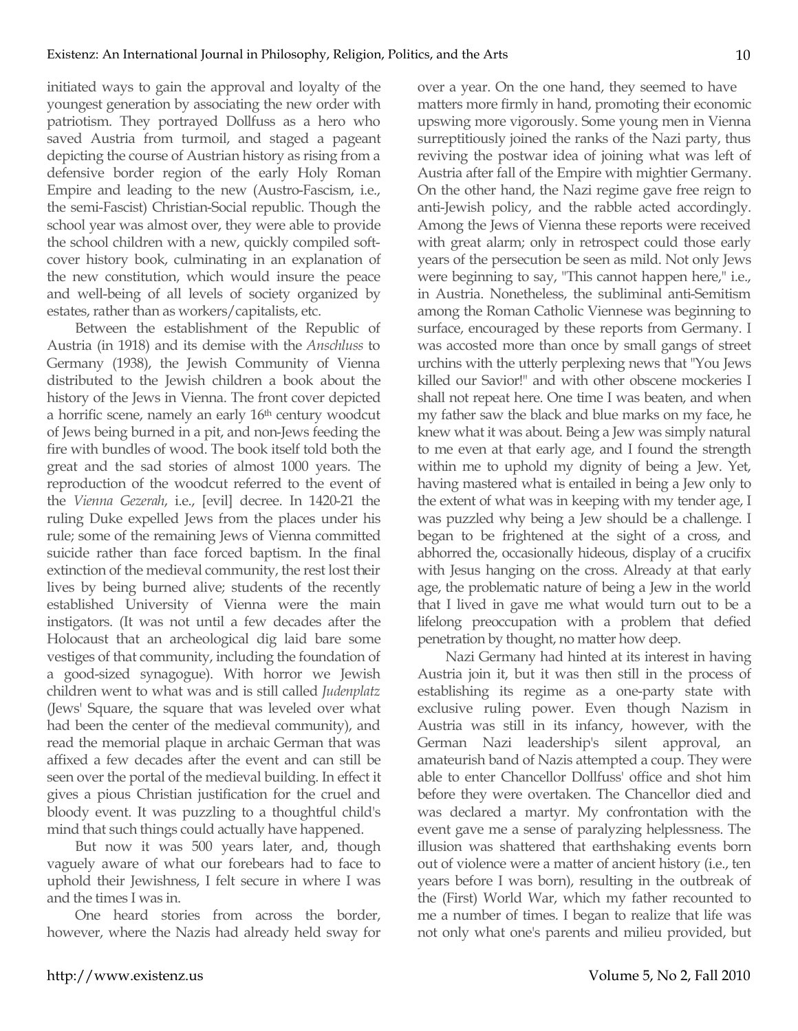initiated ways to gain the approval and loyalty of the youngest generation by associating the new order with patriotism. They portrayed Dollfuss as a hero who saved Austria from turmoil, and staged a pageant depicting the course of Austrian history as rising from a defensive border region of the early Holy Roman Empire and leading to the new (Austro-Fascism, i.e., the semi-Fascist) Christian-Social republic. Though the school year was almost over, they were able to provide the school children with a new, quickly compiled soft-cover history book, culminating in an explanation of the new constitution, which would insure the peace and well-being of all levels of society organized by estates, rather than as workers/capitalists, etc.

Between the establishment of the Republic of Austria (in 1918) and its demise with the *Anschluss* to Germany (1938), the Jewish Community of Vienna distributed to the Jewish children a book about the history of the Jews in Vienna. The front cover depicted a horrific scene, namely an early 16th century woodcut of Jews being burned in a pit, and non-Jews feeding the fire with bundles of wood. The book itself told both the great and the sad stories of almost 1000 years. The reproduction of the woodcut referred to the event of the *Vienna Gezerah*, i.e., [evil] decree. In 1420-21 the ruling Duke expelled Jews from the places under his rule; some of the remaining Jews of Vienna committed suicide rather than face forced baptism. In the final extinction of the medieval community, the rest lost their lives by being burned alive; students of the recently established University of Vienna were the main instigators. (It was not until a few decades after the Holocaust that an archeological dig laid bare some vestiges of that community, including the foundation of a good-sized synagogue). With horror we Jewish children went to what was and is still called *Judenplatz* (Jews' Square, the square that was leveled over what had been the center of the medieval community), and read the memorial plaque in archaic German that was affixed a few decades after the event and can still be seen over the portal of the medieval building. In effect it gives a pious Christian justification for the cruel and bloody event. It was puzzling to a thoughtful child's mind that such things could actually have happened.

But now it was 500 years later, and, though vaguely aware of what our forebears had to face to uphold their Jewishness, I felt secure in where I was and the times I was in.

One heard stories from across the border, however, where the Nazis had already held sway for over a year. On the one hand, they seemed to have matters more firmly in hand, promoting their economic upswing more vigorously. Some young men in Vienna surreptitiously joined the ranks of the Nazi party, thus reviving the postwar idea of joining what was left of Austria after fall of the Empire with mightier Germany. On the other hand, the Nazi regime gave free reign to anti-Jewish policy, and the rabble acted accordingly. Among the Jews of Vienna these reports were received with great alarm; only in retrospect could those early years of the persecution be seen as mild. Not only Jews were beginning to say, "This cannot happen here," i.e., in Austria. Nonetheless, the subliminal anti-Semitism among the Roman Catholic Viennese was beginning to surface, encouraged by these reports from Germany. I was accosted more than once by small gangs of street urchins with the utterly perplexing news that "You Jews killed our Savior!" and with other obscene mockeries I shall not repeat here. One time I was beaten, and when my father saw the black and blue marks on my face, he knew what it was about. Being a Jew was simply natural to me even at that early age, and I found the strength within me to uphold my dignity of being a Jew. Yet, having mastered what is entailed in being a Jew only to the extent of what was in keeping with my tender age, I was puzzled why being a Jew should be a challenge. I began to be frightened at the sight of a cross, and abhorred the, occasionally hideous, display of a crucifix with Jesus hanging on the cross. Already at that early age, the problematic nature of being a Jew in the world that I lived in gave me what would turn out to be a lifelong preoccupation with a problem that defied penetration by thought, no matter how deep.

Nazi Germany had hinted at its interest in having Austria join it, but it was then still in the process of establishing its regime as a one-party state with exclusive ruling power. Even though Nazism in Austria was still in its infancy, however, with the German Nazi leadership's silent approval, an amateurish band of Nazis attempted a coup. They were able to enter Chancellor Dollfuss' office and shot him before they were overtaken. The Chancellor died and was declared a martyr. My confrontation with the event gave me a sense of paralyzing helplessness. The illusion was shattered that earthshaking events born out of violence were a matter of ancient history (i.e., ten years before I was born), resulting in the outbreak of the (First) World War, which my father recounted to me a number of times. I began to realize that life was not only what one's parents and milieu provided, but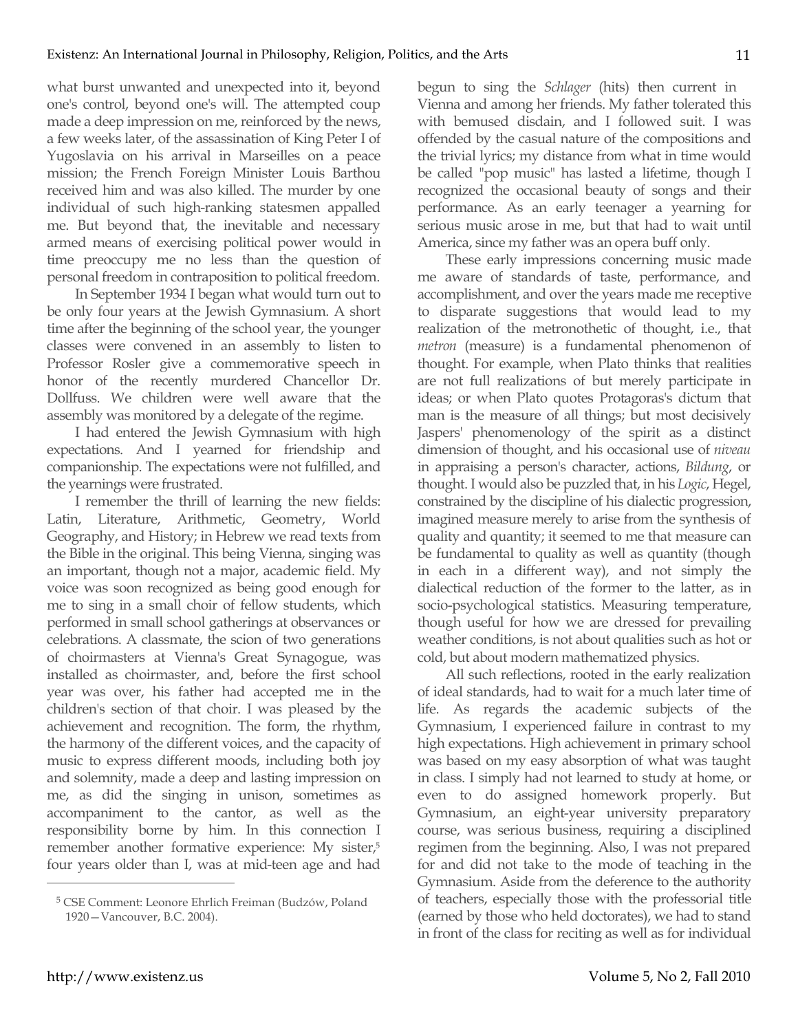what burst unwanted and unexpected into it, beyond one's control, beyond one's will. The attempted coup made a deep impression on me, reinforced by the news, a few weeks later, of the assassination of King Peter I of Yugoslavia on his arrival in Marseilles on a peace mission; the French Foreign Minister Louis Barthou received him and was also killed. The murder by one individual of such high-ranking statesmen appalled me. But beyond that, the inevitable and necessary armed means of exercising political power would in time preoccupy me no less than the question of personal freedom in contraposition to political freedom.

In September 1934 I began what would turn out to be only four years at the Jewish Gymnasium. A short time after the beginning of the school year, the younger classes were convened in an assembly to listen to Professor Rosler give a commemorative speech in honor of the recently murdered Chancellor Dr. Dollfuss. We children were well aware that the assembly was monitored by a delegate of the regime.

I had entered the Jewish Gymnasium with high expectations. And I yearned for friendship and companionship. The expectations were not fulfilled, and the yearnings were frustrated.

I remember the thrill of learning the new fields: Latin, Literature, Arithmetic, Geometry, World Geography, and History; in Hebrew we read texts from the Bible in the original. This being Vienna, singing was an important, though not a major, academic field. My voice was soon recognized as being good enough for me to sing in a small choir of fellow students, which performed in small school gatherings at observances or celebrations. A classmate, the scion of two generations of choirmasters at Vienna's Great Synagogue, was installed as choirmaster, and, before the first school year was over, his father had accepted me in the children's section of that choir. I was pleased by the achievement and recognition. The form, the rhythm, the harmony of the different voices, and the capacity of music to express different moods, including both joy and solemnity, made a deep and lasting impression on me, as did the singing in unison, sometimes as accompaniment to the cantor, as well as the responsibility borne by him. In this connection I remember another formative experience: My sister,[5] four years older than I, was at mid-teen age and had begun to sing the *Schlager* (hits) then current in Vienna and among her friends. My father tolerated this with bemused disdain, and I followed suit. I was offended by the casual nature of the compositions and the trivial lyrics; my distance from what in time would be called "pop music" has lasted a lifetime, though I recognized the occasional beauty of songs and their performance. As an early teenager a yearning for serious music arose in me, but that had to wait until America, since my father was an opera buff only.

These early impressions concerning music made me aware of standards of taste, performance, and accomplishment, and over the years made me receptive to disparate suggestions that would lead to my realization of the metronothetic of thought, i.e., that *metron* (measure) is a fundamental phenomenon of thought. For example, when Plato thinks that realities are not full realizations of but merely participate in ideas; or when Plato quotes Protagoras's dictum that man is the measure of all things; but most decisively Jaspers' phenomenology of the spirit as a distinct dimension of thought, and his occasional use of *niveau* in appraising a person's character, actions, *Bildung*, or thought. I would also be puzzled that, in his *Logic*, Hegel, constrained by the discipline of his dialectic progression, imagined measure merely to arise from the synthesis of quality and quantity; it seemed to me that measure can be fundamental to quality as well as quantity (though in each in a different way), and not simply the dialectical reduction of the former to the latter, as in socio-psychological statistics. Measuring temperature, though useful for how we are dressed for prevailing weather conditions, is not about qualities such as hot or cold, but about modern mathematized physics.

All such reflections, rooted in the early realization of ideal standards, had to wait for a much later time of life. As regards the academic subjects of the Gymnasium, I experienced failure in contrast to my high expectations. High achievement in primary school was based on my easy absorption of what was taught in class. I simply had not learned to study at home, or even to do assigned homework properly. But Gymnasium, an eight-year university preparatory course, was serious business, requiring a disciplined regimen from the beginning. Also, I was not prepared for and did not take to the mode of teaching in the Gymnasium. Aside from the deference to the authority of teachers, especially those with the professorial title (earned by those who held doctorates), we had to stand in front of the class for reciting as well as for individual

[5] CSE Comment: Leonore Ehrlich Freiman (Budzów, Poland 1920—Vancouver, B.C. 2004).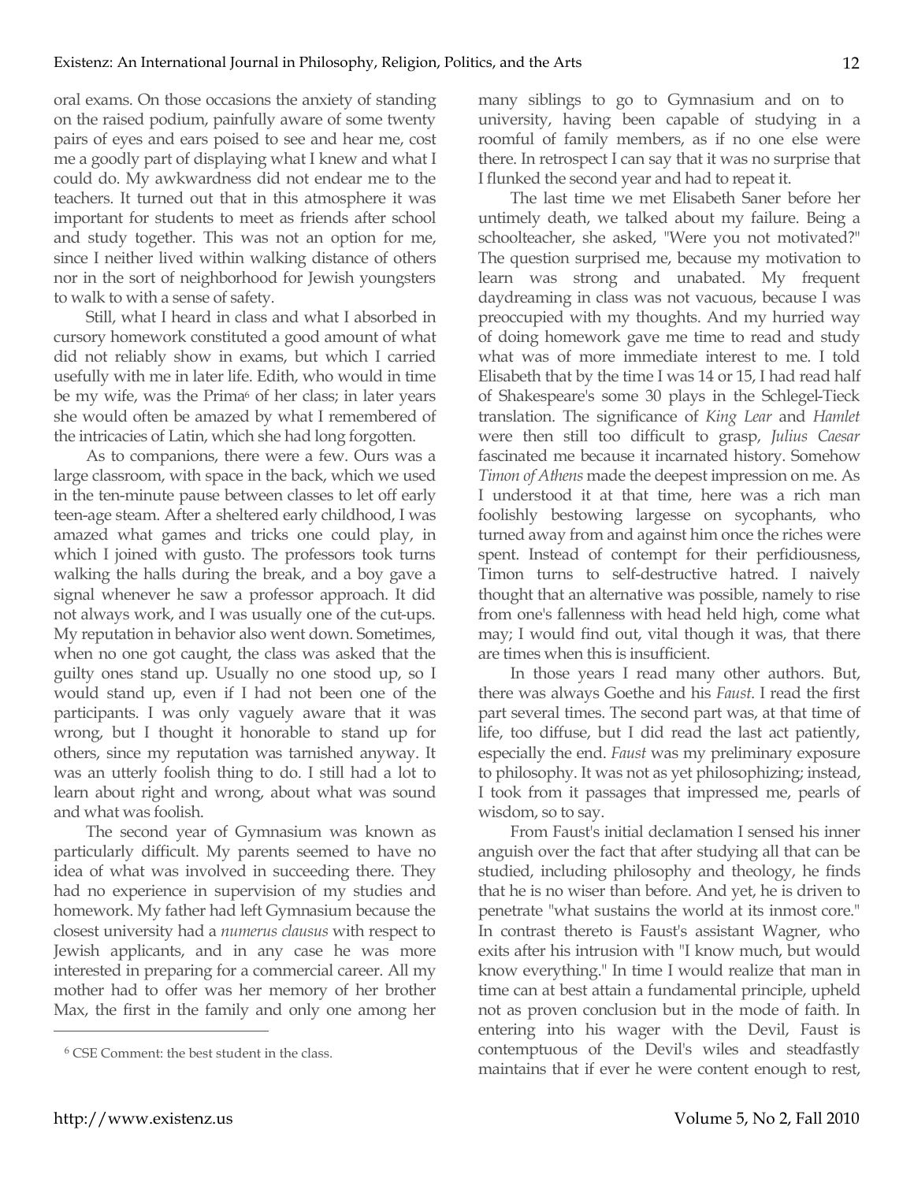oral exams. On those occasions the anxiety of standing on the raised podium, painfully aware of some twenty pairs of eyes and ears poised to see and hear me, cost me a goodly part of displaying what I knew and what I could do. My awkwardness did not endear me to the teachers. It turned out that in this atmosphere it was important for students to meet as friends after school and study together. This was not an option for me, since I neither lived within walking distance of others nor in the sort of neighborhood for Jewish youngsters to walk to with a sense of safety.

Still, what I heard in class and what I absorbed in cursory homework constituted a good amount of what did not reliably show in exams, but which I carried usefully with me in later life. Edith, who would in time be my wife, was the Prima[6] of her class; in later years she would often be amazed by what I remembered of the intricacies of Latin, which she had long forgotten.

As to companions, there were a few. Ours was a large classroom, with space in the back, which we used in the ten-minute pause between classes to let off early teen-age steam. After a sheltered early childhood, I was amazed what games and tricks one could play, in which I joined with gusto. The professors took turns walking the halls during the break, and a boy gave a signal whenever he saw a professor approach. It did not always work, and I was usually one of the cut-ups. My reputation in behavior also went down. Sometimes, when no one got caught, the class was asked that the guilty ones stand up. Usually no one stood up, so I would stand up, even if I had not been one of the participants. I was only vaguely aware that it was wrong, but I thought it honorable to stand up for others, since my reputation was tarnished anyway. It was an utterly foolish thing to do. I still had a lot to learn about right and wrong, about what was sound and what was foolish.

The second year of Gymnasium was known as particularly difficult. My parents seemed to have no idea of what was involved in succeeding there. They had no experience in supervision of my studies and homework. My father had left Gymnasium because the closest university had a *numerus clausus* with respect to Jewish applicants, and in any case he was more interested in preparing for a commercial career. All my mother had to offer was her memory of her brother Max, the first in the family and only one among her many siblings to go to Gymnasium and on to university, having been capable of studying in a roomful of family members, as if no one else were there. In retrospect I can say that it was no surprise that I flunked the second year and had to repeat it.

The last time we met Elisabeth Saner before her untimely death, we talked about my failure. Being a schoolteacher, she asked, "Were you not motivated?" The question surprised me, because my motivation to learn was strong and unabated. My frequent daydreaming in class was not vacuous, because I was preoccupied with my thoughts. And my hurried way of doing homework gave me time to read and study what was of more immediate interest to me. I told Elisabeth that by the time I was 14 or 15, I had read half of Shakespeare's some 30 plays in the Schlegel-Tieck translation. The significance of *King Lear* and *Hamlet* were then still too difficult to grasp, *Julius Caesar* fascinated me because it incarnated history. Somehow *Timon of Athens* made the deepest impression on me. As I understood it at that time, here was a rich man foolishly bestowing largesse on sycophants, who turned away from and against him once the riches were spent. Instead of contempt for their perfidiousness, Timon turns to self-destructive hatred. I naively thought that an alternative was possible, namely to rise from one's fallenness with head held high, come what may; I would find out, vital though it was, that there are times when this is insufficient.

In those years I read many other authors. But, there was always Goethe and his *Faust*. I read the first part several times. The second part was, at that time of life, too diffuse, but I did read the last act patiently, especially the end. *Faust* was my preliminary exposure to philosophy. It was not as yet philosophizing; instead, I took from it passages that impressed me, pearls of wisdom, so to say.

From Faust's initial declamation I sensed his inner anguish over the fact that after studying all that can be studied, including philosophy and theology, he finds that he is no wiser than before. And yet, he is driven to penetrate "what sustains the world at its inmost core." In contrast thereto is Faust's assistant Wagner, who exits after his intrusion with "I know much, but would know everything." In time I would realize that man in time can at best attain a fundamental principle, upheld not as proven conclusion but in the mode of faith. In entering into his wager with the Devil, Faust is contemptuous of the Devil's wiles and steadfastly maintains that if ever he were content enough to rest,

---

[6] CSE Comment: the best student in the class.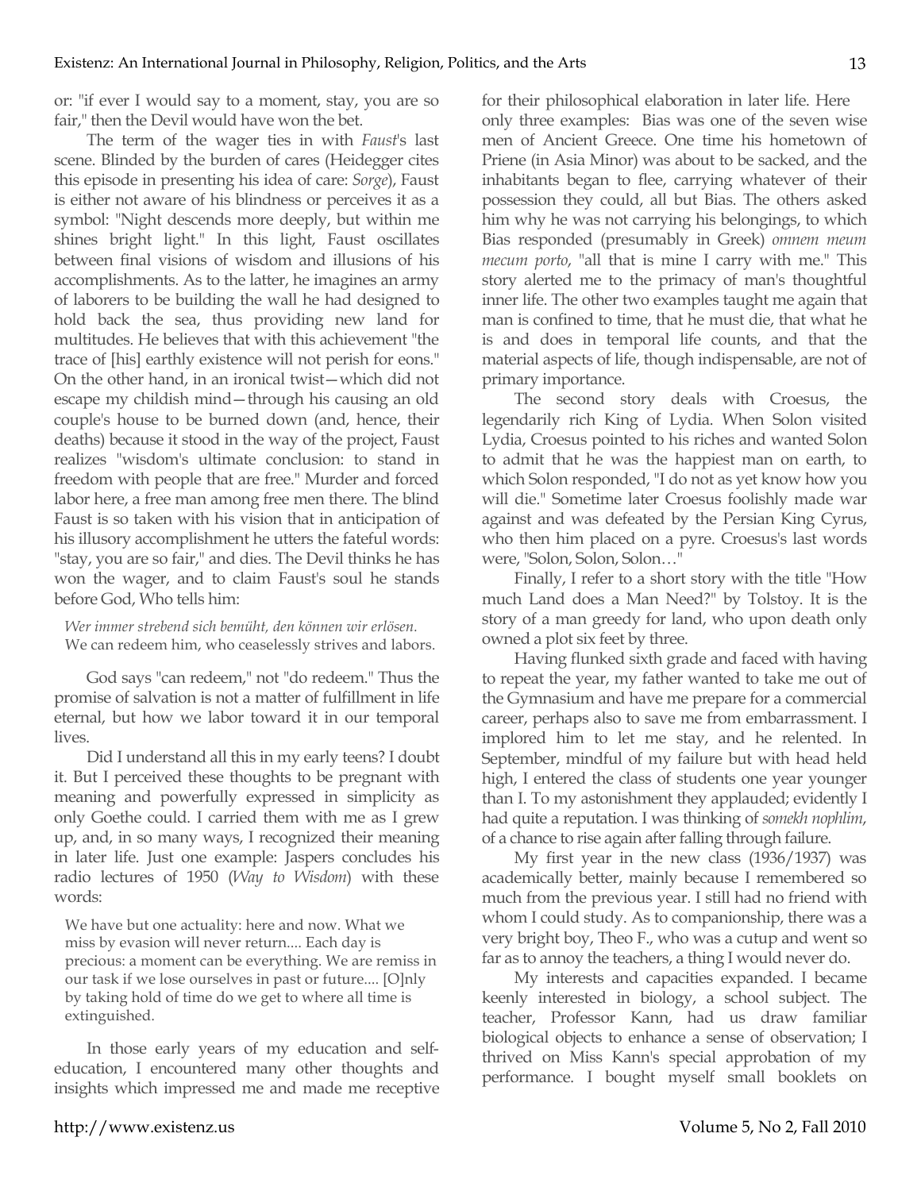or: "if ever I would say to a moment, stay, you are so fair," then the Devil would have won the bet.

The term of the wager ties in with *Faust*'s last scene. Blinded by the burden of cares (Heidegger cites this episode in presenting his idea of care: *Sorge*), Faust is either not aware of his blindness or perceives it as a symbol: "Night descends more deeply, but within me shines bright light." In this light, Faust oscillates between final visions of wisdom and illusions of his accomplishments. As to the latter, he imagines an army of laborers to be building the wall he had designed to hold back the sea, thus providing new land for multitudes. He believes that with this achievement "the trace of [his] earthly existence will not perish for eons." On the other hand, in an ironical twist—which did not escape my childish mind—through his causing an old couple's house to be burned down (and, hence, their deaths) because it stood in the way of the project, Faust realizes "wisdom's ultimate conclusion: to stand in freedom with people that are free." Murder and forced labor here, a free man among free men there. The blind Faust is so taken with his vision that in anticipation of his illusory accomplishment he utters the fateful words: "stay, you are so fair," and dies. The Devil thinks he has won the wager, and to claim Faust's soul he stands before God, Who tells him:

> *Wer immer strebend sich bemüht, den können wir erlösen.*
> We can redeem him, who ceaselessly strives and labors.

God says "can redeem," not "do redeem." Thus the promise of salvation is not a matter of fulfillment in life eternal, but how we labor toward it in our temporal lives.

Did I understand all this in my early teens? I doubt it. But I perceived these thoughts to be pregnant with meaning and powerfully expressed in simplicity as only Goethe could. I carried them with me as I grew up, and, in so many ways, I recognized their meaning in later life. Just one example: Jaspers concludes his radio lectures of 1950 (*Way to Wisdom*) with these words:

> We have but one actuality: here and now. What we miss by evasion will never return.... Each day is precious: a moment can be everything. We are remiss in our task if we lose ourselves in past or future.... [O]nly by taking hold of time do we get to where all time is extinguished.

In those early years of my education and self-education, I encountered many other thoughts and insights which impressed me and made me receptive for their philosophical elaboration in later life. Here only three examples: Bias was one of the seven wise men of Ancient Greece. One time his hometown of Priene (in Asia Minor) was about to be sacked, and the inhabitants began to flee, carrying whatever of their possession they could, all but Bias. The others asked him why he was not carrying his belongings, to which Bias responded (presumably in Greek) *omnem meum mecum porto*, "all that is mine I carry with me." This story alerted me to the primacy of man's thoughtful inner life. The other two examples taught me again that man is confined to time, that he must die, that what he is and does in temporal life counts, and that the material aspects of life, though indispensable, are not of primary importance.

The second story deals with Croesus, the legendarily rich King of Lydia. When Solon visited Lydia, Croesus pointed to his riches and wanted Solon to admit that he was the happiest man on earth, to which Solon responded, "I do not as yet know how you will die." Sometime later Croesus foolishly made war against and was defeated by the Persian King Cyrus, who then him placed on a pyre. Croesus's last words were, "Solon, Solon, Solon…"

Finally, I refer to a short story with the title "How much Land does a Man Need?" by Tolstoy. It is the story of a man greedy for land, who upon death only owned a plot six feet by three.

Having flunked sixth grade and faced with having to repeat the year, my father wanted to take me out of the Gymnasium and have me prepare for a commercial career, perhaps also to save me from embarrassment. I implored him to let me stay, and he relented. In September, mindful of my failure but with head held high, I entered the class of students one year younger than I. To my astonishment they applauded; evidently I had quite a reputation. I was thinking of *somekh nophlim*, of a chance to rise again after falling through failure.

My first year in the new class (1936/1937) was academically better, mainly because I remembered so much from the previous year. I still had no friend with whom I could study. As to companionship, there was a very bright boy, Theo F., who was a cutup and went so far as to annoy the teachers, a thing I would never do.

My interests and capacities expanded. I became keenly interested in biology, a school subject. The teacher, Professor Kann, had us draw familiar biological objects to enhance a sense of observation; I thrived on Miss Kann's special approbation of my performance. I bought myself small booklets on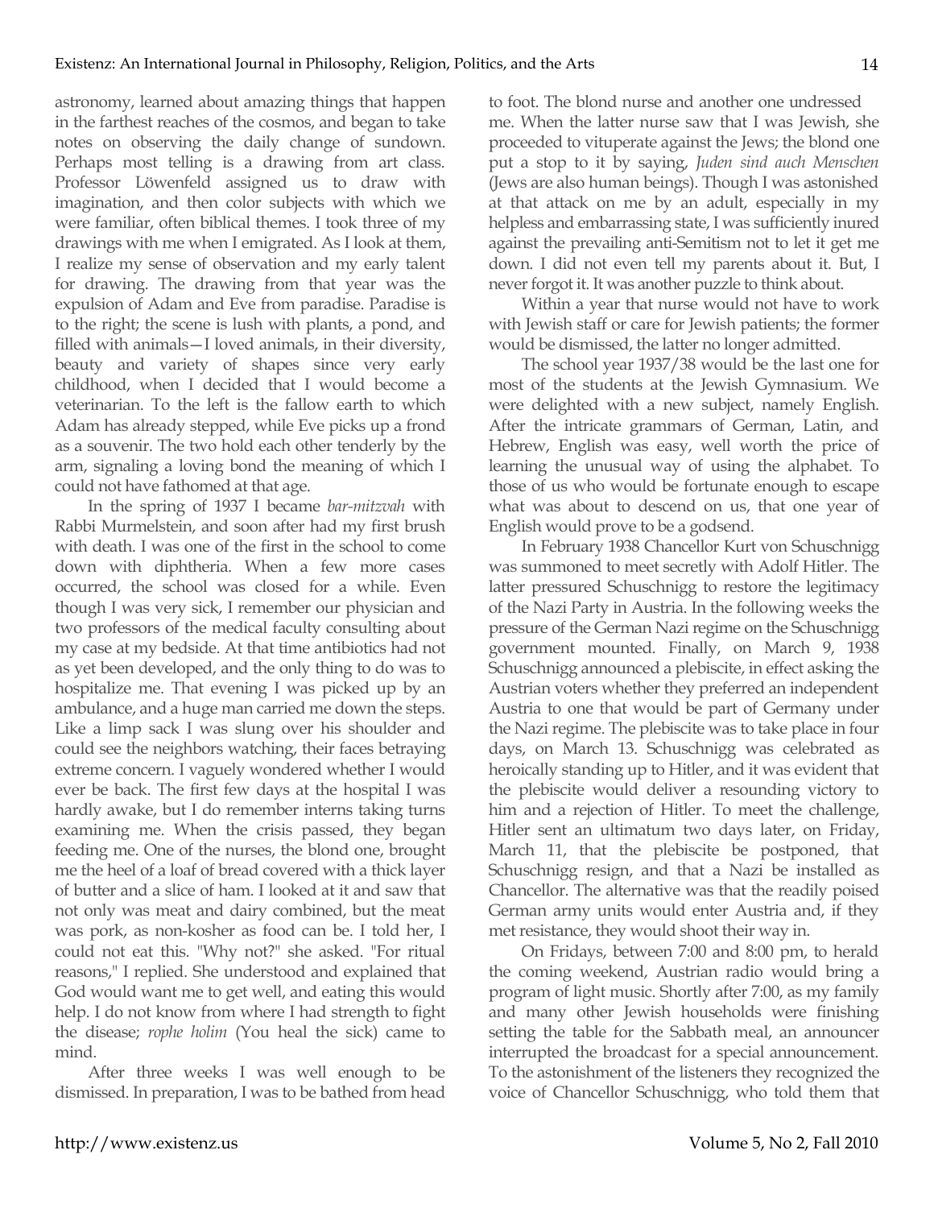astronomy, learned about amazing things that happen in the farthest reaches of the cosmos, and began to take notes on observing the daily change of sundown. Perhaps most telling is a drawing from art class. Professor Löwenfeld assigned us to draw with imagination, and then color subjects with which we were familiar, often biblical themes. I took three of my drawings with me when I emigrated. As I look at them, I realize my sense of observation and my early talent for drawing. The drawing from that year was the expulsion of Adam and Eve from paradise. Paradise is to the right; the scene is lush with plants, a pond, and filled with animals—I loved animals, in their diversity, beauty and variety of shapes since very early childhood, when I decided that I would become a veterinarian. To the left is the fallow earth to which Adam has already stepped, while Eve picks up a frond as a souvenir. The two hold each other tenderly by the arm, signaling a loving bond the meaning of which I could not have fathomed at that age.

In the spring of 1937 I became *bar-mitzvah* with Rabbi Murmelstein, and soon after had my first brush with death. I was one of the first in the school to come down with diphtheria. When a few more cases occurred, the school was closed for a while. Even though I was very sick, I remember our physician and two professors of the medical faculty consulting about my case at my bedside. At that time antibiotics had not as yet been developed, and the only thing to do was to hospitalize me. That evening I was picked up by an ambulance, and a huge man carried me down the steps. Like a limp sack I was slung over his shoulder and could see the neighbors watching, their faces betraying extreme concern. I vaguely wondered whether I would ever be back. The first few days at the hospital I was hardly awake, but I do remember interns taking turns examining me. When the crisis passed, they began feeding me. One of the nurses, the blond one, brought me the heel of a loaf of bread covered with a thick layer of butter and a slice of ham. I looked at it and saw that not only was meat and dairy combined, but the meat was pork, as non-kosher as food can be. I told her, I could not eat this. "Why not?" she asked. "For ritual reasons," I replied. She understood and explained that God would want me to get well, and eating this would help. I do not know from where I had strength to fight the disease; *rophe holim* (You heal the sick) came to mind.

After three weeks I was well enough to be dismissed. In preparation, I was to be bathed from head to foot. The blond nurse and another one undressed me. When the latter nurse saw that I was Jewish, she proceeded to vituperate against the Jews; the blond one put a stop to it by saying, *Juden sind auch Menschen* (Jews are also human beings). Though I was astonished at that attack on me by an adult, especially in my helpless and embarrassing state, I was sufficiently inured against the prevailing anti-Semitism not to let it get me down. I did not even tell my parents about it. But, I never forgot it. It was another puzzle to think about.

Within a year that nurse would not have to work with Jewish staff or care for Jewish patients; the former would be dismissed, the latter no longer admitted.

The school year 1937/38 would be the last one for most of the students at the Jewish Gymnasium. We were delighted with a new subject, namely English. After the intricate grammars of German, Latin, and Hebrew, English was easy, well worth the price of learning the unusual way of using the alphabet. To those of us who would be fortunate enough to escape what was about to descend on us, that one year of English would prove to be a godsend.

In February 1938 Chancellor Kurt von Schuschnigg was summoned to meet secretly with Adolf Hitler. The latter pressured Schuschnigg to restore the legitimacy of the Nazi Party in Austria. In the following weeks the pressure of the German Nazi regime on the Schuschnigg government mounted. Finally, on March 9, 1938 Schuschnigg announced a plebiscite, in effect asking the Austrian voters whether they preferred an independent Austria to one that would be part of Germany under the Nazi regime. The plebiscite was to take place in four days, on March 13. Schuschnigg was celebrated as heroically standing up to Hitler, and it was evident that the plebiscite would deliver a resounding victory to him and a rejection of Hitler. To meet the challenge, Hitler sent an ultimatum two days later, on Friday, March 11, that the plebiscite be postponed, that Schuschnigg resign, and that a Nazi be installed as Chancellor. The alternative was that the readily poised German army units would enter Austria and, if they met resistance, they would shoot their way in.

On Fridays, between 7:00 and 8:00 pm, to herald the coming weekend, Austrian radio would bring a program of light music. Shortly after 7:00, as my family and many other Jewish households were finishing setting the table for the Sabbath meal, an announcer interrupted the broadcast for a special announcement. To the astonishment of the listeners they recognized the voice of Chancellor Schuschnigg, who told them that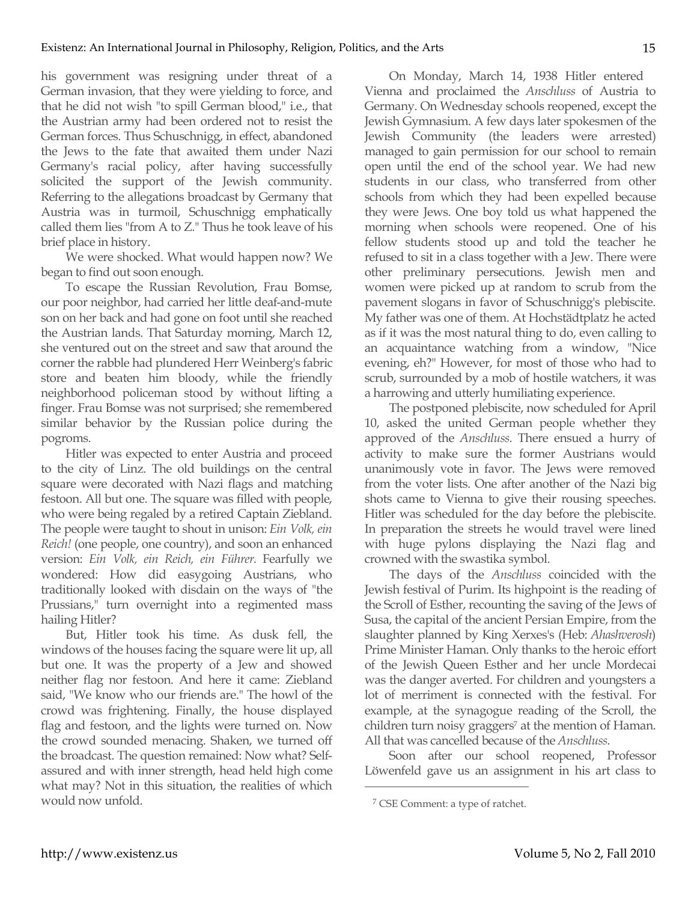his government was resigning under threat of a German invasion, that they were yielding to force, and that he did not wish "to spill German blood," i.e., that the Austrian army had been ordered not to resist the German forces. Thus Schuschnigg, in effect, abandoned the Jews to the fate that awaited them under Nazi Germany's racial policy, after having successfully solicited the support of the Jewish community. Referring to the allegations broadcast by Germany that Austria was in turmoil, Schuschnigg emphatically called them lies "from A to Z." Thus he took leave of his brief place in history.

We were shocked. What would happen now? We began to find out soon enough.

To escape the Russian Revolution, Frau Bomse, our poor neighbor, had carried her little deaf-and-mute son on her back and had gone on foot until she reached the Austrian lands. That Saturday morning, March 12, she ventured out on the street and saw that around the corner the rabble had plundered Herr Weinberg's fabric store and beaten him bloody, while the friendly neighborhood policeman stood by without lifting a finger. Frau Bomse was not surprised; she remembered similar behavior by the Russian police during the pogroms.

Hitler was expected to enter Austria and proceed to the city of Linz. The old buildings on the central square were decorated with Nazi flags and matching festoon. All but one. The square was filled with people, who were being regaled by a retired Captain Ziebland. The people were taught to shout in unison: *Ein Volk, ein Reich!* (one people, one country), and soon an enhanced version: *Ein Volk, ein Reich, ein Führer*. Fearfully we wondered: How did easygoing Austrians, who traditionally looked with disdain on the ways of "the Prussians," turn overnight into a regimented mass hailing Hitler?

But, Hitler took his time. As dusk fell, the windows of the houses facing the square were lit up, all but one. It was the property of a Jew and showed neither flag nor festoon. And here it came: Ziebland said, "We know who our friends are." The howl of the crowd was frightening. Finally, the house displayed flag and festoon, and the lights were turned on. Now the crowd sounded menacing. Shaken, we turned off the broadcast. The question remained: Now what? Self-assured and with inner strength, head held high come what may? Not in this situation, the realities of which would now unfold.

On Monday, March 14, 1938 Hitler entered Vienna and proclaimed the *Anschluss* of Austria to Germany. On Wednesday schools reopened, except the Jewish Gymnasium. A few days later spokesmen of the Jewish Community (the leaders were arrested) managed to gain permission for our school to remain open until the end of the school year. We had new students in our class, who transferred from other schools from which they had been expelled because they were Jews. One boy told us what happened the morning when schools were reopened. One of his fellow students stood up and told the teacher he refused to sit in a class together with a Jew. There were other preliminary persecutions. Jewish men and women were picked up at random to scrub from the pavement slogans in favor of Schuschnigg's plebiscite. My father was one of them. At Hochstädtplatz he acted as if it was the most natural thing to do, even calling to an acquaintance watching from a window, "Nice evening, eh?" However, for most of those who had to scrub, surrounded by a mob of hostile watchers, it was a harrowing and utterly humiliating experience.

The postponed plebiscite, now scheduled for April 10, asked the united German people whether they approved of the *Anschluss*. There ensued a hurry of activity to make sure the former Austrians would unanimously vote in favor. The Jews were removed from the voter lists. One after another of the Nazi big shots came to Vienna to give their rousing speeches. Hitler was scheduled for the day before the plebiscite. In preparation the streets he would travel were lined with huge pylons displaying the Nazi flag and crowned with the swastika symbol.

The days of the *Anschluss* coincided with the Jewish festival of Purim. Its highpoint is the reading of the Scroll of Esther, recounting the saving of the Jews of Susa, the capital of the ancient Persian Empire, from the slaughter planned by King Xerxes's (Heb: *Ahashverosh*) Prime Minister Haman. Only thanks to the heroic effort of the Jewish Queen Esther and her uncle Mordecai was the danger averted. For children and youngsters a lot of merriment is connected with the festival. For example, at the synagogue reading of the Scroll, the children turn noisy graggers[7] at the mention of Haman. All that was cancelled because of the *Anschluss*.

Soon after our school reopened, Professor Löwenfeld gave us an assignment in his art class to

[7] CSE Comment: a type of ratchet.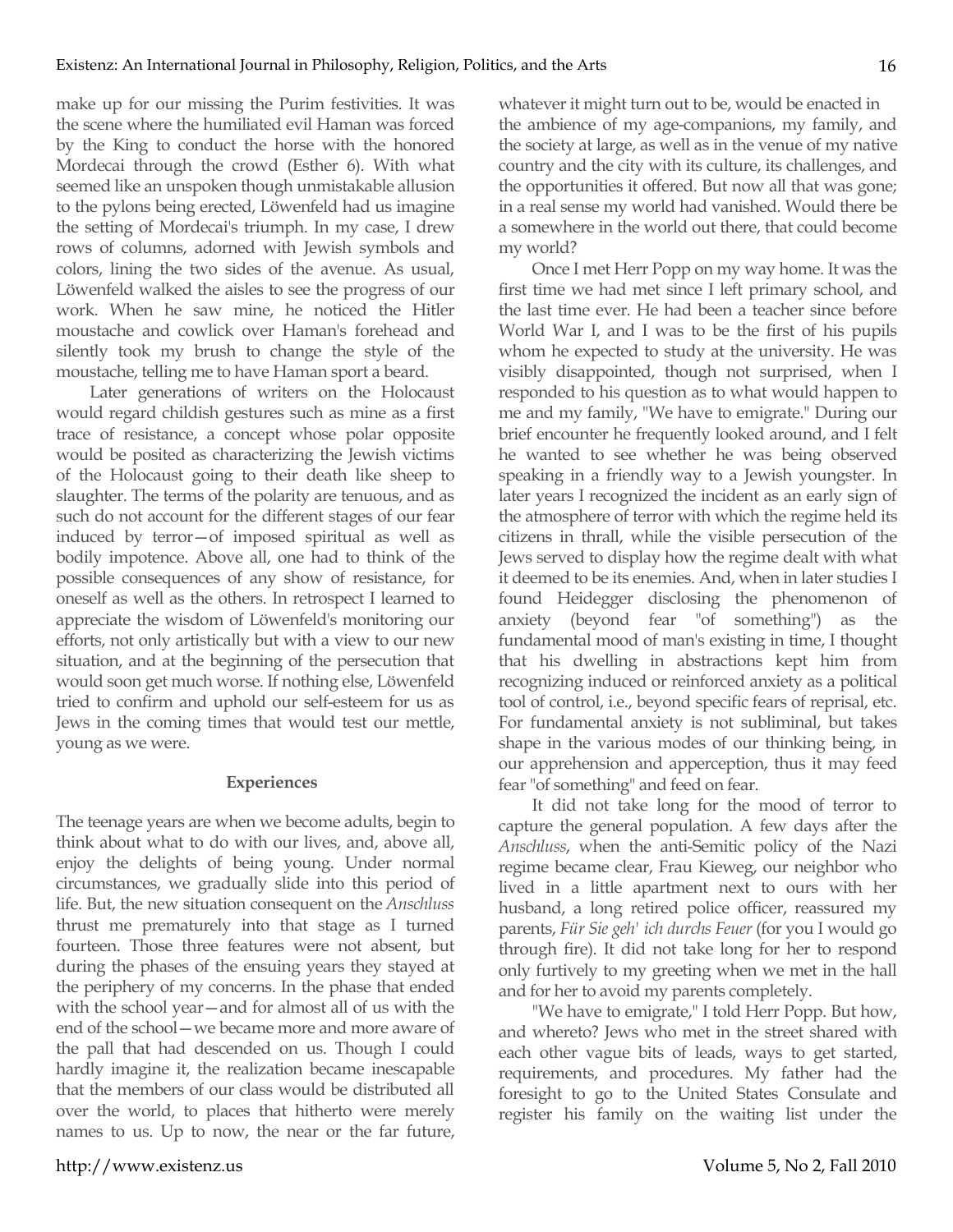make up for our missing the Purim festivities. It was the scene where the humiliated evil Haman was forced by the King to conduct the horse with the honored Mordecai through the crowd (Esther 6). With what seemed like an unspoken though unmistakable allusion to the pylons being erected, Löwenfeld had us imagine the setting of Mordecai's triumph. In my case, I drew rows of columns, adorned with Jewish symbols and colors, lining the two sides of the avenue. As usual, Löwenfeld walked the aisles to see the progress of our work. When he saw mine, he noticed the Hitler moustache and cowlick over Haman's forehead and silently took my brush to change the style of the moustache, telling me to have Haman sport a beard.

Later generations of writers on the Holocaust would regard childish gestures such as mine as a first trace of resistance, a concept whose polar opposite would be posited as characterizing the Jewish victims of the Holocaust going to their death like sheep to slaughter. The terms of the polarity are tenuous, and as such do not account for the different stages of our fear induced by terror—of imposed spiritual as well as bodily impotence. Above all, one had to think of the possible consequences of any show of resistance, for oneself as well as the others. In retrospect I learned to appreciate the wisdom of Löwenfeld's monitoring our efforts, not only artistically but with a view to our new situation, and at the beginning of the persecution that would soon get much worse. If nothing else, Löwenfeld tried to confirm and uphold our self-esteem for us as Jews in the coming times that would test our mettle, young as we were.

## Experiences

The teenage years are when we become adults, begin to think about what to do with our lives, and, above all, enjoy the delights of being young. Under normal circumstances, we gradually slide into this period of life. But, the new situation consequent on the *Anschluss* thrust me prematurely into that stage as I turned fourteen. Those three features were not absent, but during the phases of the ensuing years they stayed at the periphery of my concerns. In the phase that ended with the school year—and for almost all of us with the end of the school—we became more and more aware of the pall that had descended on us. Though I could hardly imagine it, the realization became inescapable that the members of our class would be distributed all over the world, to places that hitherto were merely names to us. Up to now, the near or the far future, whatever it might turn out to be, would be enacted in the ambience of my age-companions, my family, and the society at large, as well as in the venue of my native country and the city with its culture, its challenges, and the opportunities it offered. But now all that was gone; in a real sense my world had vanished. Would there be a somewhere in the world out there, that could become my world?

Once I met Herr Popp on my way home. It was the first time we had met since I left primary school, and the last time ever. He had been a teacher since before World War I, and I was to be the first of his pupils whom he expected to study at the university. He was visibly disappointed, though not surprised, when I responded to his question as to what would happen to me and my family, "We have to emigrate." During our brief encounter he frequently looked around, and I felt he wanted to see whether he was being observed speaking in a friendly way to a Jewish youngster. In later years I recognized the incident as an early sign of the atmosphere of terror with which the regime held its citizens in thrall, while the visible persecution of the Jews served to display how the regime dealt with what it deemed to be its enemies. And, when in later studies I found Heidegger disclosing the phenomenon of anxiety (beyond fear "of something") as the fundamental mood of man's existing in time, I thought that his dwelling in abstractions kept him from recognizing induced or reinforced anxiety as a political tool of control, i.e., beyond specific fears of reprisal, etc. For fundamental anxiety is not subliminal, but takes shape in the various modes of our thinking being, in our apprehension and apperception, thus it may feed fear "of something" and feed on fear.

It did not take long for the mood of terror to capture the general population. A few days after the *Anschluss*, when the anti-Semitic policy of the Nazi regime became clear, Frau Kieweg, our neighbor who lived in a little apartment next to ours with her husband, a long retired police officer, reassured my parents, *Für Sie geh' ich durchs Feuer* (for you I would go through fire). It did not take long for her to respond only furtively to my greeting when we met in the hall and for her to avoid my parents completely.

"We have to emigrate," I told Herr Popp. But how, and whereto? Jews who met in the street shared with each other vague bits of leads, ways to get started, requirements, and procedures. My father had the foresight to go to the United States Consulate and register his family on the waiting list under the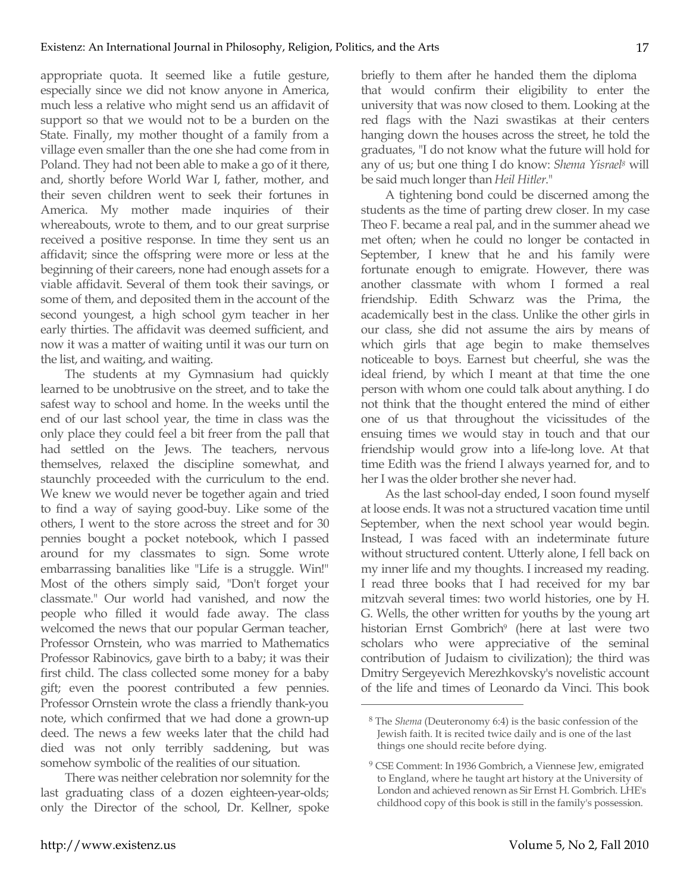appropriate quota. It seemed like a futile gesture, especially since we did not know anyone in America, much less a relative who might send us an affidavit of support so that we would not to be a burden on the State. Finally, my mother thought of a family from a village even smaller than the one she had come from in Poland. They had not been able to make a go of it there, and, shortly before World War I, father, mother, and their seven children went to seek their fortunes in America. My mother made inquiries of their whereabouts, wrote to them, and to our great surprise received a positive response. In time they sent us an affidavit; since the offspring were more or less at the beginning of their careers, none had enough assets for a viable affidavit. Several of them took their savings, or some of them, and deposited them in the account of the second youngest, a high school gym teacher in her early thirties. The affidavit was deemed sufficient, and now it was a matter of waiting until it was our turn on the list, and waiting, and waiting.

The students at my Gymnasium had quickly learned to be unobtrusive on the street, and to take the safest way to school and home. In the weeks until the end of our last school year, the time in class was the only place they could feel a bit freer from the pall that had settled on the Jews. The teachers, nervous themselves, relaxed the discipline somewhat, and staunchly proceeded with the curriculum to the end. We knew we would never be together again and tried to find a way of saying good-buy. Like some of the others, I went to the store across the street and for 30 pennies bought a pocket notebook, which I passed around for my classmates to sign. Some wrote embarrassing banalities like "Life is a struggle. Win!" Most of the others simply said, "Don't forget your classmate." Our world had vanished, and now the people who filled it would fade away. The class welcomed the news that our popular German teacher, Professor Ornstein, who was married to Mathematics Professor Rabinovics, gave birth to a baby; it was their first child. The class collected some money for a baby gift; even the poorest contributed a few pennies. Professor Ornstein wrote the class a friendly thank-you note, which confirmed that we had done a grown-up deed. The news a few weeks later that the child had died was not only terribly saddening, but was somehow symbolic of the realities of our situation.

There was neither celebration nor solemnity for the last graduating class of a dozen eighteen-year-olds; only the Director of the school, Dr. Kellner, spoke briefly to them after he handed them the diploma that would confirm their eligibility to enter the university that was now closed to them. Looking at the red flags with the Nazi swastikas at their centers hanging down the houses across the street, he told the graduates, "I do not know what the future will hold for any of us; but one thing I do know: *Shema Yisrael*[8] will be said much longer than *Heil Hitler*."

A tightening bond could be discerned among the students as the time of parting drew closer. In my case Theo F. became a real pal, and in the summer ahead we met often; when he could no longer be contacted in September, I knew that he and his family were fortunate enough to emigrate. However, there was another classmate with whom I formed a real friendship. Edith Schwarz was the Prima, the academically best in the class. Unlike the other girls in our class, she did not assume the airs by means of which girls that age begin to make themselves noticeable to boys. Earnest but cheerful, she was the ideal friend, by which I meant at that time the one person with whom one could talk about anything. I do not think that the thought entered the mind of either one of us that throughout the vicissitudes of the ensuing times we would stay in touch and that our friendship would grow into a life-long love. At that time Edith was the friend I always yearned for, and to her I was the older brother she never had.

As the last school-day ended, I soon found myself at loose ends. It was not a structured vacation time until September, when the next school year would begin. Instead, I was faced with an indeterminate future without structured content. Utterly alone, I fell back on my inner life and my thoughts. I increased my reading. I read three books that I had received for my bar mitzvah several times: two world histories, one by H. G. Wells, the other written for youths by the young art historian Ernst Gombrich[9] (here at last were two scholars who were appreciative of the seminal contribution of Judaism to civilization); the third was Dmitry Sergeyevich Merezhkovsky's novelistic account of the life and times of Leonardo da Vinci. This book

---

[8] The *Shema* (Deuteronomy 6:4) is the basic confession of the Jewish faith. It is recited twice daily and is one of the last things one should recite before dying.

[9] CSE Comment: In 1936 Gombrich, a Viennese Jew, emigrated to England, where he taught art history at the University of London and achieved renown as Sir Ernst H. Gombrich. LHE's childhood copy of this book is still in the family's possession.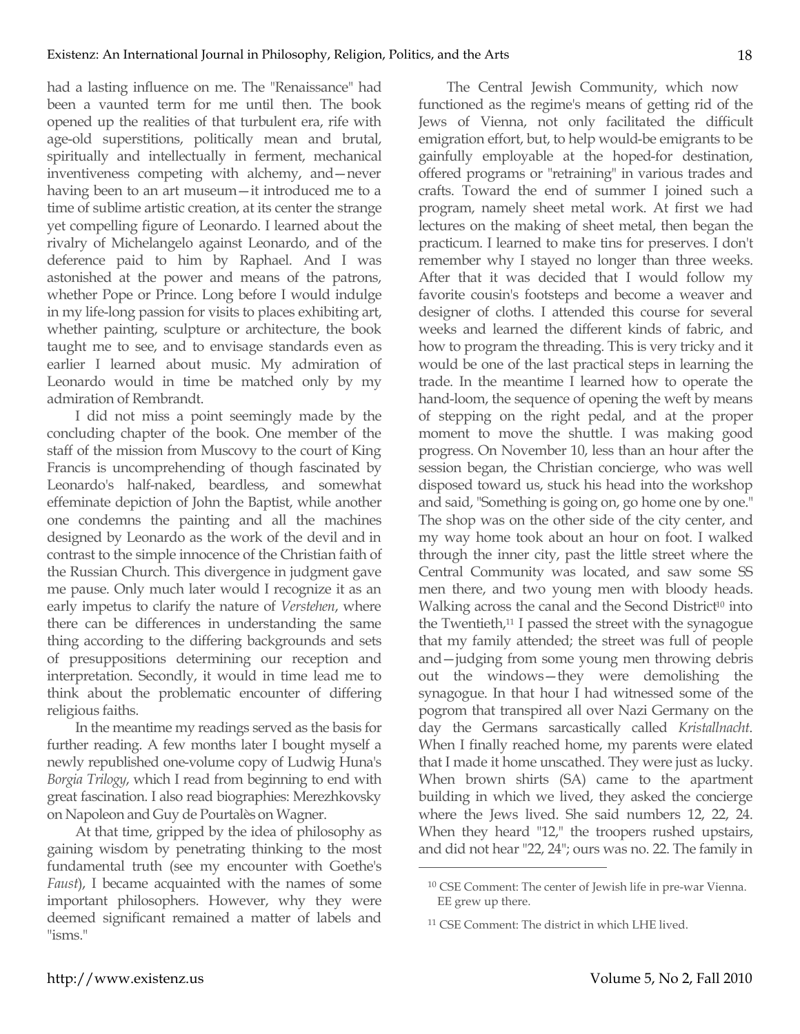had a lasting influence on me. The "Renaissance" had been a vaunted term for me until then. The book opened up the realities of that turbulent era, rife with age-old superstitions, politically mean and brutal, spiritually and intellectually in ferment, mechanical inventiveness competing with alchemy, and—never having been to an art museum—it introduced me to a time of sublime artistic creation, at its center the strange yet compelling figure of Leonardo. I learned about the rivalry of Michelangelo against Leonardo, and of the deference paid to him by Raphael. And I was astonished at the power and means of the patrons, whether Pope or Prince. Long before I would indulge in my life-long passion for visits to places exhibiting art, whether painting, sculpture or architecture, the book taught me to see, and to envisage standards even as earlier I learned about music. My admiration of Leonardo would in time be matched only by my admiration of Rembrandt.

I did not miss a point seemingly made by the concluding chapter of the book. One member of the staff of the mission from Muscovy to the court of King Francis is uncomprehending of though fascinated by Leonardo's half-naked, beardless, and somewhat effeminate depiction of John the Baptist, while another one condemns the painting and all the machines designed by Leonardo as the work of the devil and in contrast to the simple innocence of the Christian faith of the Russian Church. This divergence in judgment gave me pause. Only much later would I recognize it as an early impetus to clarify the nature of *Verstehen*, where there can be differences in understanding the same thing according to the differing backgrounds and sets of presuppositions determining our reception and interpretation. Secondly, it would in time lead me to think about the problematic encounter of differing religious faiths.

In the meantime my readings served as the basis for further reading. A few months later I bought myself a newly republished one-volume copy of Ludwig Huna's *Borgia Trilogy*, which I read from beginning to end with great fascination. I also read biographies: Merezhkovsky on Napoleon and Guy de Pourtalès on Wagner.

At that time, gripped by the idea of philosophy as gaining wisdom by penetrating thinking to the most fundamental truth (see my encounter with Goethe's *Faust*), I became acquainted with the names of some important philosophers. However, why they were deemed significant remained a matter of labels and "isms."

The Central Jewish Community, which now functioned as the regime's means of getting rid of the Jews of Vienna, not only facilitated the difficult emigration effort, but, to help would-be emigrants to be gainfully employable at the hoped-for destination, offered programs or "retraining" in various trades and crafts. Toward the end of summer I joined such a program, namely sheet metal work. At first we had lectures on the making of sheet metal, then began the practicum. I learned to make tins for preserves. I don't remember why I stayed no longer than three weeks. After that it was decided that I would follow my favorite cousin's footsteps and become a weaver and designer of cloths. I attended this course for several weeks and learned the different kinds of fabric, and how to program the threading. This is very tricky and it would be one of the last practical steps in learning the trade. In the meantime I learned how to operate the hand-loom, the sequence of opening the weft by means of stepping on the right pedal, and at the proper moment to move the shuttle. I was making good progress. On November 10, less than an hour after the session began, the Christian concierge, who was well disposed toward us, stuck his head into the workshop and said, "Something is going on, go home one by one." The shop was on the other side of the city center, and my way home took about an hour on foot. I walked through the inner city, past the little street where the Central Community was located, and saw some SS men there, and two young men with bloody heads. Walking across the canal and the Second District[10] into the Twentieth,[11] I passed the street with the synagogue that my family attended; the street was full of people and—judging from some young men throwing debris out the windows—they were demolishing the synagogue. In that hour I had witnessed some of the pogrom that transpired all over Nazi Germany on the day the Germans sarcastically called *Kristallnacht*. When I finally reached home, my parents were elated that I made it home unscathed. They were just as lucky. When brown shirts (SA) came to the apartment building in which we lived, they asked the concierge where the Jews lived. She said numbers 12, 22, 24. When they heard "12," the troopers rushed upstairs, and did not hear "22, 24"; ours was no. 22. The family in

---

[10] CSE Comment: The center of Jewish life in pre-war Vienna. EE grew up there.

[11] CSE Comment: The district in which LHE lived.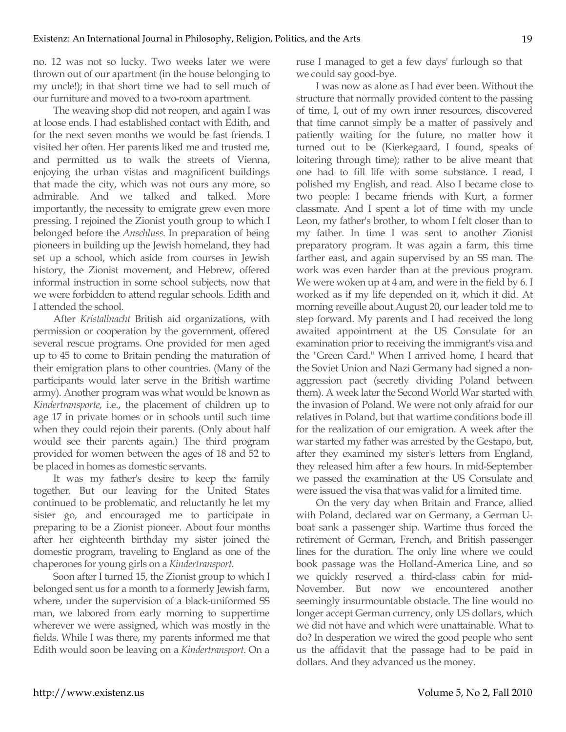no. 12 was not so lucky. Two weeks later we were thrown out of our apartment (in the house belonging to my uncle!); in that short time we had to sell much of our furniture and moved to a two-room apartment.

The weaving shop did not reopen, and again I was at loose ends. I had established contact with Edith, and for the next seven months we would be fast friends. I visited her often. Her parents liked me and trusted me, and permitted us to walk the streets of Vienna, enjoying the urban vistas and magnificent buildings that made the city, which was not ours any more, so admirable. And we talked and talked. More importantly, the necessity to emigrate grew even more pressing. I rejoined the Zionist youth group to which I belonged before the *Anschluss*. In preparation of being pioneers in building up the Jewish homeland, they had set up a school, which aside from courses in Jewish history, the Zionist movement, and Hebrew, offered informal instruction in some school subjects, now that we were forbidden to attend regular schools. Edith and I attended the school.

After *Kristallnacht* British aid organizations, with permission or cooperation by the government, offered several rescue programs. One provided for men aged up to 45 to come to Britain pending the maturation of their emigration plans to other countries. (Many of the participants would later serve in the British wartime army). Another program was what would be known as *Kindertransporte*, i.e., the placement of children up to age 17 in private homes or in schools until such time when they could rejoin their parents. (Only about half would see their parents again.) The third program provided for women between the ages of 18 and 52 to be placed in homes as domestic servants.

It was my father's desire to keep the family together. But our leaving for the United States continued to be problematic, and reluctantly he let my sister go, and encouraged me to participate in preparing to be a Zionist pioneer. About four months after her eighteenth birthday my sister joined the domestic program, traveling to England as one of the chaperones for young girls on a *Kindertransport*.

Soon after I turned 15, the Zionist group to which I belonged sent us for a month to a formerly Jewish farm, where, under the supervision of a black-uniformed SS man, we labored from early morning to suppertime wherever we were assigned, which was mostly in the fields. While I was there, my parents informed me that Edith would soon be leaving on a *Kindertransport*. On a ruse I managed to get a few days' furlough so that we could say good-bye.

I was now as alone as I had ever been. Without the structure that normally provided content to the passing of time, I, out of my own inner resources, discovered that time cannot simply be a matter of passively and patiently waiting for the future, no matter how it turned out to be (Kierkegaard, I found, speaks of loitering through time); rather to be alive meant that one had to fill life with some substance. I read, I polished my English, and read. Also I became close to two people: I became friends with Kurt, a former classmate. And I spent a lot of time with my uncle Leon, my father's brother, to whom I felt closer than to my father. In time I was sent to another Zionist preparatory program. It was again a farm, this time farther east, and again supervised by an SS man. The work was even harder than at the previous program. We were woken up at 4 am, and were in the field by 6. I worked as if my life depended on it, which it did. At morning reveille about August 20, our leader told me to step forward. My parents and I had received the long awaited appointment at the US Consulate for an examination prior to receiving the immigrant's visa and the "Green Card." When I arrived home, I heard that the Soviet Union and Nazi Germany had signed a non-aggression pact (secretly dividing Poland between them). A week later the Second World War started with the invasion of Poland. We were not only afraid for our relatives in Poland, but that wartime conditions bode ill for the realization of our emigration. A week after the war started my father was arrested by the Gestapo, but, after they examined my sister's letters from England, they released him after a few hours. In mid-September we passed the examination at the US Consulate and were issued the visa that was valid for a limited time.

On the very day when Britain and France, allied with Poland, declared war on Germany, a German U-boat sank a passenger ship. Wartime thus forced the retirement of German, French, and British passenger lines for the duration. The only line where we could book passage was the Holland-America Line, and so we quickly reserved a third-class cabin for mid-November. But now we encountered another seemingly insurmountable obstacle. The line would no longer accept German currency, only US dollars, which we did not have and which were unattainable. What to do? In desperation we wired the good people who sent us the affidavit that the passage had to be paid in dollars. And they advanced us the money.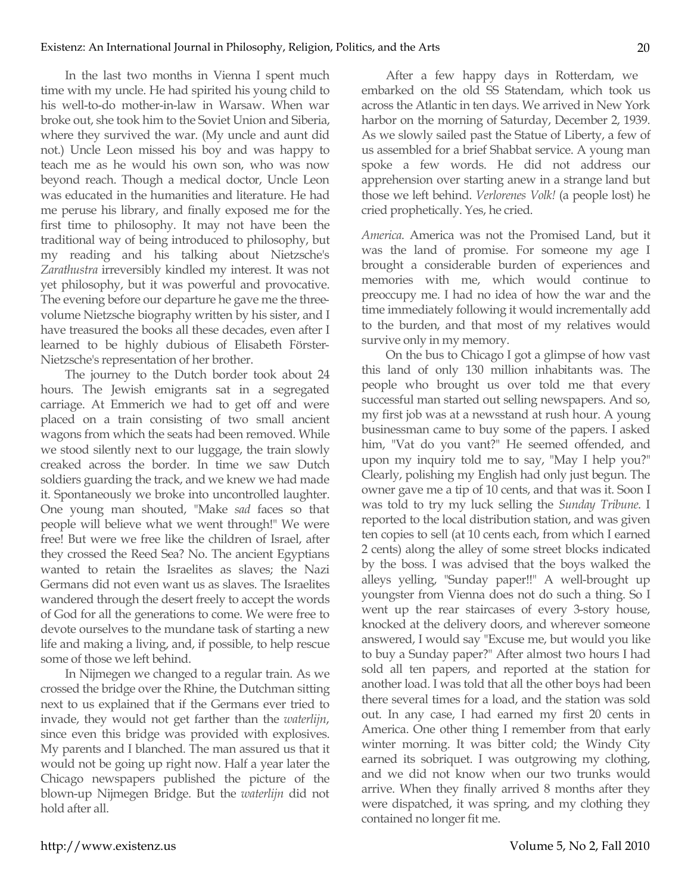In the last two months in Vienna I spent much time with my uncle. He had spirited his young child to his well-to-do mother-in-law in Warsaw. When war broke out, she took him to the Soviet Union and Siberia, where they survived the war. (My uncle and aunt did not.) Uncle Leon missed his boy and was happy to teach me as he would his own son, who was now beyond reach. Though a medical doctor, Uncle Leon was educated in the humanities and literature. He had me peruse his library, and finally exposed me for the first time to philosophy. It may not have been the traditional way of being introduced to philosophy, but my reading and his talking about Nietzsche's *Zarathustra* irreversibly kindled my interest. It was not yet philosophy, but it was powerful and provocative. The evening before our departure he gave me the three-volume Nietzsche biography written by his sister, and I have treasured the books all these decades, even after I learned to be highly dubious of Elisabeth Förster-Nietzsche's representation of her brother.

The journey to the Dutch border took about 24 hours. The Jewish emigrants sat in a segregated carriage. At Emmerich we had to get off and were placed on a train consisting of two small ancient wagons from which the seats had been removed. While we stood silently next to our luggage, the train slowly creaked across the border. In time we saw Dutch soldiers guarding the track, and we knew we had made it. Spontaneously we broke into uncontrolled laughter. One young man shouted, "Make *sad* faces so that people will believe what we went through!" We were free! But were we free like the children of Israel, after they crossed the Reed Sea? No. The ancient Egyptians wanted to retain the Israelites as slaves; the Nazi Germans did not even want us as slaves. The Israelites wandered through the desert freely to accept the words of God for all the generations to come. We were free to devote ourselves to the mundane task of starting a new life and making a living, and, if possible, to help rescue some of those we left behind.

In Nijmegen we changed to a regular train. As we crossed the bridge over the Rhine, the Dutchman sitting next to us explained that if the Germans ever tried to invade, they would not get farther than the *waterlijn*, since even this bridge was provided with explosives. My parents and I blanched. The man assured us that it would not be going up right now. Half a year later the Chicago newspapers published the picture of the blown-up Nijmegen Bridge. But the *waterlijn* did not hold after all.

After a few happy days in Rotterdam, we embarked on the old SS Statendam, which took us across the Atlantic in ten days. We arrived in New York harbor on the morning of Saturday, December 2, 1939. As we slowly sailed past the Statue of Liberty, a few of us assembled for a brief Shabbat service. A young man spoke a few words. He did not address our apprehension over starting anew in a strange land but those we left behind. *Verlorenes Volk!* (a people lost) he cried prophetically. Yes, he cried.

*America*. America was not the Promised Land, but it was the land of promise. For someone my age I brought a considerable burden of experiences and memories with me, which would continue to preoccupy me. I had no idea of how the war and the time immediately following it would incrementally add to the burden, and that most of my relatives would survive only in my memory.

On the bus to Chicago I got a glimpse of how vast this land of only 130 million inhabitants was. The people who brought us over told me that every successful man started out selling newspapers. And so, my first job was at a newsstand at rush hour. A young businessman came to buy some of the papers. I asked him, "Vat do you vant?" He seemed offended, and upon my inquiry told me to say, "May I help you?" Clearly, polishing my English had only just begun. The owner gave me a tip of 10 cents, and that was it. Soon I was told to try my luck selling the *Sunday Tribune*. I reported to the local distribution station, and was given ten copies to sell (at 10 cents each, from which I earned 2 cents) along the alley of some street blocks indicated by the boss. I was advised that the boys walked the alleys yelling, "Sunday paper!!" A well-brought up youngster from Vienna does not do such a thing. So I went up the rear staircases of every 3-story house, knocked at the delivery doors, and wherever someone answered, I would say "Excuse me, but would you like to buy a Sunday paper?" After almost two hours I had sold all ten papers, and reported at the station for another load. I was told that all the other boys had been there several times for a load, and the station was sold out. In any case, I had earned my first 20 cents in America. One other thing I remember from that early winter morning. It was bitter cold; the Windy City earned its sobriquet. I was outgrowing my clothing, and we did not know when our two trunks would arrive. When they finally arrived 8 months after they were dispatched, it was spring, and my clothing they contained no longer fit me.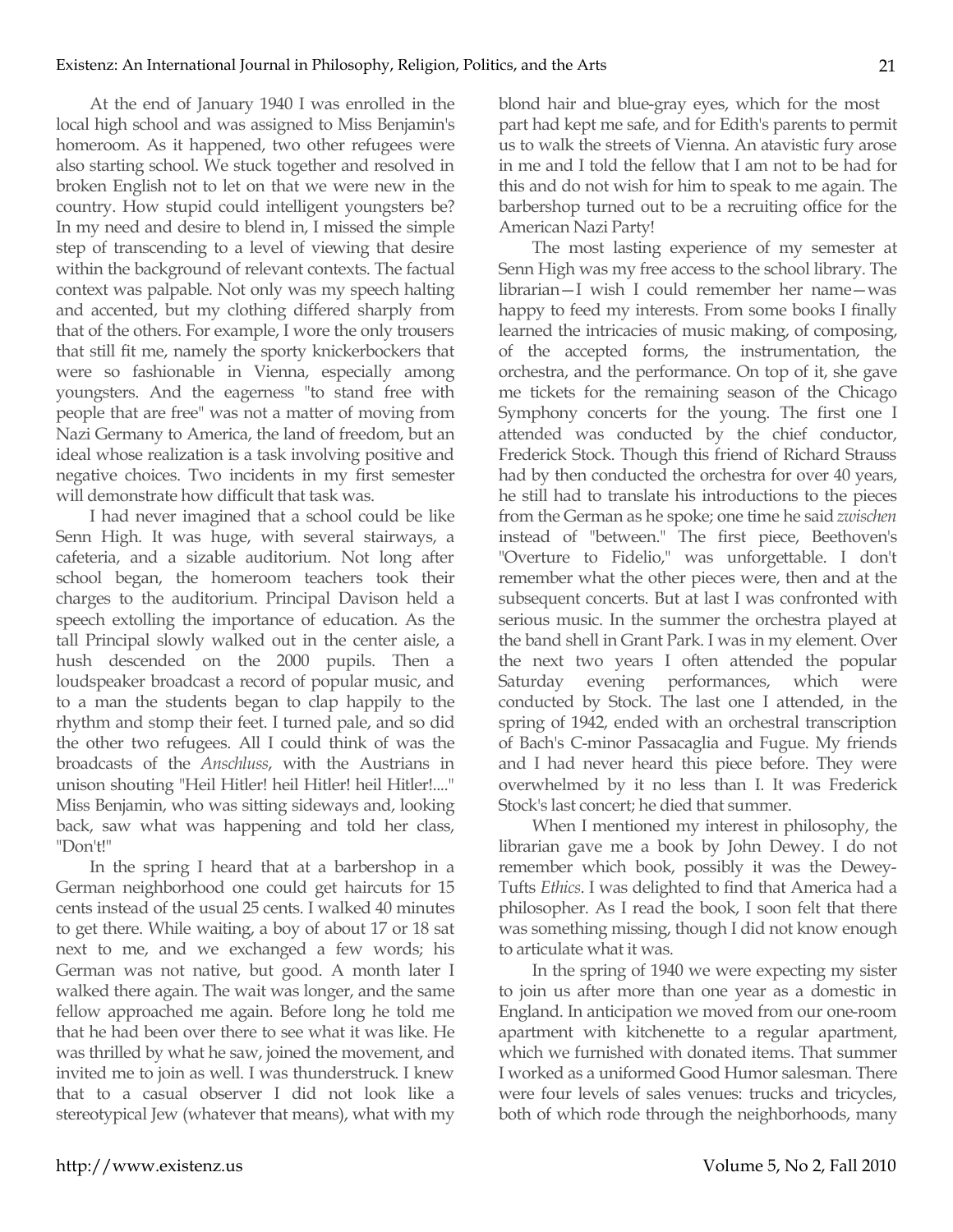At the end of January 1940 I was enrolled in the local high school and was assigned to Miss Benjamin's homeroom. As it happened, two other refugees were also starting school. We stuck together and resolved in broken English not to let on that we were new in the country. How stupid could intelligent youngsters be? In my need and desire to blend in, I missed the simple step of transcending to a level of viewing that desire within the background of relevant contexts. The factual context was palpable. Not only was my speech halting and accented, but my clothing differed sharply from that of the others. For example, I wore the only trousers that still fit me, namely the sporty knickerbockers that were so fashionable in Vienna, especially among youngsters. And the eagerness "to stand free with people that are free" was not a matter of moving from Nazi Germany to America, the land of freedom, but an ideal whose realization is a task involving positive and negative choices. Two incidents in my first semester will demonstrate how difficult that task was.

I had never imagined that a school could be like Senn High. It was huge, with several stairways, a cafeteria, and a sizable auditorium. Not long after school began, the homeroom teachers took their charges to the auditorium. Principal Davison held a speech extolling the importance of education. As the tall Principal slowly walked out in the center aisle, a hush descended on the 2000 pupils. Then a loudspeaker broadcast a record of popular music, and to a man the students began to clap happily to the rhythm and stomp their feet. I turned pale, and so did the other two refugees. All I could think of was the broadcasts of the *Anschluss*, with the Austrians in unison shouting "Heil Hitler! heil Hitler! heil Hitler!...." Miss Benjamin, who was sitting sideways and, looking back, saw what was happening and told her class, "Don't!"

In the spring I heard that at a barbershop in a German neighborhood one could get haircuts for 15 cents instead of the usual 25 cents. I walked 40 minutes to get there. While waiting, a boy of about 17 or 18 sat next to me, and we exchanged a few words; his German was not native, but good. A month later I walked there again. The wait was longer, and the same fellow approached me again. Before long he told me that he had been over there to see what it was like. He was thrilled by what he saw, joined the movement, and invited me to join as well. I was thunderstruck. I knew that to a casual observer I did not look like a stereotypical Jew (whatever that means), what with my blond hair and blue-gray eyes, which for the most part had kept me safe, and for Edith's parents to permit us to walk the streets of Vienna. An atavistic fury arose in me and I told the fellow that I am not to be had for this and do not wish for him to speak to me again. The barbershop turned out to be a recruiting office for the American Nazi Party!

The most lasting experience of my semester at Senn High was my free access to the school library. The librarian—I wish I could remember her name—was happy to feed my interests. From some books I finally learned the intricacies of music making, of composing, of the accepted forms, the instrumentation, the orchestra, and the performance. On top of it, she gave me tickets for the remaining season of the Chicago Symphony concerts for the young. The first one I attended was conducted by the chief conductor, Frederick Stock. Though this friend of Richard Strauss had by then conducted the orchestra for over 40 years, he still had to translate his introductions to the pieces from the German as he spoke; one time he said *zwischen* instead of "between." The first piece, Beethoven's "Overture to Fidelio," was unforgettable. I don't remember what the other pieces were, then and at the subsequent concerts. But at last I was confronted with serious music. In the summer the orchestra played at the band shell in Grant Park. I was in my element. Over the next two years I often attended the popular Saturday evening performances, which were conducted by Stock. The last one I attended, in the spring of 1942, ended with an orchestral transcription of Bach's C-minor Passacaglia and Fugue. My friends and I had never heard this piece before. They were overwhelmed by it no less than I. It was Frederick Stock's last concert; he died that summer.

When I mentioned my interest in philosophy, the librarian gave me a book by John Dewey. I do not remember which book, possibly it was the Dewey-Tufts *Ethics*. I was delighted to find that America had a philosopher. As I read the book, I soon felt that there was something missing, though I did not know enough to articulate what it was.

In the spring of 1940 we were expecting my sister to join us after more than one year as a domestic in England. In anticipation we moved from our one-room apartment with kitchenette to a regular apartment, which we furnished with donated items. That summer I worked as a uniformed Good Humor salesman. There were four levels of sales venues: trucks and tricycles, both of which rode through the neighborhoods, many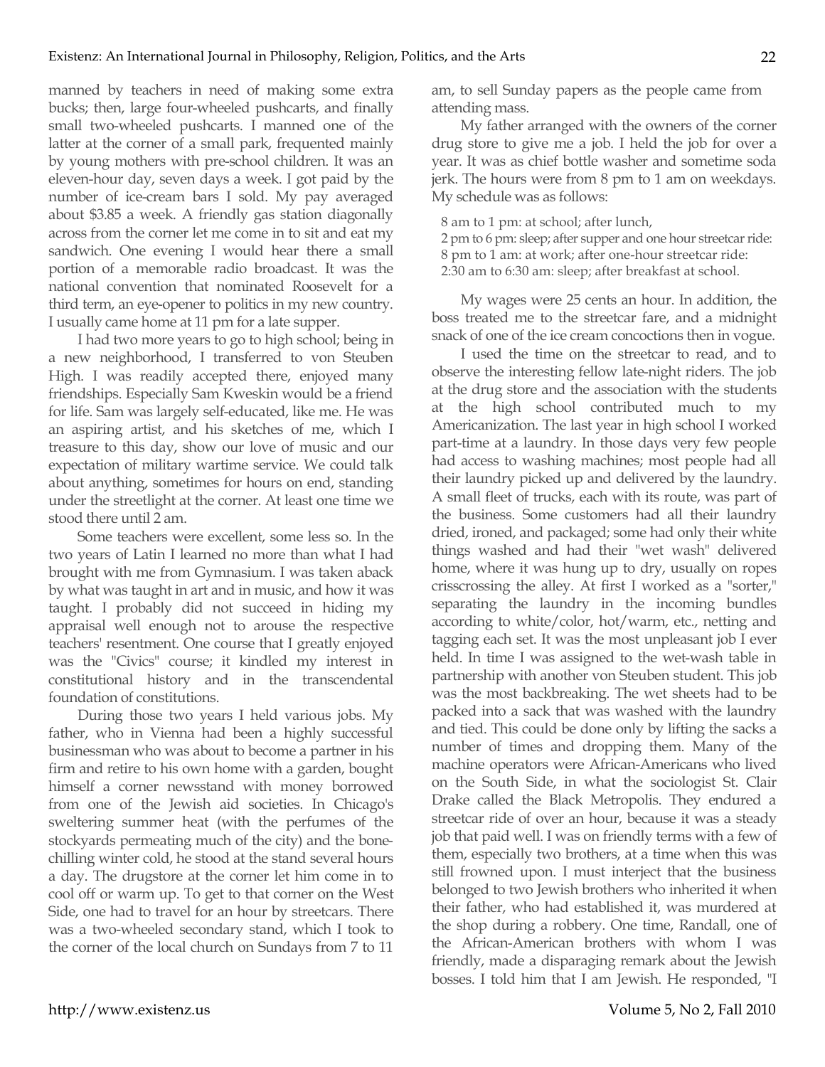manned by teachers in need of making some extra bucks; then, large four-wheeled pushcarts, and finally small two-wheeled pushcarts. I manned one of the latter at the corner of a small park, frequented mainly by young mothers with pre-school children. It was an eleven-hour day, seven days a week. I got paid by the number of ice-cream bars I sold. My pay averaged about $3.85 a week. A friendly gas station diagonally across from the corner let me come in to sit and eat my sandwich. One evening I would hear there a small portion of a memorable radio broadcast. It was the national convention that nominated Roosevelt for a third term, an eye-opener to politics in my new country. I usually came home at 11 pm for a late supper.

I had two more years to go to high school; being in a new neighborhood, I transferred to von Steuben High. I was readily accepted there, enjoyed many friendships. Especially Sam Kweskin would be a friend for life. Sam was largely self-educated, like me. He was an aspiring artist, and his sketches of me, which I treasure to this day, show our love of music and our expectation of military wartime service. We could talk about anything, sometimes for hours on end, standing under the streetlight at the corner. At least one time we stood there until 2 am.

Some teachers were excellent, some less so. In the two years of Latin I learned no more than what I had brought with me from Gymnasium. I was taken aback by what was taught in art and in music, and how it was taught. I probably did not succeed in hiding my appraisal well enough not to arouse the respective teachers' resentment. One course that I greatly enjoyed was the "Civics" course; it kindled my interest in constitutional history and in the transcendental foundation of constitutions.

During those two years I held various jobs. My father, who in Vienna had been a highly successful businessman who was about to become a partner in his firm and retire to his own home with a garden, bought himself a corner newsstand with money borrowed from one of the Jewish aid societies. In Chicago's sweltering summer heat (with the perfumes of the stockyards permeating much of the city) and the bone-chilling winter cold, he stood at the stand several hours a day. The drugstore at the corner let him come in to cool off or warm up. To get to that corner on the West Side, one had to travel for an hour by streetcars. There was a two-wheeled secondary stand, which I took to the corner of the local church on Sundays from 7 to 11 am, to sell Sunday papers as the people came from attending mass.

My father arranged with the owners of the corner drug store to give me a job. I held the job for over a year. It was as chief bottle washer and sometime soda jerk. The hours were from 8 pm to 1 am on weekdays. My schedule was as follows:

8 am to 1 pm: at school; after lunch,  
2 pm to 6 pm: sleep; after supper and one hour streetcar ride:  
8 pm to 1 am: at work; after one-hour streetcar ride:  
2:30 am to 6:30 am: sleep; after breakfast at school.

My wages were 25 cents an hour. In addition, the boss treated me to the streetcar fare, and a midnight snack of one of the ice cream concoctions then in vogue.

I used the time on the streetcar to read, and to observe the interesting fellow late-night riders. The job at the drug store and the association with the students at the high school contributed much to my Americanization. The last year in high school I worked part-time at a laundry. In those days very few people had access to washing machines; most people had all their laundry picked up and delivered by the laundry. A small fleet of trucks, each with its route, was part of the business. Some customers had all their laundry dried, ironed, and packaged; some had only their white things washed and had their "wet wash" delivered home, where it was hung up to dry, usually on ropes crisscrossing the alley. At first I worked as a "sorter," separating the laundry in the incoming bundles according to white/color, hot/warm, etc., netting and tagging each set. It was the most unpleasant job I ever held. In time I was assigned to the wet-wash table in partnership with another von Steuben student. This job was the most backbreaking. The wet sheets had to be packed into a sack that was washed with the laundry and tied. This could be done only by lifting the sacks a number of times and dropping them. Many of the machine operators were African-Americans who lived on the South Side, in what the sociologist St. Clair Drake called the Black Metropolis. They endured a streetcar ride of over an hour, because it was a steady job that paid well. I was on friendly terms with a few of them, especially two brothers, at a time when this was still frowned upon. I must interject that the business belonged to two Jewish brothers who inherited it when their father, who had established it, was murdered at the shop during a robbery. One time, Randall, one of the African-American brothers with whom I was friendly, made a disparaging remark about the Jewish bosses. I told him that I am Jewish. He responded, "I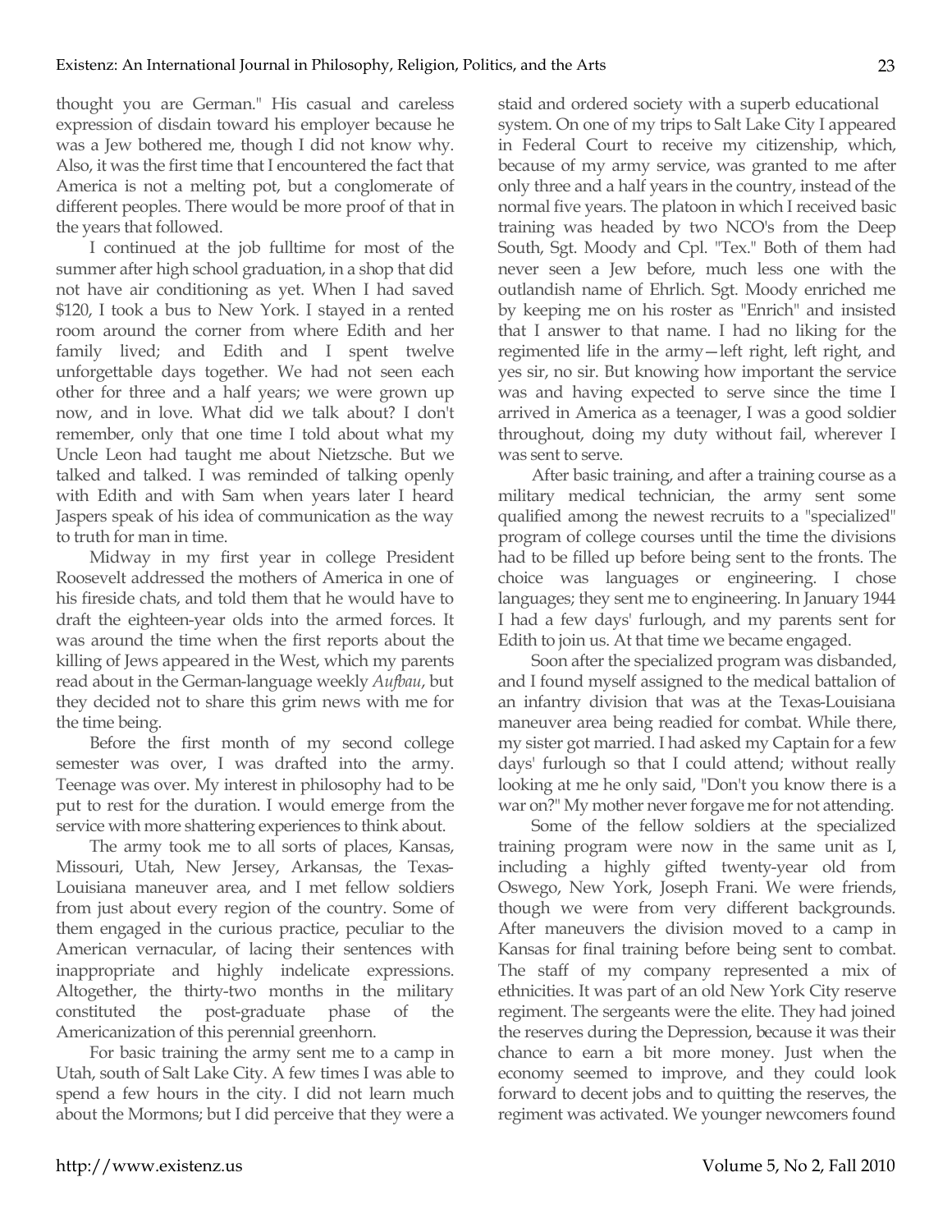thought you are German." His casual and careless expression of disdain toward his employer because he was a Jew bothered me, though I did not know why. Also, it was the first time that I encountered the fact that America is not a melting pot, but a conglomerate of different peoples. There would be more proof of that in the years that followed.

I continued at the job fulltime for most of the summer after high school graduation, in a shop that did not have air conditioning as yet. When I had saved $120, I took a bus to New York. I stayed in a rented room around the corner from where Edith and her family lived; and Edith and I spent twelve unforgettable days together. We had not seen each other for three and a half years; we were grown up now, and in love. What did we talk about? I don't remember, only that one time I told about what my Uncle Leon had taught me about Nietzsche. But we talked and talked. I was reminded of talking openly with Edith and with Sam when years later I heard Jaspers speak of his idea of communication as the way to truth for man in time.

Midway in my first year in college President Roosevelt addressed the mothers of America in one of his fireside chats, and told them that he would have to draft the eighteen-year olds into the armed forces. It was around the time when the first reports about the killing of Jews appeared in the West, which my parents read about in the German-language weekly *Aufbau*, but they decided not to share this grim news with me for the time being.

Before the first month of my second college semester was over, I was drafted into the army. Teenage was over. My interest in philosophy had to be put to rest for the duration. I would emerge from the service with more shattering experiences to think about.

The army took me to all sorts of places, Kansas, Missouri, Utah, New Jersey, Arkansas, the Texas-Louisiana maneuver area, and I met fellow soldiers from just about every region of the country. Some of them engaged in the curious practice, peculiar to the American vernacular, of lacing their sentences with inappropriate and highly indelicate expressions. Altogether, the thirty-two months in the military constituted the post-graduate phase of the Americanization of this perennial greenhorn.

For basic training the army sent me to a camp in Utah, south of Salt Lake City. A few times I was able to spend a few hours in the city. I did not learn much about the Mormons; but I did perceive that they were a staid and ordered society with a superb educational system. On one of my trips to Salt Lake City I appeared in Federal Court to receive my citizenship, which, because of my army service, was granted to me after only three and a half years in the country, instead of the normal five years. The platoon in which I received basic training was headed by two NCO's from the Deep South, Sgt. Moody and Cpl. "Tex." Both of them had never seen a Jew before, much less one with the outlandish name of Ehrlich. Sgt. Moody enriched me by keeping me on his roster as "Enrich" and insisted that I answer to that name. I had no liking for the regimented life in the army—left right, left right, and yes sir, no sir. But knowing how important the service was and having expected to serve since the time I arrived in America as a teenager, I was a good soldier throughout, doing my duty without fail, wherever I was sent to serve.

After basic training, and after a training course as a military medical technician, the army sent some qualified among the newest recruits to a "specialized" program of college courses until the time the divisions had to be filled up before being sent to the fronts. The choice was languages or engineering. I chose languages; they sent me to engineering. In January 1944 I had a few days' furlough, and my parents sent for Edith to join us. At that time we became engaged.

Soon after the specialized program was disbanded, and I found myself assigned to the medical battalion of an infantry division that was at the Texas-Louisiana maneuver area being readied for combat. While there, my sister got married. I had asked my Captain for a few days' furlough so that I could attend; without really looking at me he only said, "Don't you know there is a war on?" My mother never forgave me for not attending.

Some of the fellow soldiers at the specialized training program were now in the same unit as I, including a highly gifted twenty-year old from Oswego, New York, Joseph Frani. We were friends, though we were from very different backgrounds. After maneuvers the division moved to a camp in Kansas for final training before being sent to combat. The staff of my company represented a mix of ethnicities. It was part of an old New York City reserve regiment. The sergeants were the elite. They had joined the reserves during the Depression, because it was their chance to earn a bit more money. Just when the economy seemed to improve, and they could look forward to decent jobs and to quitting the reserves, the regiment was activated. We younger newcomers found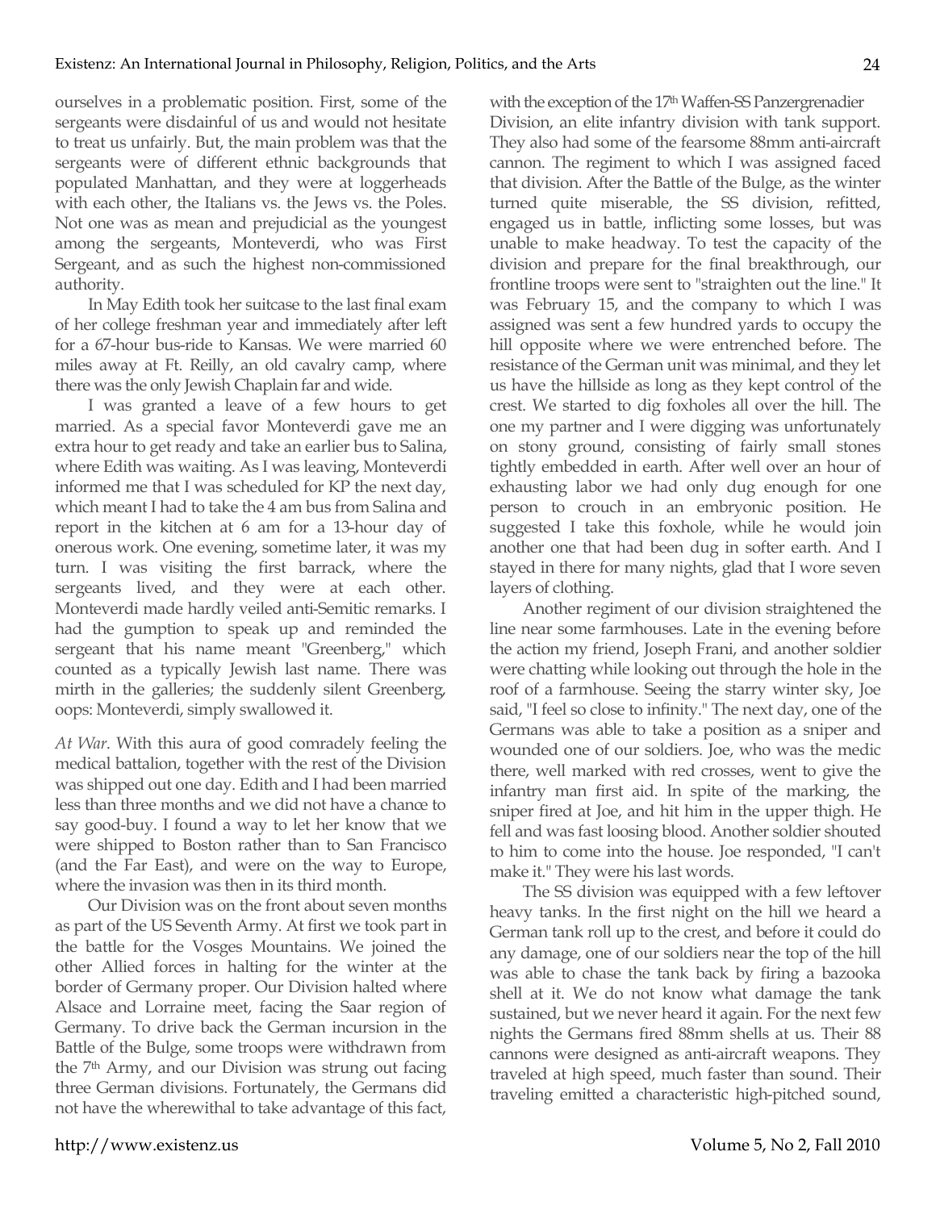ourselves in a problematic position. First, some of the sergeants were disdainful of us and would not hesitate to treat us unfairly. But, the main problem was that the sergeants were of different ethnic backgrounds that populated Manhattan, and they were at loggerheads with each other, the Italians vs. the Jews vs. the Poles. Not one was as mean and prejudicial as the youngest among the sergeants, Monteverdi, who was First Sergeant, and as such the highest non-commissioned authority.

In May Edith took her suitcase to the last final exam of her college freshman year and immediately after left for a 67-hour bus-ride to Kansas. We were married 60 miles away at Ft. Reilly, an old cavalry camp, where there was the only Jewish Chaplain far and wide.

I was granted a leave of a few hours to get married. As a special favor Monteverdi gave me an extra hour to get ready and take an earlier bus to Salina, where Edith was waiting. As I was leaving, Monteverdi informed me that I was scheduled for KP the next day, which meant I had to take the 4 am bus from Salina and report in the kitchen at 6 am for a 13-hour day of onerous work. One evening, sometime later, it was my turn. I was visiting the first barrack, where the sergeants lived, and they were at each other. Monteverdi made hardly veiled anti-Semitic remarks. I had the gumption to speak up and reminded the sergeant that his name meant "Greenberg," which counted as a typically Jewish last name. There was mirth in the galleries; the suddenly silent Greenberg, oops: Monteverdi, simply swallowed it.

*At War*. With this aura of good comradely feeling the medical battalion, together with the rest of the Division was shipped out one day. Edith and I had been married less than three months and we did not have a chance to say good-buy. I found a way to let her know that we were shipped to Boston rather than to San Francisco (and the Far East), and were on the way to Europe, where the invasion was then in its third month.

Our Division was on the front about seven months as part of the US Seventh Army. At first we took part in the battle for the Vosges Mountains. We joined the other Allied forces in halting for the winter at the border of Germany proper. Our Division halted where Alsace and Lorraine meet, facing the Saar region of Germany. To drive back the German incursion in the Battle of the Bulge, some troops were withdrawn from the 7th Army, and our Division was strung out facing three German divisions. Fortunately, the Germans did not have the wherewithal to take advantage of this fact, with the exception of the 17th Waffen-SS Panzergrenadier Division, an elite infantry division with tank support. They also had some of the fearsome 88mm anti-aircraft cannon. The regiment to which I was assigned faced that division. After the Battle of the Bulge, as the winter turned quite miserable, the SS division, refitted, engaged us in battle, inflicting some losses, but was unable to make headway. To test the capacity of the division and prepare for the final breakthrough, our frontline troops were sent to "straighten out the line." It was February 15, and the company to which I was assigned was sent a few hundred yards to occupy the hill opposite where we were entrenched before. The resistance of the German unit was minimal, and they let us have the hillside as long as they kept control of the crest. We started to dig foxholes all over the hill. The one my partner and I were digging was unfortunately on stony ground, consisting of fairly small stones tightly embedded in earth. After well over an hour of exhausting labor we had only dug enough for one person to crouch in an embryonic position. He suggested I take this foxhole, while he would join another one that had been dug in softer earth. And I stayed in there for many nights, glad that I wore seven layers of clothing.

Another regiment of our division straightened the line near some farmhouses. Late in the evening before the action my friend, Joseph Frani, and another soldier were chatting while looking out through the hole in the roof of a farmhouse. Seeing the starry winter sky, Joe said, "I feel so close to infinity." The next day, one of the Germans was able to take a position as a sniper and wounded one of our soldiers. Joe, who was the medic there, well marked with red crosses, went to give the infantry man first aid. In spite of the marking, the sniper fired at Joe, and hit him in the upper thigh. He fell and was fast loosing blood. Another soldier shouted to him to come into the house. Joe responded, "I can't make it." They were his last words.

The SS division was equipped with a few leftover heavy tanks. In the first night on the hill we heard a German tank roll up to the crest, and before it could do any damage, one of our soldiers near the top of the hill was able to chase the tank back by firing a bazooka shell at it. We do not know what damage the tank sustained, but we never heard it again. For the next few nights the Germans fired 88mm shells at us. Their 88 cannons were designed as anti-aircraft weapons. They traveled at high speed, much faster than sound. Their traveling emitted a characteristic high-pitched sound,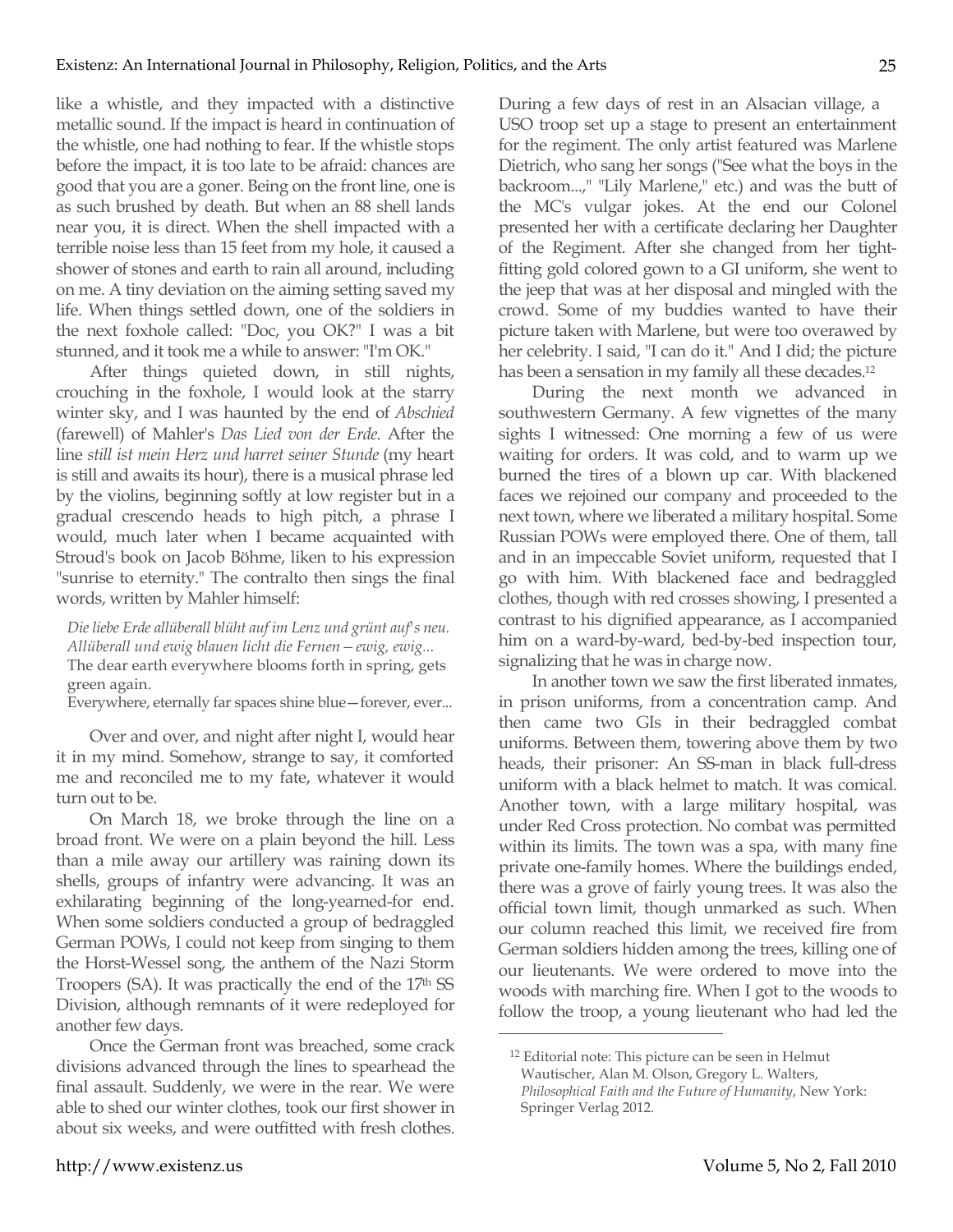like a whistle, and they impacted with a distinctive metallic sound. If the impact is heard in continuation of the whistle, one had nothing to fear. If the whistle stops before the impact, it is too late to be afraid: chances are good that you are a goner. Being on the front line, one is as such brushed by death. But when an 88 shell lands near you, it is direct. When the shell impacted with a terrible noise less than 15 feet from my hole, it caused a shower of stones and earth to rain all around, including on me. A tiny deviation on the aiming setting saved my life. When things settled down, one of the soldiers in the next foxhole called: "Doc, you OK?" I was a bit stunned, and it took me a while to answer: "I'm OK."

After things quieted down, in still nights, crouching in the foxhole, I would look at the starry winter sky, and I was haunted by the end of *Abschied* (farewell) of Mahler's *Das Lied von der Erde*. After the line *still ist mein Herz und harret seiner Stunde* (my heart is still and awaits its hour), there is a musical phrase led by the violins, beginning softly at low register but in a gradual crescendo heads to high pitch, a phrase I would, much later when I became acquainted with Stroud's book on Jacob Böhme, liken to his expression "sunrise to eternity." The contralto then sings the final words, written by Mahler himself:

> *Die liebe Erde allüberall blüht auf im Lenz und grünt auf's neu.*
> *Allüberall und ewig blauen licht die Fernen—ewig, ewig...*
> The dear earth everywhere blooms forth in spring, gets green again.
> Everywhere, eternally far spaces shine blue—forever, ever...

Over and over, and night after night I, would hear it in my mind. Somehow, strange to say, it comforted me and reconciled me to my fate, whatever it would turn out to be.

On March 18, we broke through the line on a broad front. We were on a plain beyond the hill. Less than a mile away our artillery was raining down its shells, groups of infantry were advancing. It was an exhilarating beginning of the long-yearned-for end. When some soldiers conducted a group of bedraggled German POWs, I could not keep from singing to them the Horst-Wessel song, the anthem of the Nazi Storm Troopers (SA). It was practically the end of the 17th SS Division, although remnants of it were redeployed for another few days.

Once the German front was breached, some crack divisions advanced through the lines to spearhead the final assault. Suddenly, we were in the rear. We were able to shed our winter clothes, took our first shower in about six weeks, and were outfitted with fresh clothes. During a few days of rest in an Alsacian village, a USO troop set up a stage to present an entertainment for the regiment. The only artist featured was Marlene Dietrich, who sang her songs ("See what the boys in the backroom...," "Lily Marlene," etc.) and was the butt of the MC's vulgar jokes. At the end our Colonel presented her with a certificate declaring her Daughter of the Regiment. After she changed from her tight-fitting gold colored gown to a GI uniform, she went to the jeep that was at her disposal and mingled with the crowd. Some of my buddies wanted to have their picture taken with Marlene, but were too overawed by her celebrity. I said, "I can do it." And I did; the picture has been a sensation in my family all these decades.[12]

During the next month we advanced in southwestern Germany. A few vignettes of the many sights I witnessed: One morning a few of us were waiting for orders. It was cold, and to warm up we burned the tires of a blown up car. With blackened faces we rejoined our company and proceeded to the next town, where we liberated a military hospital. Some Russian POWs were employed there. One of them, tall and in an impeccable Soviet uniform, requested that I go with him. With blackened face and bedraggled clothes, though with red crosses showing, I presented a contrast to his dignified appearance, as I accompanied him on a ward-by-ward, bed-by-bed inspection tour, signalizing that he was in charge now.

In another town we saw the first liberated inmates, in prison uniforms, from a concentration camp. And then came two GIs in their bedraggled combat uniforms. Between them, towering above them by two heads, their prisoner: An SS-man in black full-dress uniform with a black helmet to match. It was comical. Another town, with a large military hospital, was under Red Cross protection. No combat was permitted within its limits. The town was a spa, with many fine private one-family homes. Where the buildings ended, there was a grove of fairly young trees. It was also the official town limit, though unmarked as such. When our column reached this limit, we received fire from German soldiers hidden among the trees, killing one of our lieutenants. We were ordered to move into the woods with marching fire. When I got to the woods to follow the troop, a young lieutenant who had led the

---

[12] Editorial note: This picture can be seen in Helmut Wautischer, Alan M. Olson, Gregory L. Walters, *Philosophical Faith and the Future of Humanity*, New York: Springer Verlag 2012.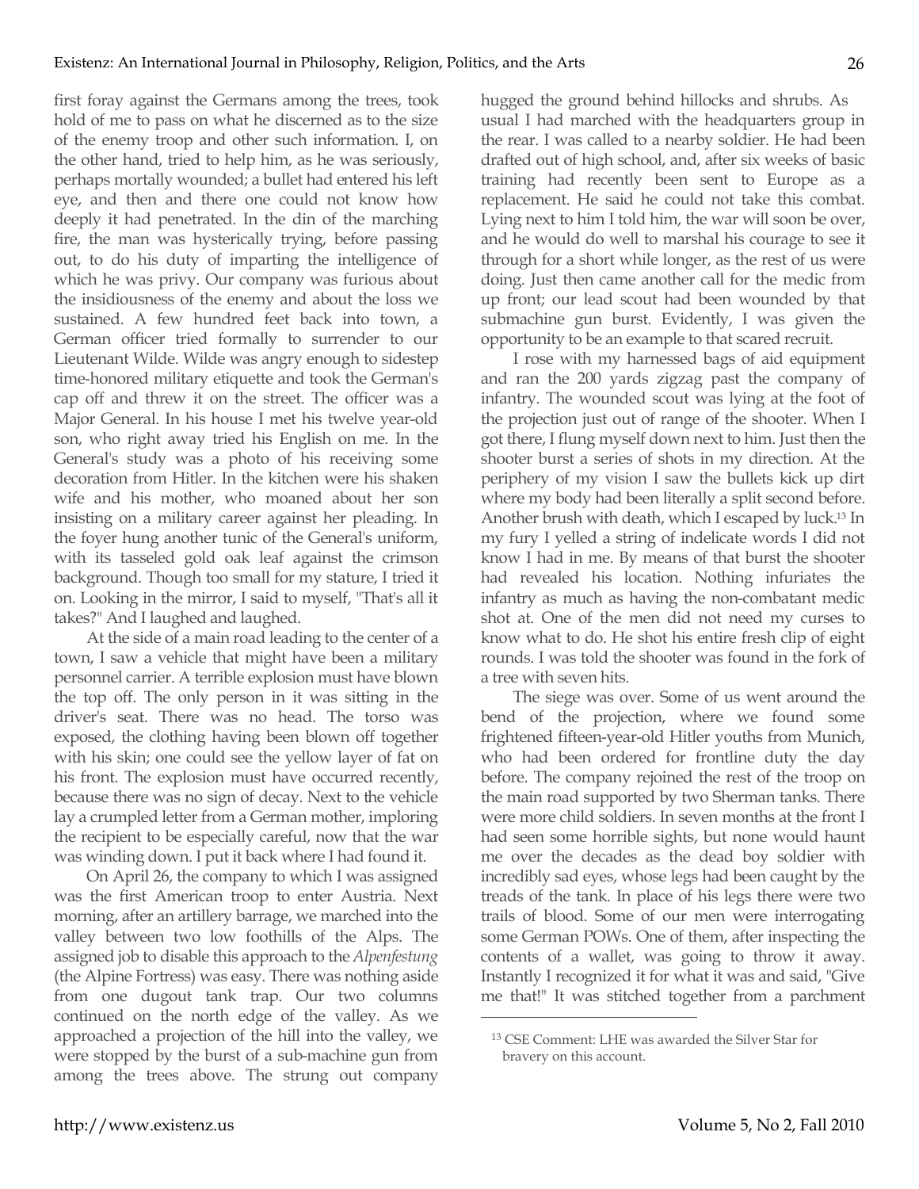first foray against the Germans among the trees, took hold of me to pass on what he discerned as to the size of the enemy troop and other such information. I, on the other hand, tried to help him, as he was seriously, perhaps mortally wounded; a bullet had entered his left eye, and then and there one could not know how deeply it had penetrated. In the din of the marching fire, the man was hysterically trying, before passing out, to do his duty of imparting the intelligence of which he was privy. Our company was furious about the insidiousness of the enemy and about the loss we sustained. A few hundred feet back into town, a German officer tried formally to surrender to our Lieutenant Wilde. Wilde was angry enough to sidestep time-honored military etiquette and took the German's cap off and threw it on the street. The officer was a Major General. In his house I met his twelve year-old son, who right away tried his English on me. In the General's study was a photo of his receiving some decoration from Hitler. In the kitchen were his shaken wife and his mother, who moaned about her son insisting on a military career against her pleading. In the foyer hung another tunic of the General's uniform, with its tasseled gold oak leaf against the crimson background. Though too small for my stature, I tried it on. Looking in the mirror, I said to myself, "That's all it takes?" And I laughed and laughed.

At the side of a main road leading to the center of a town, I saw a vehicle that might have been a military personnel carrier. A terrible explosion must have blown the top off. The only person in it was sitting in the driver's seat. There was no head. The torso was exposed, the clothing having been blown off together with his skin; one could see the yellow layer of fat on his front. The explosion must have occurred recently, because there was no sign of decay. Next to the vehicle lay a crumpled letter from a German mother, imploring the recipient to be especially careful, now that the war was winding down. I put it back where I had found it.

On April 26, the company to which I was assigned was the first American troop to enter Austria. Next morning, after an artillery barrage, we marched into the valley between two low foothills of the Alps. The assigned job to disable this approach to the *Alpenfestung* (the Alpine Fortress) was easy. There was nothing aside from one dugout tank trap. Our two columns continued on the north edge of the valley. As we approached a projection of the hill into the valley, we were stopped by the burst of a sub-machine gun from among the trees above. The strung out company hugged the ground behind hillocks and shrubs. As usual I had marched with the headquarters group in the rear. I was called to a nearby soldier. He had been drafted out of high school, and, after six weeks of basic training had recently been sent to Europe as a replacement. He said he could not take this combat. Lying next to him I told him, the war will soon be over, and he would do well to marshal his courage to see it through for a short while longer, as the rest of us were doing. Just then came another call for the medic from up front; our lead scout had been wounded by that submachine gun burst. Evidently, I was given the opportunity to be an example to that scared recruit.

I rose with my harnessed bags of aid equipment and ran the 200 yards zigzag past the company of infantry. The wounded scout was lying at the foot of the projection just out of range of the shooter. When I got there, I flung myself down next to him. Just then the shooter burst a series of shots in my direction. At the periphery of my vision I saw the bullets kick up dirt where my body had been literally a split second before. Another brush with death, which I escaped by luck.[13] In my fury I yelled a string of indelicate words I did not know I had in me. By means of that burst the shooter had revealed his location. Nothing infuriates the infantry as much as having the non-combatant medic shot at. One of the men did not need my curses to know what to do. He shot his entire fresh clip of eight rounds. I was told the shooter was found in the fork of a tree with seven hits.

The siege was over. Some of us went around the bend of the projection, where we found some frightened fifteen-year-old Hitler youths from Munich, who had been ordered for frontline duty the day before. The company rejoined the rest of the troop on the main road supported by two Sherman tanks. There were more child soldiers. In seven months at the front I had seen some horrible sights, but none would haunt me over the decades as the dead boy soldier with incredibly sad eyes, whose legs had been caught by the treads of the tank. In place of his legs there were two trails of blood. Some of our men were interrogating some German POWs. One of them, after inspecting the contents of a wallet, was going to throw it away. Instantly I recognized it for what it was and said, "Give me that!" It was stitched together from a parchment

[13] CSE Comment: LHE was awarded the Silver Star for bravery on this account.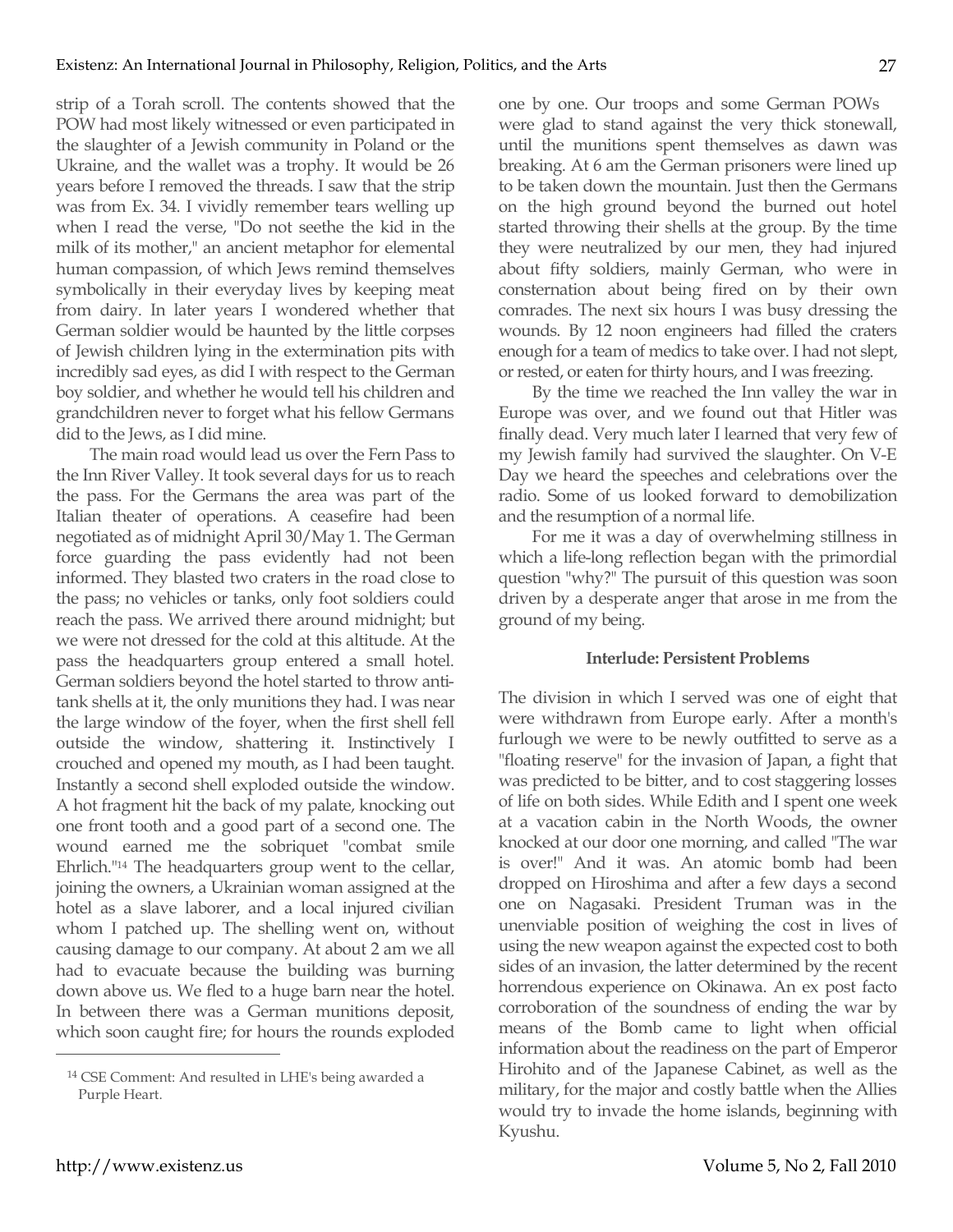strip of a Torah scroll. The contents showed that the POW had most likely witnessed or even participated in the slaughter of a Jewish community in Poland or the Ukraine, and the wallet was a trophy. It would be 26 years before I removed the threads. I saw that the strip was from Ex. 34. I vividly remember tears welling up when I read the verse, "Do not seethe the kid in the milk of its mother," an ancient metaphor for elemental human compassion, of which Jews remind themselves symbolically in their everyday lives by keeping meat from dairy. In later years I wondered whether that German soldier would be haunted by the little corpses of Jewish children lying in the extermination pits with incredibly sad eyes, as did I with respect to the German boy soldier, and whether he would tell his children and grandchildren never to forget what his fellow Germans did to the Jews, as I did mine.

The main road would lead us over the Fern Pass to the Inn River Valley. It took several days for us to reach the pass. For the Germans the area was part of the Italian theater of operations. A ceasefire had been negotiated as of midnight April 30/May 1. The German force guarding the pass evidently had not been informed. They blasted two craters in the road close to the pass; no vehicles or tanks, only foot soldiers could reach the pass. We arrived there around midnight; but we were not dressed for the cold at this altitude. At the pass the headquarters group entered a small hotel. German soldiers beyond the hotel started to throw anti-tank shells at it, the only munitions they had. I was near the large window of the foyer, when the first shell fell outside the window, shattering it. Instinctively I crouched and opened my mouth, as I had been taught. Instantly a second shell exploded outside the window. A hot fragment hit the back of my palate, knocking out one front tooth and a good part of a second one. The wound earned me the sobriquet "combat smile Ehrlich."[14] The headquarters group went to the cellar, joining the owners, a Ukrainian woman assigned at the hotel as a slave laborer, and a local injured civilian whom I patched up. The shelling went on, without causing damage to our company. At about 2 am we all had to evacuate because the building was burning down above us. We fled to a huge barn near the hotel. In between there was a German munitions deposit, which soon caught fire; for hours the rounds exploded one by one. Our troops and some German POWs were glad to stand against the very thick stonewall, until the munitions spent themselves as dawn was breaking. At 6 am the German prisoners were lined up to be taken down the mountain. Just then the Germans on the high ground beyond the burned out hotel started throwing their shells at the group. By the time they were neutralized by our men, they had injured about fifty soldiers, mainly German, who were in consternation about being fired on by their own comrades. The next six hours I was busy dressing the wounds. By 12 noon engineers had filled the craters enough for a team of medics to take over. I had not slept, or rested, or eaten for thirty hours, and I was freezing.

By the time we reached the Inn valley the war in Europe was over, and we found out that Hitler was finally dead. Very much later I learned that very few of my Jewish family had survived the slaughter. On V-E Day we heard the speeches and celebrations over the radio. Some of us looked forward to demobilization and the resumption of a normal life.

For me it was a day of overwhelming stillness in which a life-long reflection began with the primordial question "why?" The pursuit of this question was soon driven by a desperate anger that arose in me from the ground of my being.

**Interlude: Persistent Problems**

The division in which I served was one of eight that were withdrawn from Europe early. After a month's furlough we were to be newly outfitted to serve as a "floating reserve" for the invasion of Japan, a fight that was predicted to be bitter, and to cost staggering losses of life on both sides. While Edith and I spent one week at a vacation cabin in the North Woods, the owner knocked at our door one morning, and called "The war is over!" And it was. An atomic bomb had been dropped on Hiroshima and after a few days a second one on Nagasaki. President Truman was in the unenviable position of weighing the cost in lives of using the new weapon against the expected cost to both sides of an invasion, the latter determined by the recent horrendous experience on Okinawa. An ex post facto corroboration of the soundness of ending the war by means of the Bomb came to light when official information about the readiness on the part of Emperor Hirohito and of the Japanese Cabinet, as well as the military, for the major and costly battle when the Allies would try to invade the home islands, beginning with Kyushu.

---

[14] CSE Comment: And resulted in LHE's being awarded a Purple Heart.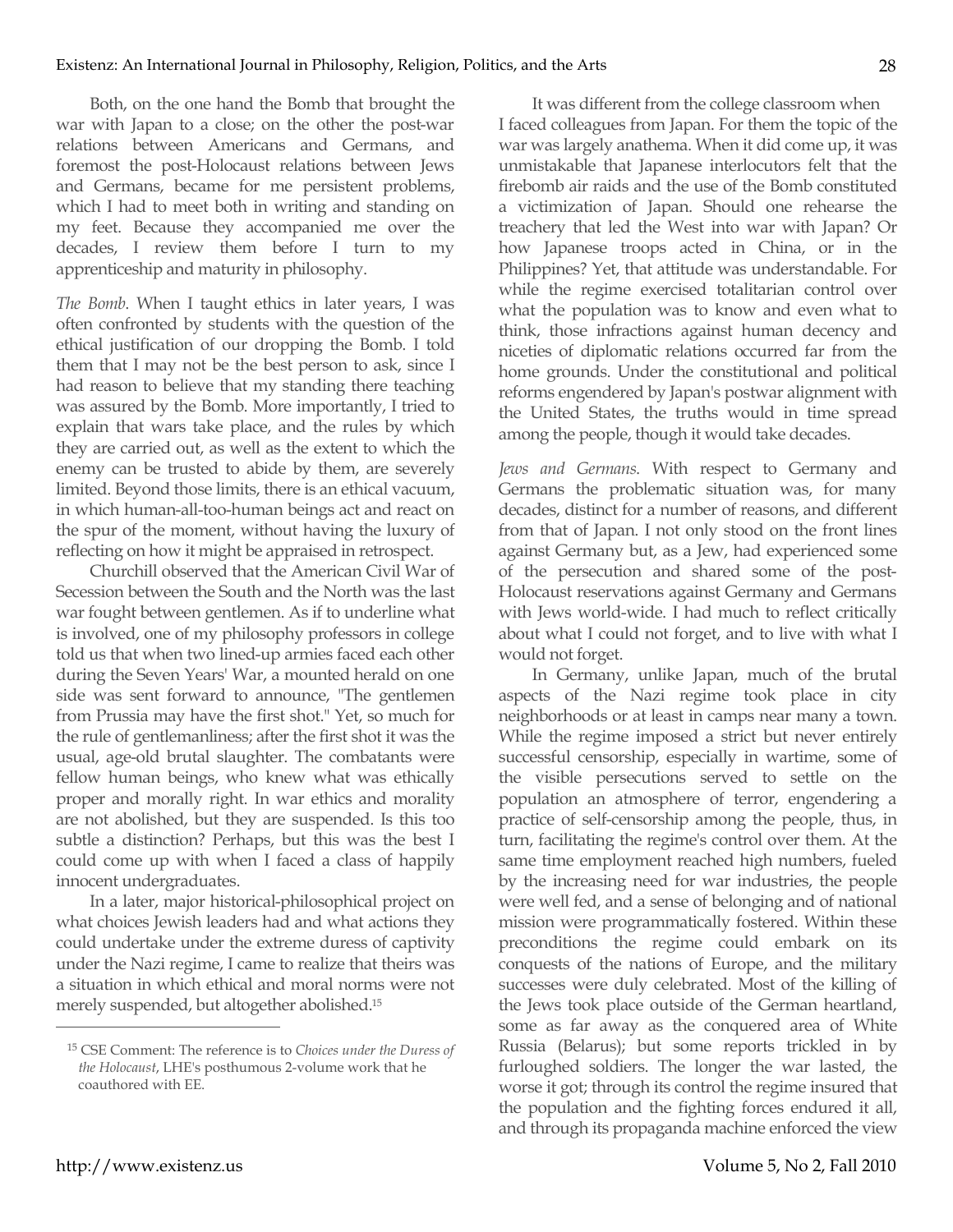Both, on the one hand the Bomb that brought the war with Japan to a close; on the other the post-war relations between Americans and Germans, and foremost the post-Holocaust relations between Jews and Germans, became for me persistent problems, which I had to meet both in writing and standing on my feet. Because they accompanied me over the decades, I review them before I turn to my apprenticeship and maturity in philosophy.

*The Bomb*. When I taught ethics in later years, I was often confronted by students with the question of the ethical justification of our dropping the Bomb. I told them that I may not be the best person to ask, since I had reason to believe that my standing there teaching was assured by the Bomb. More importantly, I tried to explain that wars take place, and the rules by which they are carried out, as well as the extent to which the enemy can be trusted to abide by them, are severely limited. Beyond those limits, there is an ethical vacuum, in which human-all-too-human beings act and react on the spur of the moment, without having the luxury of reflecting on how it might be appraised in retrospect.

Churchill observed that the American Civil War of Secession between the South and the North was the last war fought between gentlemen. As if to underline what is involved, one of my philosophy professors in college told us that when two lined-up armies faced each other during the Seven Years' War, a mounted herald on one side was sent forward to announce, "The gentlemen from Prussia may have the first shot." Yet, so much for the rule of gentlemanliness; after the first shot it was the usual, age-old brutal slaughter. The combatants were fellow human beings, who knew what was ethically proper and morally right. In war ethics and morality are not abolished, but they are suspended. Is this too subtle a distinction? Perhaps, but this was the best I could come up with when I faced a class of happily innocent undergraduates.

In a later, major historical-philosophical project on what choices Jewish leaders had and what actions they could undertake under the extreme duress of captivity under the Nazi regime, I came to realize that theirs was a situation in which ethical and moral norms were not merely suspended, but altogether abolished.[15]

It was different from the college classroom when I faced colleagues from Japan. For them the topic of the war was largely anathema. When it did come up, it was unmistakable that Japanese interlocutors felt that the firebomb air raids and the use of the Bomb constituted a victimization of Japan. Should one rehearse the treachery that led the West into war with Japan? Or how Japanese troops acted in China, or in the Philippines? Yet, that attitude was understandable. For while the regime exercised totalitarian control over what the population was to know and even what to think, those infractions against human decency and niceties of diplomatic relations occurred far from the home grounds. Under the constitutional and political reforms engendered by Japan's postwar alignment with the United States, the truths would in time spread among the people, though it would take decades.

*Jews and Germans*. With respect to Germany and Germans the problematic situation was, for many decades, distinct for a number of reasons, and different from that of Japan. I not only stood on the front lines against Germany but, as a Jew, had experienced some of the persecution and shared some of the post-Holocaust reservations against Germany and Germans with Jews world-wide. I had much to reflect critically about what I could not forget, and to live with what I would not forget.

In Germany, unlike Japan, much of the brutal aspects of the Nazi regime took place in city neighborhoods or at least in camps near many a town. While the regime imposed a strict but never entirely successful censorship, especially in wartime, some of the visible persecutions served to settle on the population an atmosphere of terror, engendering a practice of self-censorship among the people, thus, in turn, facilitating the regime's control over them. At the same time employment reached high numbers, fueled by the increasing need for war industries, the people were well fed, and a sense of belonging and of national mission were programmatically fostered. Within these preconditions the regime could embark on its conquests of the nations of Europe, and the military successes were duly celebrated. Most of the killing of the Jews took place outside of the German heartland, some as far away as the conquered area of White Russia (Belarus); but some reports trickled in by furloughed soldiers. The longer the war lasted, the worse it got; through its control the regime insured that the population and the fighting forces endured it all, and through its propaganda machine enforced the view

---

[15] CSE Comment: The reference is to *Choices under the Duress of the Holocaust*, LHE's posthumous 2-volume work that he coauthored with EE.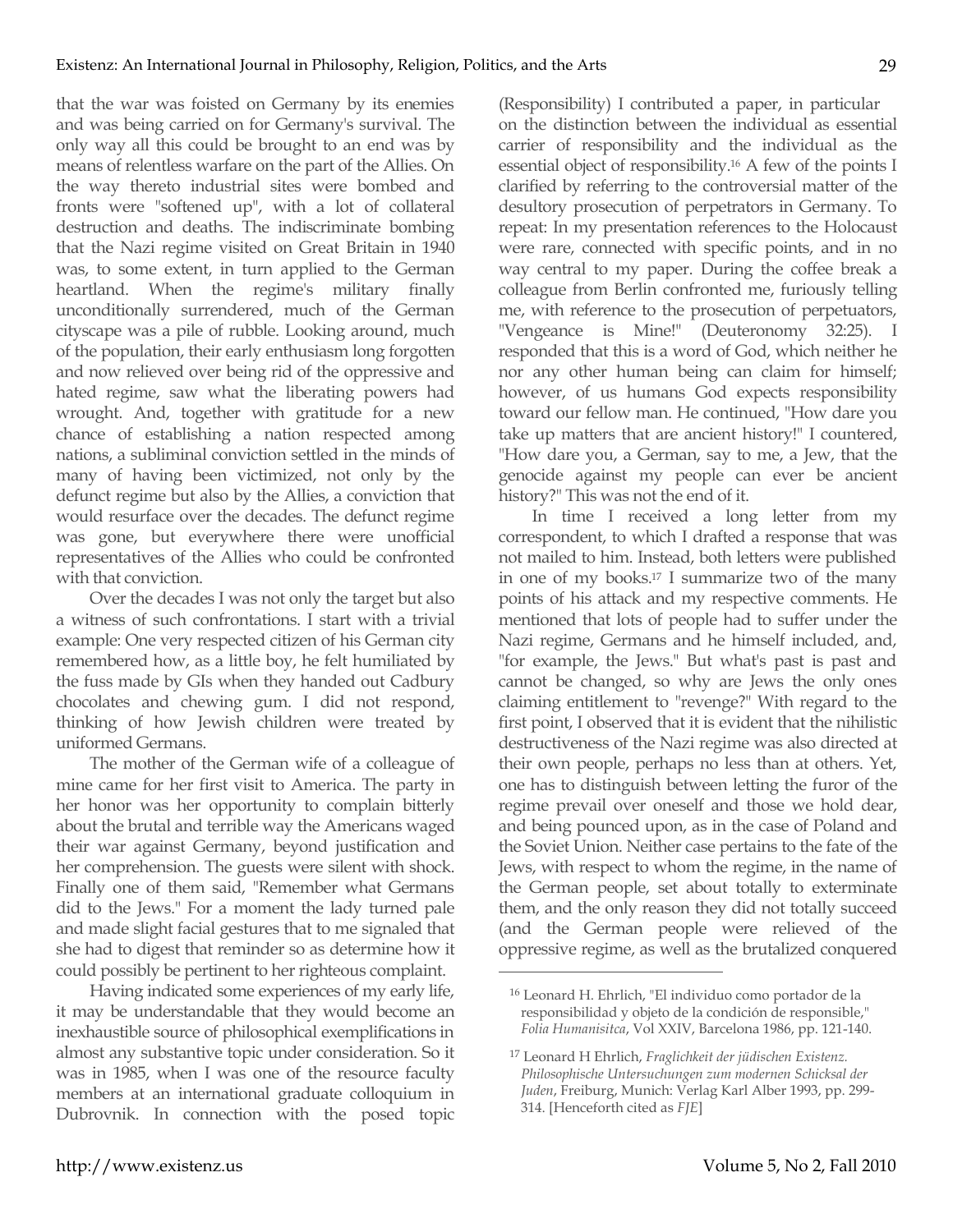that the war was foisted on Germany by its enemies and was being carried on for Germany's survival. The only way all this could be brought to an end was by means of relentless warfare on the part of the Allies. On the way thereto industrial sites were bombed and fronts were "softened up", with a lot of collateral destruction and deaths. The indiscriminate bombing that the Nazi regime visited on Great Britain in 1940 was, to some extent, in turn applied to the German heartland. When the regime's military finally unconditionally surrendered, much of the German cityscape was a pile of rubble. Looking around, much of the population, their early enthusiasm long forgotten and now relieved over being rid of the oppressive and hated regime, saw what the liberating powers had wrought. And, together with gratitude for a new chance of establishing a nation respected among nations, a subliminal conviction settled in the minds of many of having been victimized, not only by the defunct regime but also by the Allies, a conviction that would resurface over the decades. The defunct regime was gone, but everywhere there were unofficial representatives of the Allies who could be confronted with that conviction.

Over the decades I was not only the target but also a witness of such confrontations. I start with a trivial example: One very respected citizen of his German city remembered how, as a little boy, he felt humiliated by the fuss made by GIs when they handed out Cadbury chocolates and chewing gum. I did not respond, thinking of how Jewish children were treated by uniformed Germans.

The mother of the German wife of a colleague of mine came for her first visit to America. The party in her honor was her opportunity to complain bitterly about the brutal and terrible way the Americans waged their war against Germany, beyond justification and her comprehension. The guests were silent with shock. Finally one of them said, "Remember what Germans did to the Jews." For a moment the lady turned pale and made slight facial gestures that to me signaled that she had to digest that reminder so as determine how it could possibly be pertinent to her righteous complaint.

Having indicated some experiences of my early life, it may be understandable that they would become an inexhaustible source of philosophical exemplifications in almost any substantive topic under consideration. So it was in 1985, when I was one of the resource faculty members at an international graduate colloquium in Dubrovnik. In connection with the posed topic (Responsibility) I contributed a paper, in particular on the distinction between the individual as essential carrier of responsibility and the individual as the essential object of responsibility.[16] A few of the points I clarified by referring to the controversial matter of the desultory prosecution of perpetrators in Germany. To repeat: In my presentation references to the Holocaust were rare, connected with specific points, and in no way central to my paper. During the coffee break a colleague from Berlin confronted me, furiously telling me, with reference to the prosecution of perpetuators, "Vengeance is Mine!" (Deuteronomy 32:25). I responded that this is a word of God, which neither he nor any other human being can claim for himself; however, of us humans God expects responsibility toward our fellow man. He continued, "How dare you take up matters that are ancient history!" I countered, "How dare you, a German, say to me, a Jew, that the genocide against my people can ever be ancient history?" This was not the end of it.

In time I received a long letter from my correspondent, to which I drafted a response that was not mailed to him. Instead, both letters were published in one of my books.[17] I summarize two of the many points of his attack and my respective comments. He mentioned that lots of people had to suffer under the Nazi regime, Germans and he himself included, and, "for example, the Jews." But what's past is past and cannot be changed, so why are Jews the only ones claiming entitlement to "revenge?" With regard to the first point, I observed that it is evident that the nihilistic destructiveness of the Nazi regime was also directed at their own people, perhaps no less than at others. Yet, one has to distinguish between letting the furor of the regime prevail over oneself and those we hold dear, and being pounced upon, as in the case of Poland and the Soviet Union. Neither case pertains to the fate of the Jews, with respect to whom the regime, in the name of the German people, set about totally to exterminate them, and the only reason they did not totally succeed (and the German people were relieved of the oppressive regime, as well as the brutalized conquered

---

[16] Leonard H. Ehrlich, "El individuo como portador de la responsibilidad y objeto de la condición de responsble," *Folia Humanisitca*, Vol XXIV, Barcelona 1986, pp. 121-140.

[17] Leonard H Ehrlich, *Fraglichkeit der jüdischen Existenz. Philosophische Untersuchungen zum modernen Schicksal der Juden*, Freiburg, Munich: Verlag Karl Alber 1993, pp. 299-314. [Henceforth cited as *FJE*]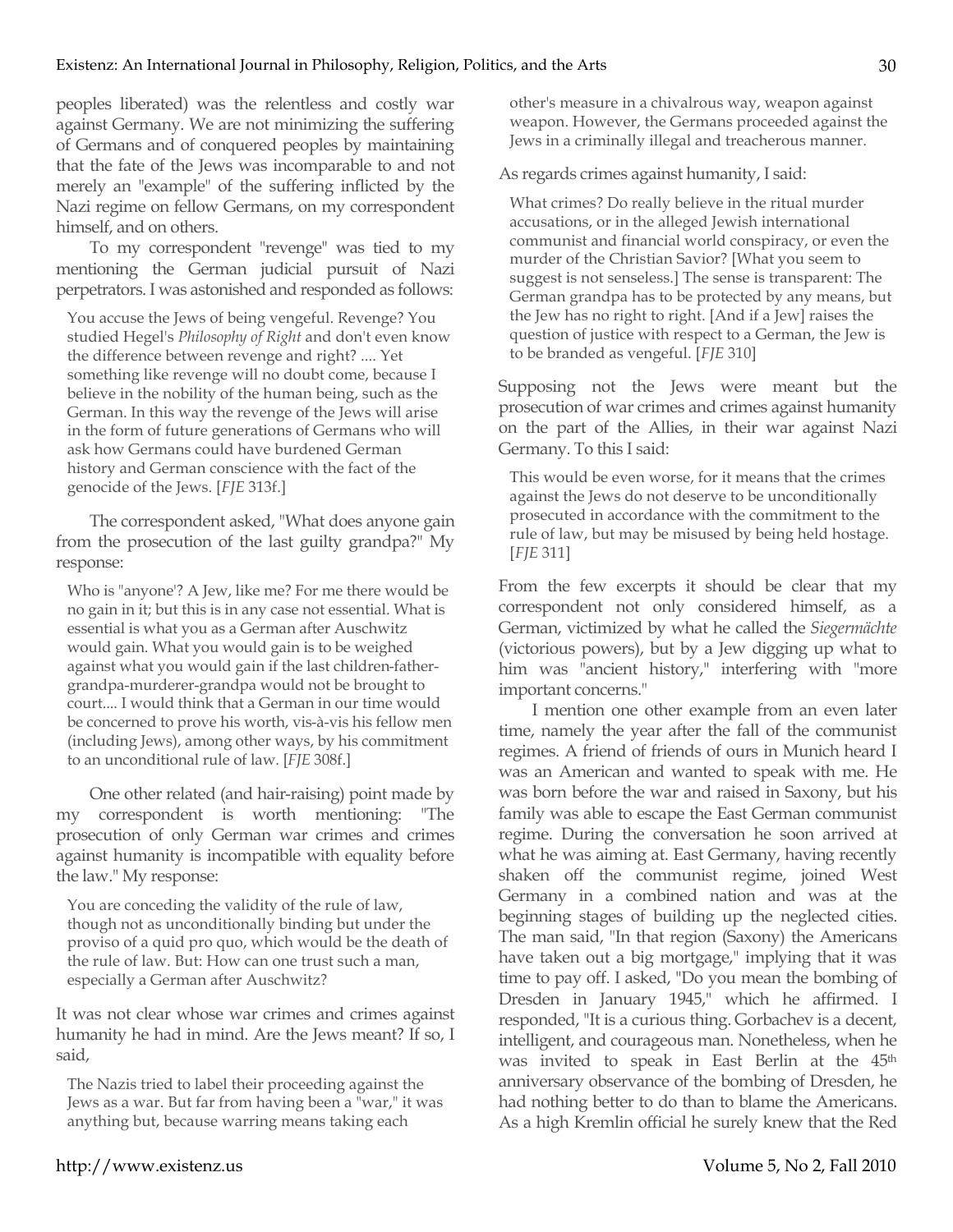peoples liberated) was the relentless and costly war against Germany. We are not minimizing the suffering of Germans and of conquered peoples by maintaining that the fate of the Jews was incomparable to and not merely an "example" of the suffering inflicted by the Nazi regime on fellow Germans, on my correspondent himself, and on others.

To my correspondent "revenge" was tied to my mentioning the German judicial pursuit of Nazi perpetrators. I was astonished and responded as follows:

> You accuse the Jews of being vengeful. Revenge? You studied Hegel's *Philosophy of Right* and don't even know the difference between revenge and right? .... Yet something like revenge will no doubt come, because I believe in the nobility of the human being, such as the German. In this way the revenge of the Jews will arise in the form of future generations of Germans who will ask how Germans could have burdened German history and German conscience with the fact of the genocide of the Jews. [*FJE* 313f.]

The correspondent asked, "What does anyone gain from the prosecution of the last guilty grandpa?" My response:

> Who is "anyone'? A Jew, like me? For me there would be no gain in it; but this is in any case not essential. What is essential is what you as a German after Auschwitz would gain. What you would gain is to be weighed against what you would gain if the last children-father-grandpa-murderer-grandpa would not be brought to court.... I would think that a German in our time would be concerned to prove his worth, vis-à-vis his fellow men (including Jews), among other ways, by his commitment to an unconditional rule of law. [*FJE* 308f.]

One other related (and hair-raising) point made by my correspondent is worth mentioning: "The prosecution of only German war crimes and crimes against humanity is incompatible with equality before the law." My response:

> You are conceding the validity of the rule of law, though not as unconditionally binding but under the proviso of a quid pro quo, which would be the death of the rule of law. But: How can one trust such a man, especially a German after Auschwitz?

It was not clear whose war crimes and crimes against humanity he had in mind. Are the Jews meant? If so, I said,

> The Nazis tried to label their proceeding against the Jews as a war. But far from having been a "war," it was anything but, because warring means taking each other's measure in a chivalrous way, weapon against weapon. However, the Germans proceeded against the Jews in a criminally illegal and treacherous manner.

As regards crimes against humanity, I said:

> What crimes? Do really believe in the ritual murder accusations, or in the alleged Jewish international communist and financial world conspiracy, or even the murder of the Christian Savior? [What you seem to suggest is not senseless.] The sense is transparent: The German grandpa has to be protected by any means, but the Jew has no right to right. [And if a Jew] raises the question of justice with respect to a German, the Jew is to be branded as vengeful. [*FJE* 310]

Supposing not the Jews were meant but the prosecution of war crimes and crimes against humanity on the part of the Allies, in their war against Nazi Germany. To this I said:

> This would be even worse, for it means that the crimes against the Jews do not deserve to be unconditionally prosecuted in accordance with the commitment to the rule of law, but may be misused by being held hostage. [*FJE* 311]

From the few excerpts it should be clear that my correspondent not only considered himself, as a German, victimized by what he called the *Siegermächte* (victorious powers), but by a Jew digging up what to him was "ancient history," interfering with "more important concerns."

I mention one other example from an even later time, namely the year after the fall of the communist regimes. A friend of friends of ours in Munich heard I was an American and wanted to speak with me. He was born before the war and raised in Saxony, but his family was able to escape the East German communist regime. During the conversation he soon arrived at what he was aiming at. East Germany, having recently shaken off the communist regime, joined West Germany in a combined nation and was at the beginning stages of building up the neglected cities. The man said, "In that region (Saxony) the Americans have taken out a big mortgage," implying that it was time to pay off. I asked, "Do you mean the bombing of Dresden in January 1945," which he affirmed. I responded, "It is a curious thing. Gorbachev is a decent, intelligent, and courageous man. Nonetheless, when he was invited to speak in East Berlin at the 45th anniversary observance of the bombing of Dresden, he had nothing better to do than to blame the Americans. As a high Kremlin official he surely knew that the Red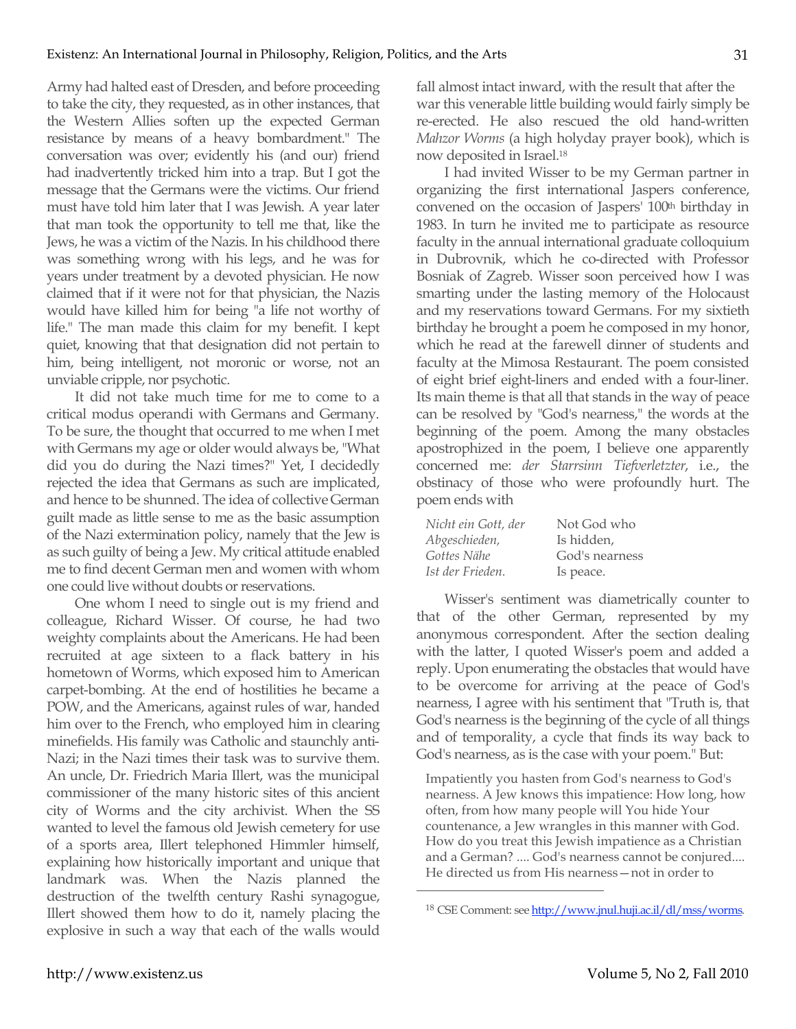Army had halted east of Dresden, and before proceeding to take the city, they requested, as in other instances, that the Western Allies soften up the expected German resistance by means of a heavy bombardment." The conversation was over; evidently his (and our) friend had inadvertently tricked him into a trap. But I got the message that the Germans were the victims. Our friend must have told him later that I was Jewish. A year later that man took the opportunity to tell me that, like the Jews, he was a victim of the Nazis. In his childhood there was something wrong with his legs, and he was for years under treatment by a devoted physician. He now claimed that if it were not for that physician, the Nazis would have killed him for being "a life not worthy of life." The man made this claim for my benefit. I kept quiet, knowing that that designation did not pertain to him, being intelligent, not moronic or worse, not an unviable cripple, nor psychotic.

It did not take much time for me to come to a critical modus operandi with Germans and Germany. To be sure, the thought that occurred to me when I met with Germans my age or older would always be, "What did you do during the Nazi times?" Yet, I decidedly rejected the idea that Germans as such are implicated, and hence to be shunned. The idea of collective German guilt made as little sense to me as the basic assumption of the Nazi extermination policy, namely that the Jew is as such guilty of being a Jew. My critical attitude enabled me to find decent German men and women with whom one could live without doubts or reservations.

One whom I need to single out is my friend and colleague, Richard Wisser. Of course, he had two weighty complaints about the Americans. He had been recruited at age sixteen to a flack battery in his hometown of Worms, which exposed him to American carpet-bombing. At the end of hostilities he became a POW, and the Americans, against rules of war, handed him over to the French, who employed him in clearing minefields. His family was Catholic and staunchly anti-Nazi; in the Nazi times their task was to survive them. An uncle, Dr. Friedrich Maria Illert, was the municipal commissioner of the many historic sites of this ancient city of Worms and the city archivist. When the SS wanted to level the famous old Jewish cemetery for use of a sports area, Illert telephoned Himmler himself, explaining how historically important and unique that landmark was. When the Nazis planned the destruction of the twelfth century Rashi synagogue, Illert showed them how to do it, namely placing the explosive in such a way that each of the walls would fall almost intact inward, with the result that after the war this venerable little building would fairly simply be re-erected. He also rescued the old hand-written *Mahzor Worms* (a high holyday prayer book), which is now deposited in Israel.[18]

I had invited Wisser to be my German partner in organizing the first international Jaspers conference, convened on the occasion of Jaspers' 100th birthday in 1983. In turn he invited me to participate as resource faculty in the annual international graduate colloquium in Dubrovnik, which he co-directed with Professor Bosniak of Zagreb. Wisser soon perceived how I was smarting under the lasting memory of the Holocaust and my reservations toward Germans. For my sixtieth birthday he brought a poem he composed in my honor, which he read at the farewell dinner of students and faculty at the Mimosa Restaurant. The poem consisted of eight brief eight-liners and ended with a four-liner. Its main theme is that all that stands in the way of peace can be resolved by "God's nearness," the words at the beginning of the poem. Among the many obstacles apostrophized in the poem, I believe one apparently concerned me: *der Starrsinn Tiefverletzter*, i.e., the obstinacy of those who were profoundly hurt. The poem ends with

| | |
|---|---|
| *Nicht ein Gott, der* | Not God who |
| *Abgeschieden,* | Is hidden, |
| *Gottes Nähe* | God's nearness |
| *Ist der Frieden.* | Is peace. |

Wisser's sentiment was diametrically counter to that of the other German, represented by my anonymous correspondent. After the section dealing with the latter, I quoted Wisser's poem and added a reply. Upon enumerating the obstacles that would have to be overcome for arriving at the peace of God's nearness, I agree with his sentiment that "Truth is, that God's nearness is the beginning of the cycle of all things and of temporality, a cycle that finds its way back to God's nearness, as is the case with your poem." But:

> Impatiently you hasten from God's nearness to God's nearness. A Jew knows this impatience: How long, how often, from how many people will You hide Your countenance, a Jew wrangles in this manner with God. How do you treat this Jewish impatience as a Christian and a German? .... God's nearness cannot be conjured.... He directed us from His nearness—not in order to

[18] CSE Comment: see http://www.jnul.huji.ac.il/dl/mss/worms.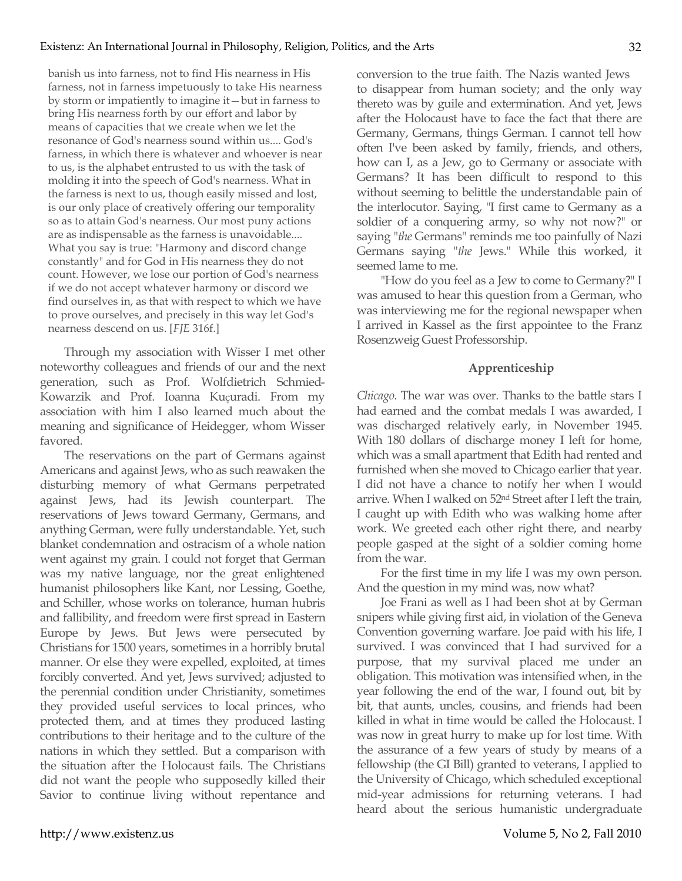> banish us into farness, not to find His nearness in His farness, not in farness impetuously to take His nearness by storm or impatiently to imagine it—but in farness to bring His nearness forth by our effort and labor by means of capacities that we create when we let the resonance of God's nearness sound within us.... God's farness, in which there is whatever and whoever is near to us, is the alphabet entrusted to us with the task of molding it into the speech of God's nearness. What in the farness is next to us, though easily missed and lost, is our only place of creatively offering our temporality so as to attain God's nearness. Our most puny actions are as indispensable as the farness is unavoidable.... What you say is true: "Harmony and discord change constantly" and for God in His nearness they do not count. However, we lose our portion of God's nearness if we do not accept whatever harmony or discord we find ourselves in, as that with respect to which we have to prove ourselves, and precisely in this way let God's nearness descend on us. [*FJE* 316f.]

Through my association with Wisser I met other noteworthy colleagues and friends of our and the next generation, such as Prof. Wolfdietrich Schmied-Kowarzik and Prof. Ioanna Kuçuradi. From my association with him I also learned much about the meaning and significance of Heidegger, whom Wisser favored.

The reservations on the part of Germans against Americans and against Jews, who as such reawaken the disturbing memory of what Germans perpetrated against Jews, had its Jewish counterpart. The reservations of Jews toward Germany, Germans, and anything German, were fully understandable. Yet, such blanket condemnation and ostracism of a whole nation went against my grain. I could not forget that German was my native language, nor the great enlightened humanist philosophers like Kant, nor Lessing, Goethe, and Schiller, whose works on tolerance, human hubris and fallibility, and freedom were first spread in Eastern Europe by Jews. But Jews were persecuted by Christians for 1500 years, sometimes in a horribly brutal manner. Or else they were expelled, exploited, at times forcibly converted. And yet, Jews survived; adjusted to the perennial condition under Christianity, sometimes they provided useful services to local princes, who protected them, and at times they produced lasting contributions to their heritage and to the culture of the nations in which they settled. But a comparison with the situation after the Holocaust fails. The Christians did not want the people who supposedly killed their Savior to continue living without repentance and conversion to the true faith. The Nazis wanted Jews to disappear from human society; and the only way thereto was by guile and extermination. And yet, Jews after the Holocaust have to face the fact that there are Germany, Germans, things German. I cannot tell how often I've been asked by family, friends, and others, how can I, as a Jew, go to Germany or associate with Germans? It has been difficult to respond to this without seeming to belittle the understandable pain of the interlocutor. Saying, "I first came to Germany as a soldier of a conquering army, so why not now?" or saying "*the* Germans" reminds me too painfully of Nazi Germans saying "*the* Jews." While this worked, it seemed lame to me.

"How do you feel as a Jew to come to Germany?" I was amused to hear this question from a German, who was interviewing me for the regional newspaper when I arrived in Kassel as the first appointee to the Franz Rosenzweig Guest Professorship.

## Apprenticeship

*Chicago*. The war was over. Thanks to the battle stars I had earned and the combat medals I was awarded, I was discharged relatively early, in November 1945. With 180 dollars of discharge money I left for home, which was a small apartment that Edith had rented and furnished when she moved to Chicago earlier that year. I did not have a chance to notify her when I would arrive. When I walked on 52nd Street after I left the train, I caught up with Edith who was walking home after work. We greeted each other right there, and nearby people gasped at the sight of a soldier coming home from the war.

For the first time in my life I was my own person. And the question in my mind was, now what?

Joe Frani as well as I had been shot at by German snipers while giving first aid, in violation of the Geneva Convention governing warfare. Joe paid with his life, I survived. I was convinced that I had survived for a purpose, that my survival placed me under an obligation. This motivation was intensified when, in the year following the end of the war, I found out, bit by bit, that aunts, uncles, cousins, and friends had been killed in what in time would be called the Holocaust. I was now in great hurry to make up for lost time. With the assurance of a few years of study by means of a fellowship (the GI Bill) granted to veterans, I applied to the University of Chicago, which scheduled exceptional mid-year admissions for returning veterans. I had heard about the serious humanistic undergraduate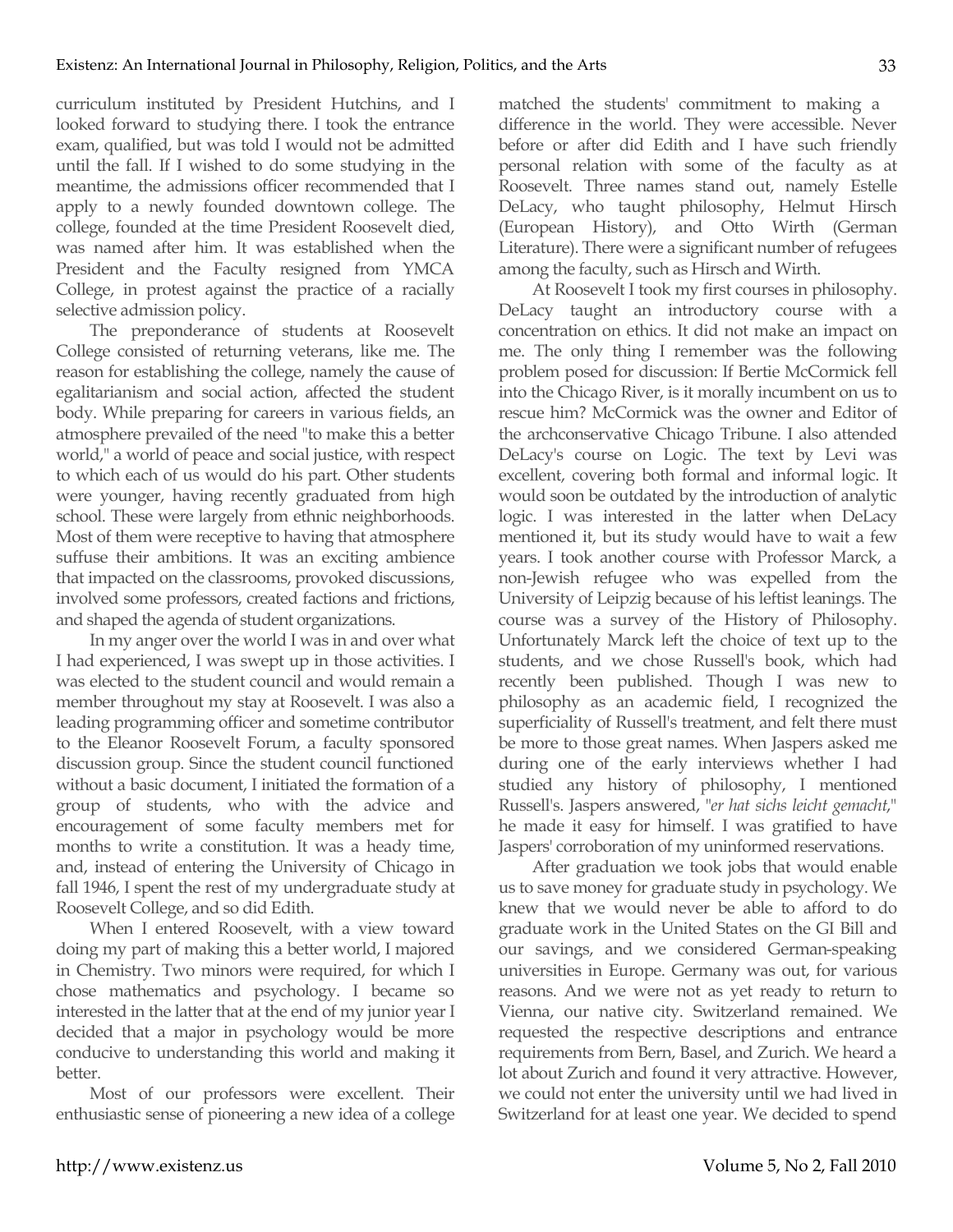curriculum instituted by President Hutchins, and I looked forward to studying there. I took the entrance exam, qualified, but was told I would not be admitted until the fall. If I wished to do some studying in the meantime, the admissions officer recommended that I apply to a newly founded downtown college. The college, founded at the time President Roosevelt died, was named after him. It was established when the President and the Faculty resigned from YMCA College, in protest against the practice of a racially selective admission policy.

The preponderance of students at Roosevelt College consisted of returning veterans, like me. The reason for establishing the college, namely the cause of egalitarianism and social action, affected the student body. While preparing for careers in various fields, an atmosphere prevailed of the need "to make this a better world," a world of peace and social justice, with respect to which each of us would do his part. Other students were younger, having recently graduated from high school. These were largely from ethnic neighborhoods. Most of them were receptive to having that atmosphere suffuse their ambitions. It was an exciting ambience that impacted on the classrooms, provoked discussions, involved some professors, created factions and frictions, and shaped the agenda of student organizations.

In my anger over the world I was in and over what I had experienced, I was swept up in those activities. I was elected to the student council and would remain a member throughout my stay at Roosevelt. I was also a leading programming officer and sometime contributor to the Eleanor Roosevelt Forum, a faculty sponsored discussion group. Since the student council functioned without a basic document, I initiated the formation of a group of students, who with the advice and encouragement of some faculty members met for months to write a constitution. It was a heady time, and, instead of entering the University of Chicago in fall 1946, I spent the rest of my undergraduate study at Roosevelt College, and so did Edith.

When I entered Roosevelt, with a view toward doing my part of making this a better world, I majored in Chemistry. Two minors were required, for which I chose mathematics and psychology. I became so interested in the latter that at the end of my junior year I decided that a major in psychology would be more conducive to understanding this world and making it better.

Most of our professors were excellent. Their enthusiastic sense of pioneering a new idea of a college matched the students' commitment to making a difference in the world. They were accessible. Never before or after did Edith and I have such friendly personal relation with some of the faculty as at Roosevelt. Three names stand out, namely Estelle DeLacy, who taught philosophy, Helmut Hirsch (European History), and Otto Wirth (German Literature). There were a significant number of refugees among the faculty, such as Hirsch and Wirth.

At Roosevelt I took my first courses in philosophy. DeLacy taught an introductory course with a concentration on ethics. It did not make an impact on me. The only thing I remember was the following problem posed for discussion: If Bertie McCormick fell into the Chicago River, is it morally incumbent on us to rescue him? McCormick was the owner and Editor of the archconservative Chicago Tribune. I also attended DeLacy's course on Logic. The text by Levi was excellent, covering both formal and informal logic. It would soon be outdated by the introduction of analytic logic. I was interested in the latter when DeLacy mentioned it, but its study would have to wait a few years. I took another course with Professor Marck, a non-Jewish refugee who was expelled from the University of Leipzig because of his leftist leanings. The course was a survey of the History of Philosophy. Unfortunately Marck left the choice of text up to the students, and we chose Russell's book, which had recently been published. Though I was new to philosophy as an academic field, I recognized the superficiality of Russell's treatment, and felt there must be more to those great names. When Jaspers asked me during one of the early interviews whether I had studied any history of philosophy, I mentioned Russell's. Jaspers answered, "*er hat sichs leicht gemacht*," he made it easy for himself. I was gratified to have Jaspers' corroboration of my uninformed reservations.

After graduation we took jobs that would enable us to save money for graduate study in psychology. We knew that we would never be able to afford to do graduate work in the United States on the GI Bill and our savings, and we considered German-speaking universities in Europe. Germany was out, for various reasons. And we were not as yet ready to return to Vienna, our native city. Switzerland remained. We requested the respective descriptions and entrance requirements from Bern, Basel, and Zurich. We heard a lot about Zurich and found it very attractive. However, we could not enter the university until we had lived in Switzerland for at least one year. We decided to spend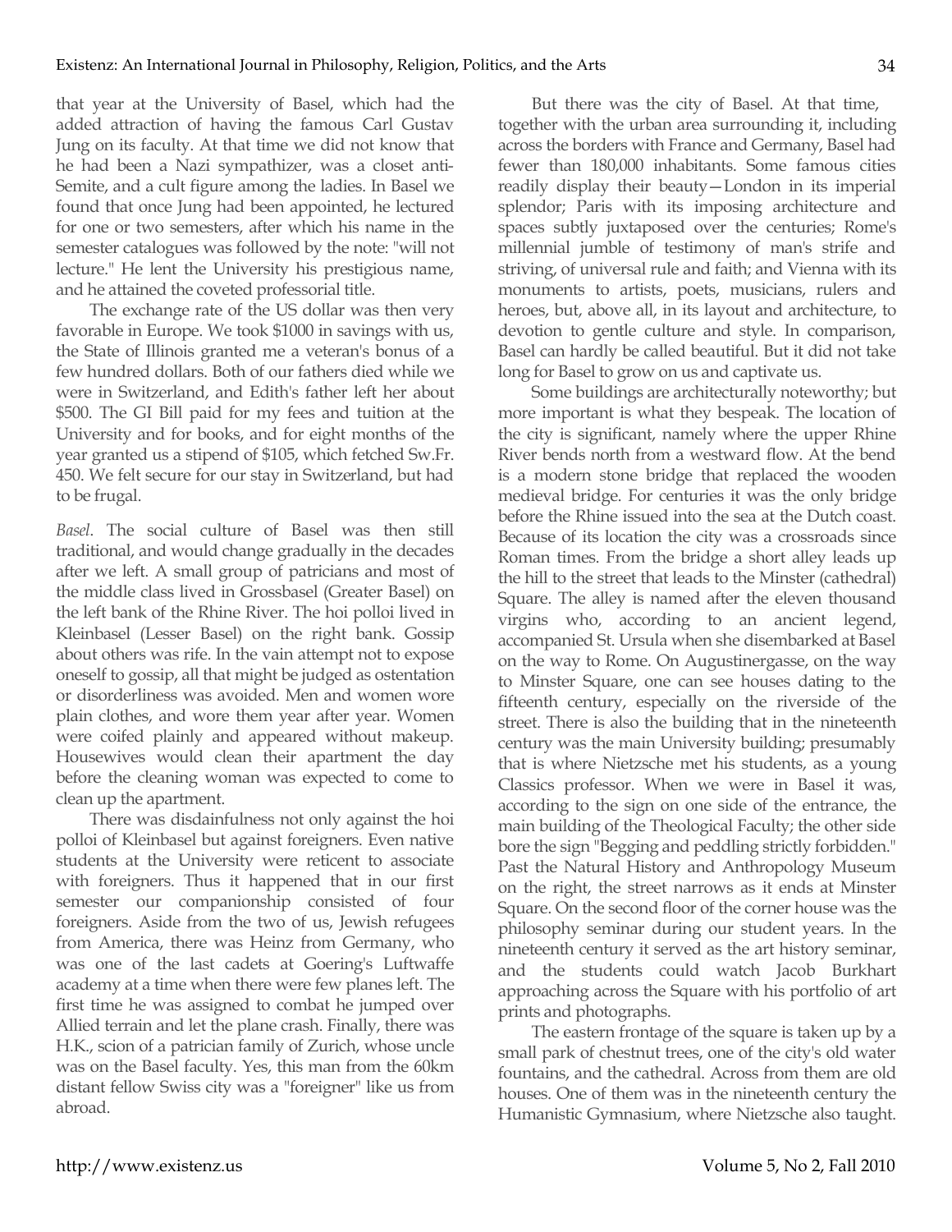that year at the University of Basel, which had the added attraction of having the famous Carl Gustav Jung on its faculty. At that time we did not know that he had been a Nazi sympathizer, was a closet anti-Semite, and a cult figure among the ladies. In Basel we found that once Jung had been appointed, he lectured for one or two semesters, after which his name in the semester catalogues was followed by the note: "will not lecture." He lent the University his prestigious name, and he attained the coveted professorial title.

The exchange rate of the US dollar was then very favorable in Europe. We took $1000 in savings with us, the State of Illinois granted me a veteran's bonus of a few hundred dollars. Both of our fathers died while we were in Switzerland, and Edith's father left her about $500. The GI Bill paid for my fees and tuition at the University and for books, and for eight months of the year granted us a stipend of $105, which fetched Sw.Fr. 450. We felt secure for our stay in Switzerland, but had to be frugal.

*Basel*. The social culture of Basel was then still traditional, and would change gradually in the decades after we left. A small group of patricians and most of the middle class lived in Grossbasel (Greater Basel) on the left bank of the Rhine River. The hoi polloi lived in Kleinbasel (Lesser Basel) on the right bank. Gossip about others was rife. In the vain attempt not to expose oneself to gossip, all that might be judged as ostentation or disorderliness was avoided. Men and women wore plain clothes, and wore them year after year. Women were coifed plainly and appeared without makeup. Housewives would clean their apartment the day before the cleaning woman was expected to come to clean up the apartment.

There was disdainfulness not only against the hoi polloi of Kleinbasel but against foreigners. Even native students at the University were reticent to associate with foreigners. Thus it happened that in our first semester our companionship consisted of four foreigners. Aside from the two of us, Jewish refugees from America, there was Heinz from Germany, who was one of the last cadets at Goering's Luftwaffe academy at a time when there were few planes left. The first time he was assigned to combat he jumped over Allied terrain and let the plane crash. Finally, there was H.K., scion of a patrician family of Zurich, whose uncle was on the Basel faculty. Yes, this man from the 60km distant fellow Swiss city was a "foreigner" like us from abroad.

But there was the city of Basel. At that time, together with the urban area surrounding it, including across the borders with France and Germany, Basel had fewer than 180,000 inhabitants. Some famous cities readily display their beauty—London in its imperial splendor; Paris with its imposing architecture and spaces subtly juxtaposed over the centuries; Rome's millennial jumble of testimony of man's strife and striving, of universal rule and faith; and Vienna with its monuments to artists, poets, musicians, rulers and heroes, but, above all, in its layout and architecture, to devotion to gentle culture and style. In comparison, Basel can hardly be called beautiful. But it did not take long for Basel to grow on us and captivate us.

Some buildings are architecturally noteworthy; but more important is what they bespeak. The location of the city is significant, namely where the upper Rhine River bends north from a westward flow. At the bend is a modern stone bridge that replaced the wooden medieval bridge. For centuries it was the only bridge before the Rhine issued into the sea at the Dutch coast. Because of its location the city was a crossroads since Roman times. From the bridge a short alley leads up the hill to the street that leads to the Minster (cathedral) Square. The alley is named after the eleven thousand virgins who, according to an ancient legend, accompanied St. Ursula when she disembarked at Basel on the way to Rome. On Augustinergasse, on the way to Minster Square, one can see houses dating to the fifteenth century, especially on the riverside of the street. There is also the building that in the nineteenth century was the main University building; presumably that is where Nietzsche met his students, as a young Classics professor. When we were in Basel it was, according to the sign on one side of the entrance, the main building of the Theological Faculty; the other side bore the sign "Begging and peddling strictly forbidden." Past the Natural History and Anthropology Museum on the right, the street narrows as it ends at Minster Square. On the second floor of the corner house was the philosophy seminar during our student years. In the nineteenth century it served as the art history seminar, and the students could watch Jacob Burkhart approaching across the Square with his portfolio of art prints and photographs.

The eastern frontage of the square is taken up by a small park of chestnut trees, one of the city's old water fountains, and the cathedral. Across from them are old houses. One of them was in the nineteenth century the Humanistic Gymnasium, where Nietzsche also taught.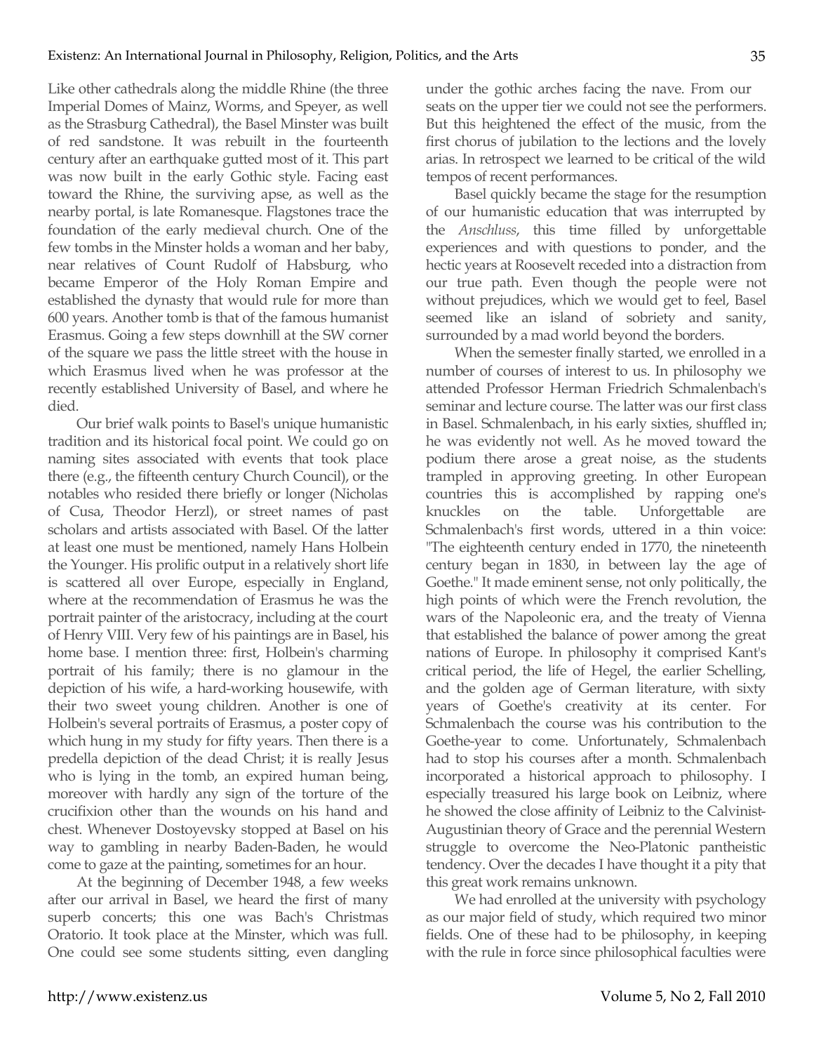Like other cathedrals along the middle Rhine (the three Imperial Domes of Mainz, Worms, and Speyer, as well as the Strasburg Cathedral), the Basel Minster was built of red sandstone. It was rebuilt in the fourteenth century after an earthquake gutted most of it. This part was now built in the early Gothic style. Facing east toward the Rhine, the surviving apse, as well as the nearby portal, is late Romanesque. Flagstones trace the foundation of the early medieval church. One of the few tombs in the Minster holds a woman and her baby, near relatives of Count Rudolf of Habsburg, who became Emperor of the Holy Roman Empire and established the dynasty that would rule for more than 600 years. Another tomb is that of the famous humanist Erasmus. Going a few steps downhill at the SW corner of the square we pass the little street with the house in which Erasmus lived when he was professor at the recently established University of Basel, and where he died.

Our brief walk points to Basel's unique humanistic tradition and its historical focal point. We could go on naming sites associated with events that took place there (e.g., the fifteenth century Church Council), or the notables who resided there briefly or longer (Nicholas of Cusa, Theodor Herzl), or street names of past scholars and artists associated with Basel. Of the latter at least one must be mentioned, namely Hans Holbein the Younger. His prolific output in a relatively short life is scattered all over Europe, especially in England, where at the recommendation of Erasmus he was the portrait painter of the aristocracy, including at the court of Henry VIII. Very few of his paintings are in Basel, his home base. I mention three: first, Holbein's charming portrait of his family; there is no glamour in the depiction of his wife, a hard-working housewife, with their two sweet young children. Another is one of Holbein's several portraits of Erasmus, a poster copy of which hung in my study for fifty years. Then there is a predella depiction of the dead Christ; it is really Jesus who is lying in the tomb, an expired human being, moreover with hardly any sign of the torture of the crucifixion other than the wounds on his hand and chest. Whenever Dostoyevsky stopped at Basel on his way to gambling in nearby Baden-Baden, he would come to gaze at the painting, sometimes for an hour.

At the beginning of December 1948, a few weeks after our arrival in Basel, we heard the first of many superb concerts; this one was Bach's Christmas Oratorio. It took place at the Minster, which was full. One could see some students sitting, even dangling under the gothic arches facing the nave. From our seats on the upper tier we could not see the performers. But this heightened the effect of the music, from the first chorus of jubilation to the lections and the lovely arias. In retrospect we learned to be critical of the wild tempos of recent performances.

Basel quickly became the stage for the resumption of our humanistic education that was interrupted by the *Anschluss*, this time filled by unforgettable experiences and with questions to ponder, and the hectic years at Roosevelt receded into a distraction from our true path. Even though the people were not without prejudices, which we would get to feel, Basel seemed like an island of sobriety and sanity, surrounded by a mad world beyond the borders.

When the semester finally started, we enrolled in a number of courses of interest to us. In philosophy we attended Professor Herman Friedrich Schmalenbach's seminar and lecture course. The latter was our first class in Basel. Schmalenbach, in his early sixties, shuffled in; he was evidently not well. As he moved toward the podium there arose a great noise, as the students trampled in approving greeting. In other European countries this is accomplished by rapping one's knuckles on the table. Unforgettable are Schmalenbach's first words, uttered in a thin voice: "The eighteenth century ended in 1770, the nineteenth century began in 1830, in between lay the age of Goethe." It made eminent sense, not only politically, the high points of which were the French revolution, the wars of the Napoleonic era, and the treaty of Vienna that established the balance of power among the great nations of Europe. In philosophy it comprised Kant's critical period, the life of Hegel, the earlier Schelling, and the golden age of German literature, with sixty years of Goethe's creativity at its center. For Schmalenbach the course was his contribution to the Goethe-year to come. Unfortunately, Schmalenbach had to stop his courses after a month. Schmalenbach incorporated a historical approach to philosophy. I especially treasured his large book on Leibniz, where he showed the close affinity of Leibniz to the Calvinist-Augustinian theory of Grace and the perennial Western struggle to overcome the Neo-Platonic pantheistic tendency. Over the decades I have thought it a pity that this great work remains unknown.

We had enrolled at the university with psychology as our major field of study, which required two minor fields. One of these had to be philosophy, in keeping with the rule in force since philosophical faculties were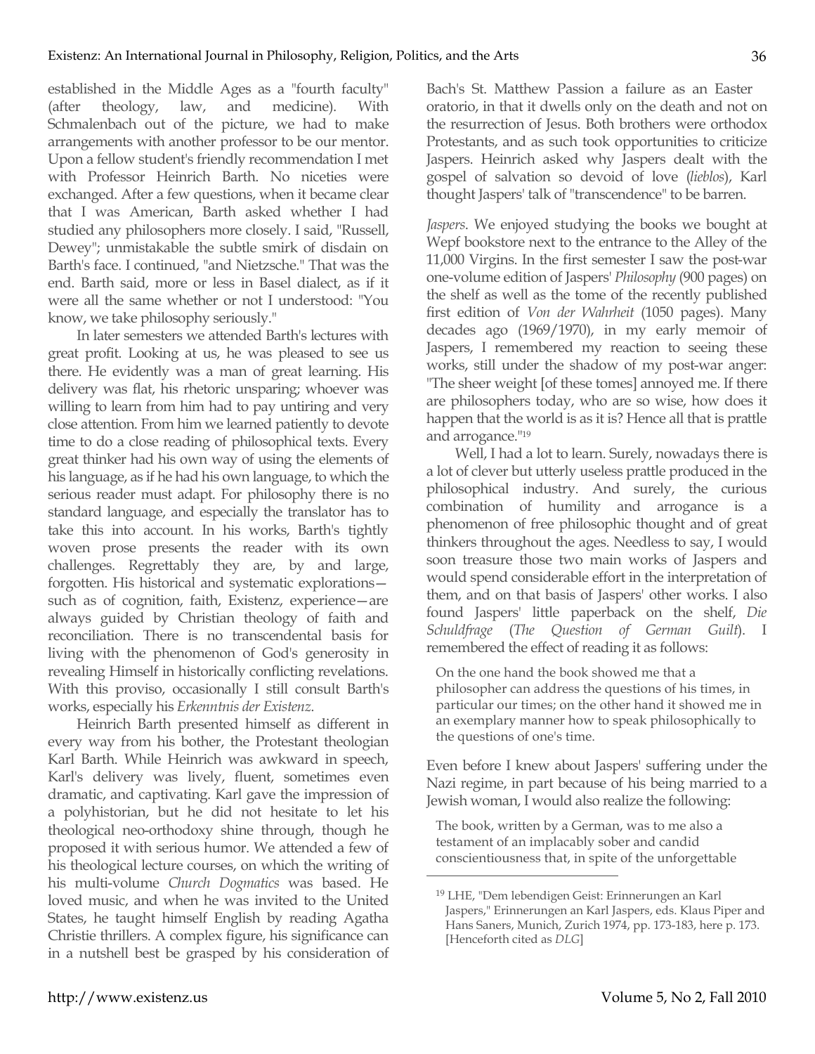established in the Middle Ages as a "fourth faculty" (after theology, law, and medicine). With Schmalenbach out of the picture, we had to make arrangements with another professor to be our mentor. Upon a fellow student's friendly recommendation I met with Professor Heinrich Barth. No niceties were exchanged. After a few questions, when it became clear that I was American, Barth asked whether I had studied any philosophers more closely. I said, "Russell, Dewey"; unmistakable the subtle smirk of disdain on Barth's face. I continued, "and Nietzsche." That was the end. Barth said, more or less in Basel dialect, as if it were all the same whether or not I understood: "You know, we take philosophy seriously."

In later semesters we attended Barth's lectures with great profit. Looking at us, he was pleased to see us there. He evidently was a man of great learning. His delivery was flat, his rhetoric unsparing; whoever was willing to learn from him had to pay untiring and very close attention. From him we learned patiently to devote time to do a close reading of philosophical texts. Every great thinker had his own way of using the elements of his language, as if he had his own language, to which the serious reader must adapt. For philosophy there is no standard language, and especially the translator has to take this into account. In his works, Barth's tightly woven prose presents the reader with its own challenges. Regrettably they are, by and large, forgotten. His historical and systematic explorations—such as of cognition, faith, Existenz, experience—are always guided by Christian theology of faith and reconciliation. There is no transcendental basis for living with the phenomenon of God's generosity in revealing Himself in historically conflicting revelations. With this proviso, occasionally I still consult Barth's works, especially his *Erkenntnis der Existenz*.

Heinrich Barth presented himself as different in every way from his bother, the Protestant theologian Karl Barth. While Heinrich was awkward in speech, Karl's delivery was lively, fluent, sometimes even dramatic, and captivating. Karl gave the impression of a polyhistorian, but he did not hesitate to let his theological neo-orthodoxy shine through, though he proposed it with serious humor. We attended a few of his theological lecture courses, on which the writing of his multi-volume *Church Dogmatics* was based. He loved music, and when he was invited to the United States, he taught himself English by reading Agatha Christie thrillers. A complex figure, his significance can in a nutshell best be grasped by his consideration of Bach's St. Matthew Passion a failure as an Easter oratorio, in that it dwells only on the death and not on the resurrection of Jesus. Both brothers were orthodox Protestants, and as such took opportunities to criticize Jaspers. Heinrich asked why Jaspers dealt with the gospel of salvation so devoid of love (*lieblos*), Karl thought Jaspers' talk of "transcendence" to be barren.

*Jaspers*. We enjoyed studying the books we bought at Wepf bookstore next to the entrance to the Alley of the 11,000 Virgins. In the first semester I saw the post-war one-volume edition of Jaspers' *Philosophy* (900 pages) on the shelf as well as the tome of the recently published first edition of *Von der Wahrheit* (1050 pages). Many decades ago (1969/1970), in my early memoir of Jaspers, I remembered my reaction to seeing these works, still under the shadow of my post-war anger: "The sheer weight [of these tomes] annoyed me. If there are philosophers today, who are so wise, how does it happen that the world is as it is? Hence all that is prattle and arrogance."[19]

Well, I had a lot to learn. Surely, nowadays there is a lot of clever but utterly useless prattle produced in the philosophical industry. And surely, the curious combination of humility and arrogance is a phenomenon of free philosophic thought and of great thinkers throughout the ages. Needless to say, I would soon treasure those two main works of Jaspers and would spend considerable effort in the interpretation of them, and on that basis of Jaspers' other works. I also found Jaspers' little paperback on the shelf, *Die Schuldfrage* (*The Question of German Guilt*). I remembered the effect of reading it as follows:

> On the one hand the book showed me that a philosopher can address the questions of his times, in particular our times; on the other hand it showed me in an exemplary manner how to speak philosophically to the questions of one's time.

Even before I knew about Jaspers' suffering under the Nazi regime, in part because of his being married to a Jewish woman, I would also realize the following:

> The book, written by a German, was to me also a testament of an implacably sober and candid conscientiousness that, in spite of the unforgettable

---

[19] LHE, "Dem lebendigen Geist: Erinnerungen an Karl Jaspers," Erinnerungen an Karl Jaspers, eds. Klaus Piper and Hans Saners, Munich, Zurich 1974, pp. 173-183, here p. 173. [Henceforth cited as *DLG*]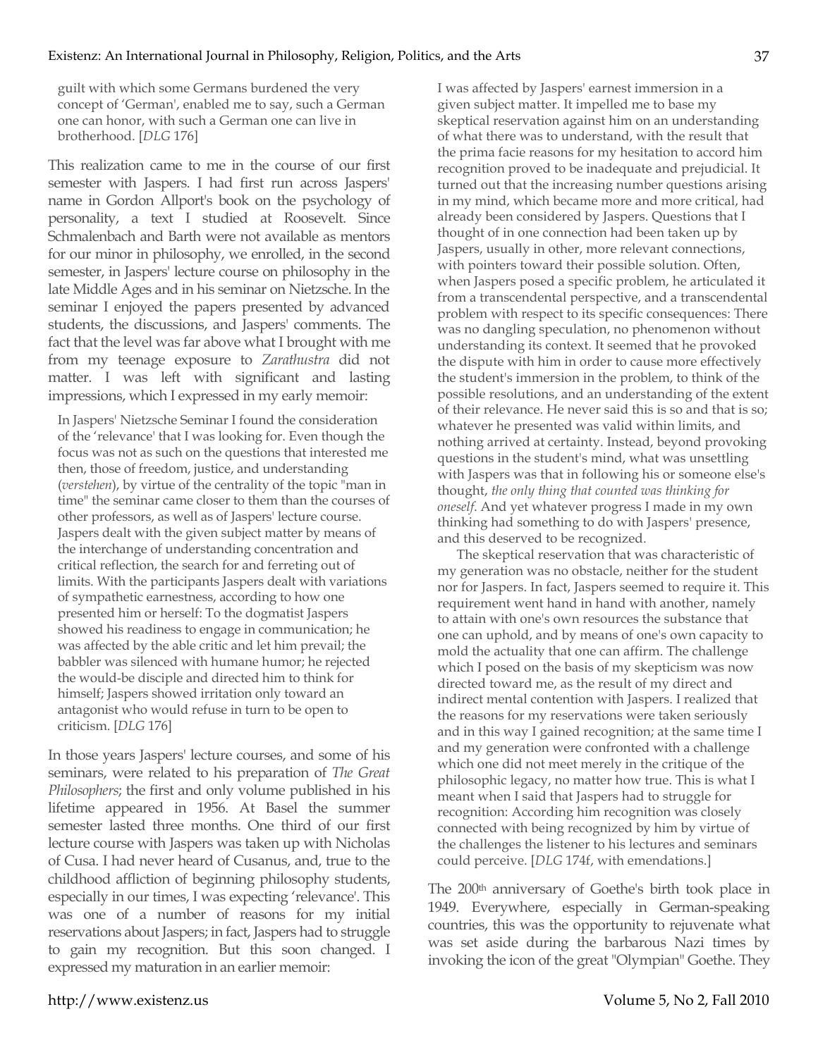guilt with which some Germans burdened the very concept of 'German', enabled me to say, such a German one can honor, with such a German one can live in brotherhood. [*DLG* 176]

This realization came to me in the course of our first semester with Jaspers. I had first run across Jaspers' name in Gordon Allport's book on the psychology of personality, a text I studied at Roosevelt. Since Schmalenbach and Barth were not available as mentors for our minor in philosophy, we enrolled, in the second semester, in Jaspers' lecture course on philosophy in the late Middle Ages and in his seminar on Nietzsche. In the seminar I enjoyed the papers presented by advanced students, the discussions, and Jaspers' comments. The fact that the level was far above what I brought with me from my teenage exposure to *Zarathustra* did not matter. I was left with significant and lasting impressions, which I expressed in my early memoir:

> In Jaspers' Nietzsche Seminar I found the consideration of the 'relevance' that I was looking for. Even though the focus was not as such on the questions that interested me then, those of freedom, justice, and understanding (*verstehen*), by virtue of the centrality of the topic "man in time" the seminar came closer to them than the courses of other professors, as well as of Jaspers' lecture course. Jaspers dealt with the given subject matter by means of the interchange of understanding concentration and critical reflection, the search for and ferreting out of limits. With the participants Jaspers dealt with variations of sympathetic earnestness, according to how one presented him or herself: To the dogmatist Jaspers showed his readiness to engage in communication; he was affected by the able critic and let him prevail; the babbler was silenced with humane humor; he rejected the would-be disciple and directed him to think for himself; Jaspers showed irritation only toward an antagonist who would refuse in turn to be open to criticism. [*DLG* 176]

In those years Jaspers' lecture courses, and some of his seminars, were related to his preparation of *The Great Philosophers*; the first and only volume published in his lifetime appeared in 1956. At Basel the summer semester lasted three months. One third of our first lecture course with Jaspers was taken up with Nicholas of Cusa. I had never heard of Cusanus, and, true to the childhood affliction of beginning philosophy students, especially in our times, I was expecting 'relevance'. This was one of a number of reasons for my initial reservations about Jaspers; in fact, Jaspers had to struggle to gain my recognition. But this soon changed. I expressed my maturation in an earlier memoir:

> I was affected by Jaspers' earnest immersion in a given subject matter. It impelled me to base my skeptical reservation against him on an understanding of what there was to understand, with the result that the prima facie reasons for my hesitation to accord him recognition proved to be inadequate and prejudicial. It turned out that the increasing number questions arising in my mind, which became more and more critical, had already been considered by Jaspers. Questions that I thought of in one connection had been taken up by Jaspers, usually in other, more relevant connections, with pointers toward their possible solution. Often, when Jaspers posed a specific problem, he articulated it from a transcendental perspective, and a transcendental problem with respect to its specific consequences: There was no dangling speculation, no phenomenon without understanding its context. It seemed that he provoked the dispute with him in order to cause more effectively the student's immersion in the problem, to think of the possible resolutions, and an understanding of the extent of their relevance. He never said this is so and that is so; whatever he presented was valid within limits, and nothing arrived at certainty. Instead, beyond provoking questions in the student's mind, what was unsettling with Jaspers was that in following his or someone else's thought, *the only thing that counted was thinking for oneself*. And yet whatever progress I made in my own thinking had something to do with Jaspers' presence, and this deserved to be recognized.
>
> The skeptical reservation that was characteristic of my generation was no obstacle, neither for the student nor for Jaspers. In fact, Jaspers seemed to require it. This requirement went hand in hand with another, namely to attain with one's own resources the substance that one can uphold, and by means of one's own capacity to mold the actuality that one can affirm. The challenge which I posed on the basis of my skepticism was now directed toward me, as the result of my direct and indirect mental contention with Jaspers. I realized that the reasons for my reservations were taken seriously and in this way I gained recognition; at the same time I and my generation were confronted with a challenge which one did not meet merely in the critique of the philosophic legacy, no matter how true. This is what I meant when I said that Jaspers had to struggle for recognition: According him recognition was closely connected with being recognized by him by virtue of the challenges the listener to his lectures and seminars could perceive. [*DLG* 174f, with emendations.]

The 200th anniversary of Goethe's birth took place in 1949. Everywhere, especially in German-speaking countries, this was the opportunity to rejuvenate what was set aside during the barbarous Nazi times by invoking the icon of the great "Olympian" Goethe. They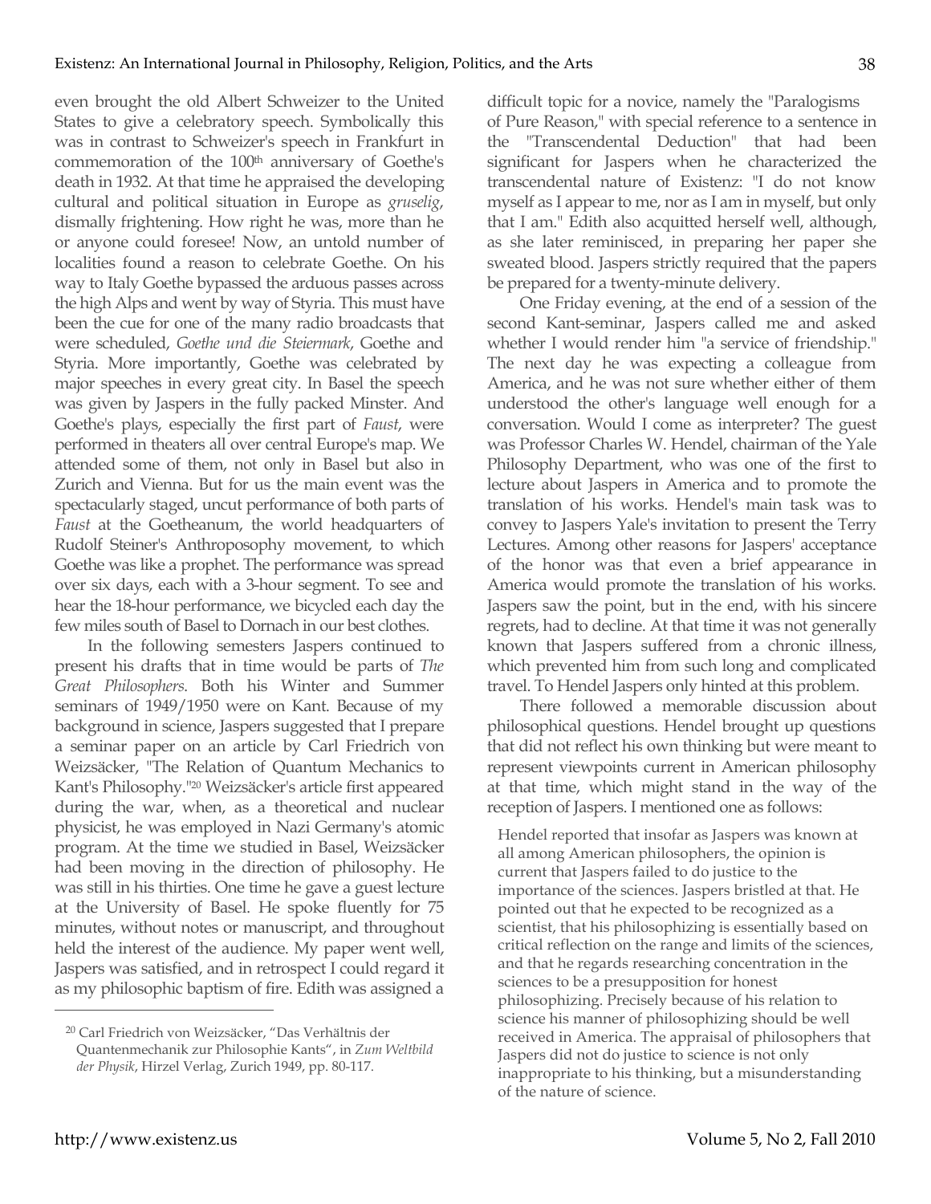even brought the old Albert Schweizer to the United States to give a celebratory speech. Symbolically this was in contrast to Schweizer's speech in Frankfurt in commemoration of the 100th anniversary of Goethe's death in 1932. At that time he appraised the developing cultural and political situation in Europe as *gruselig*, dismally frightening. How right he was, more than he or anyone could foresee! Now, an untold number of localities found a reason to celebrate Goethe. On his way to Italy Goethe bypassed the arduous passes across the high Alps and went by way of Styria. This must have been the cue for one of the many radio broadcasts that were scheduled, *Goethe und die Steiermark*, Goethe and Styria. More importantly, Goethe was celebrated by major speeches in every great city. In Basel the speech was given by Jaspers in the fully packed Minster. And Goethe's plays, especially the first part of *Faust*, were performed in theaters all over central Europe's map. We attended some of them, not only in Basel but also in Zurich and Vienna. But for us the main event was the spectacularly staged, uncut performance of both parts of *Faust* at the Goetheanum, the world headquarters of Rudolf Steiner's Anthroposophy movement, to which Goethe was like a prophet. The performance was spread over six days, each with a 3-hour segment. To see and hear the 18-hour performance, we bicycled each day the few miles south of Basel to Dornach in our best clothes.

In the following semesters Jaspers continued to present his drafts that in time would be parts of *The Great Philosophers*. Both his Winter and Summer seminars of 1949/1950 were on Kant. Because of my background in science, Jaspers suggested that I prepare a seminar paper on an article by Carl Friedrich von Weizsäcker, "The Relation of Quantum Mechanics to Kant's Philosophy."[20] Weizsäcker's article first appeared during the war, when, as a theoretical and nuclear physicist, he was employed in Nazi Germany's atomic program. At the time we studied in Basel, Weizsäcker had been moving in the direction of philosophy. He was still in his thirties. One time he gave a guest lecture at the University of Basel. He spoke fluently for 75 minutes, without notes or manuscript, and throughout held the interest of the audience. My paper went well, Jaspers was satisfied, and in retrospect I could regard it as my philosophic baptism of fire. Edith was assigned a difficult topic for a novice, namely the "Paralogisms of Pure Reason," with special reference to a sentence in the "Transcendental Deduction" that had been significant for Jaspers when he characterized the transcendental nature of Existenz: "I do not know myself as I appear to me, nor as I am in myself, but only that I am." Edith also acquitted herself well, although, as she later reminisced, in preparing her paper she sweated blood. Jaspers strictly required that the papers be prepared for a twenty-minute delivery.

One Friday evening, at the end of a session of the second Kant-seminar, Jaspers called me and asked whether I would render him "a service of friendship." The next day he was expecting a colleague from America, and he was not sure whether either of them understood the other's language well enough for a conversation. Would I come as interpreter? The guest was Professor Charles W. Hendel, chairman of the Yale Philosophy Department, who was one of the first to lecture about Jaspers in America and to promote the translation of his works. Hendel's main task was to convey to Jaspers Yale's invitation to present the Terry Lectures. Among other reasons for Jaspers' acceptance of the honor was that even a brief appearance in America would promote the translation of his works. Jaspers saw the point, but in the end, with his sincere regrets, had to decline. At that time it was not generally known that Jaspers suffered from a chronic illness, which prevented him from such long and complicated travel. To Hendel Jaspers only hinted at this problem.

There followed a memorable discussion about philosophical questions. Hendel brought up questions that did not reflect his own thinking but were meant to represent viewpoints current in American philosophy at that time, which might stand in the way of the reception of Jaspers. I mentioned one as follows:

> Hendel reported that insofar as Jaspers was known at all among American philosophers, the opinion is current that Jaspers failed to do justice to the importance of the sciences. Jaspers bristled at that. He pointed out that he expected to be recognized as a scientist, that his philosophizing is essentially based on critical reflection on the range and limits of the sciences, and that he regards researching concentration in the sciences to be a presupposition for honest philosophizing. Precisely because of his relation to science his manner of philosophizing should be well received in America. The appraisal of philosophers that Jaspers did not do justice to science is not only inappropriate to his thinking, but a misunderstanding of the nature of science.

---

[20] Carl Friedrich von Weizsäcker, "Das Verhältnis der Quantenmechanik zur Philosophie Kants", in *Zum Weltbild der Physik*, Hirzel Verlag, Zurich 1949, pp. 80-117.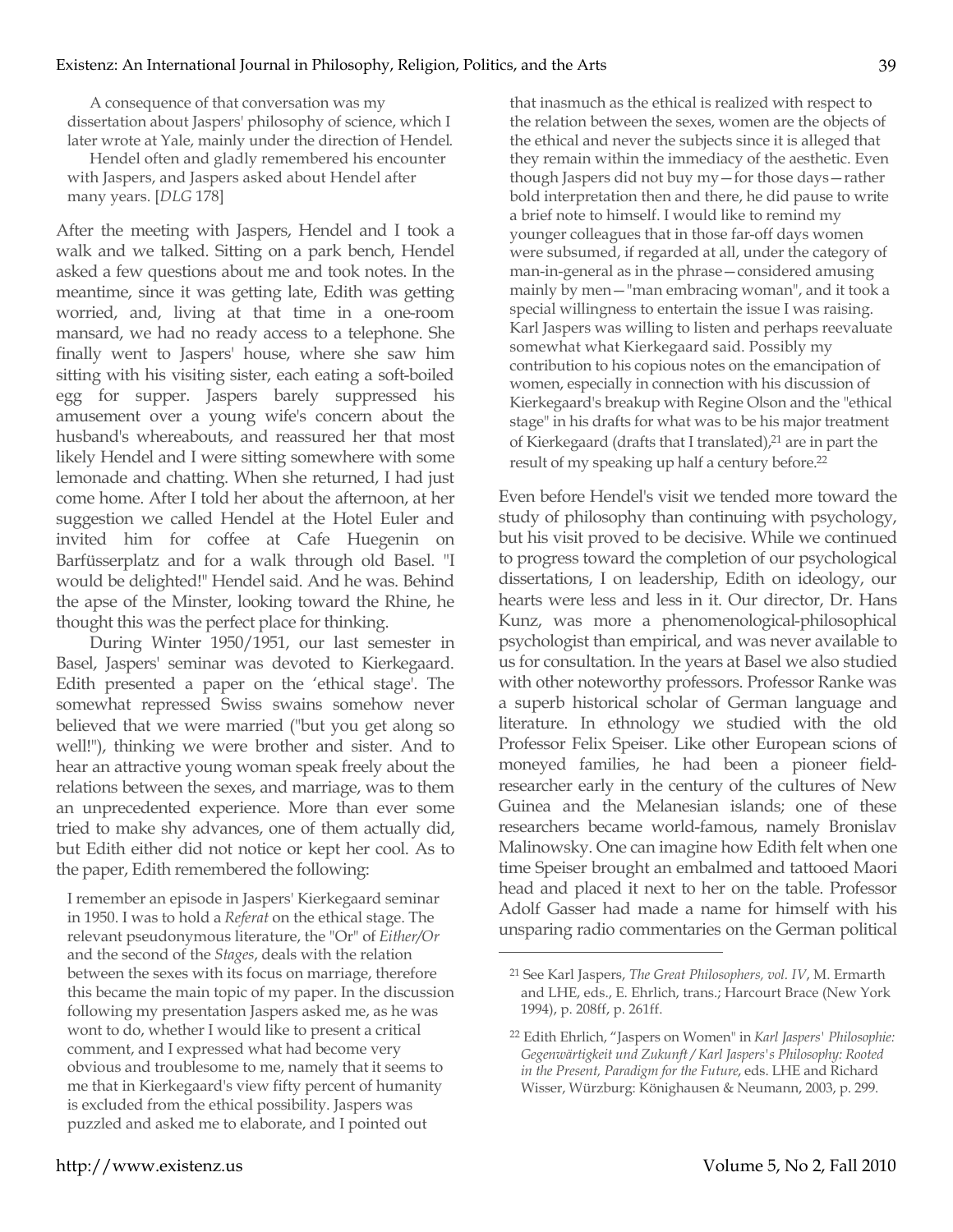> A consequence of that conversation was my dissertation about Jaspers' philosophy of science, which I later wrote at Yale, mainly under the direction of Hendel.
>
> Hendel often and gladly remembered his encounter with Jaspers, and Jaspers asked about Hendel after many years. [*DLG* 178]

After the meeting with Jaspers, Hendel and I took a walk and we talked. Sitting on a park bench, Hendel asked a few questions about me and took notes. In the meantime, since it was getting late, Edith was getting worried, and, living at that time in a one-room mansard, we had no ready access to a telephone. She finally went to Jaspers' house, where she saw him sitting with his visiting sister, each eating a soft-boiled egg for supper. Jaspers barely suppressed his amusement over a young wife's concern about the husband's whereabouts, and reassured her that most likely Hendel and I were sitting somewhere with some lemonade and chatting. When she returned, I had just come home. After I told her about the afternoon, at her suggestion we called Hendel at the Hotel Euler and invited him for coffee at Cafe Huegenin on Barfüsserplatz and for a walk through old Basel. "I would be delighted!" Hendel said. And he was. Behind the apse of the Minster, looking toward the Rhine, he thought this was the perfect place for thinking.

During Winter 1950/1951, our last semester in Basel, Jaspers' seminar was devoted to Kierkegaard. Edith presented a paper on the 'ethical stage'. The somewhat repressed Swiss swains somehow never believed that we were married ("but you get along so well!"), thinking we were brother and sister. And to hear an attractive young woman speak freely about the relations between the sexes, and marriage, was to them an unprecedented experience. More than ever some tried to make shy advances, one of them actually did, but Edith either did not notice or kept her cool. As to the paper, Edith remembered the following:

> I remember an episode in Jaspers' Kierkegaard seminar in 1950. I was to hold a *Referat* on the ethical stage. The relevant pseudonymous literature, the "Or" of *Either/Or* and the second of the *Stages*, deals with the relation between the sexes with its focus on marriage, therefore this became the main topic of my paper. In the discussion following my presentation Jaspers asked me, as he was wont to do, whether I would like to present a critical comment, and I expressed what had become very obvious and troublesome to me, namely that it seems to me that in Kierkegaard's view fifty percent of humanity is excluded from the ethical possibility. Jaspers was puzzled and asked me to elaborate, and I pointed out that inasmuch as the ethical is realized with respect to the relation between the sexes, women are the objects of the ethical and never the subjects since it is alleged that they remain within the immediacy of the aesthetic. Even though Jaspers did not buy my—for those days—rather bold interpretation then and there, he did pause to write a brief note to himself. I would like to remind my younger colleagues that in those far-off days women were subsumed, if regarded at all, under the category of man-in-general as in the phrase—considered amusing mainly by men—"man embracing woman", and it took a special willingness to entertain the issue I was raising. Karl Jaspers was willing to listen and perhaps reevaluate somewhat what Kierkegaard said. Possibly my contribution to his copious notes on the emancipation of women, especially in connection with his discussion of Kierkegaard's breakup with Regine Olson and the "ethical stage" in his drafts for what was to be his major treatment of Kierkegaard (drafts that I translated),[21] are in part the result of my speaking up half a century before.[22]

Even before Hendel's visit we tended more toward the study of philosophy than continuing with psychology, but his visit proved to be decisive. While we continued to progress toward the completion of our psychological dissertations, I on leadership, Edith on ideology, our hearts were less and less in it. Our director, Dr. Hans Kunz, was more a phenomenological-philosophical psychologist than empirical, and was never available to us for consultation. In the years at Basel we also studied with other noteworthy professors. Professor Ranke was a superb historical scholar of German language and literature. In ethnology we studied with the old Professor Felix Speiser. Like other European scions of moneyed families, he had been a pioneer field-researcher early in the century of the cultures of New Guinea and the Melanesian islands; one of these researchers became world-famous, namely Bronislav Malinowsky. One can imagine how Edith felt when one time Speiser brought an embalmed and tattooed Maori head and placed it next to her on the table. Professor Adolf Gasser had made a name for himself with his unsparing radio commentaries on the German political

---

[21] See Karl Jaspers, *The Great Philosophers, vol. IV*, M. Ermarth and LHE, eds., E. Ehrlich, trans.; Harcourt Brace (New York 1994), p. 208ff, p. 261ff.

[22] Edith Ehrlich, "Jaspers on Women" in *Karl Jaspers' Philosophie: Gegenwärtigkeit und Zukunft / Karl Jaspers's Philosophy: Rooted in the Present, Paradigm for the Future*, eds. LHE and Richard Wisser, Würzburg: Könighausen & Neumann, 2003, p. 299.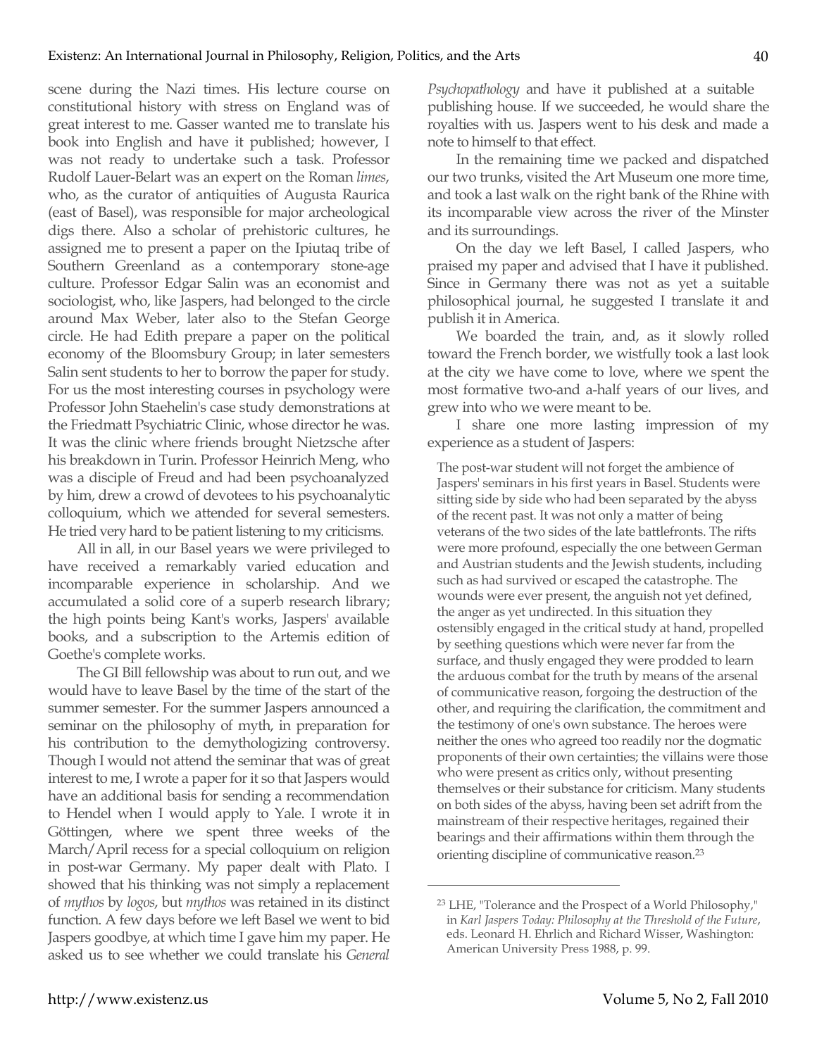scene during the Nazi times. His lecture course on constitutional history with stress on England was of great interest to me. Gasser wanted me to translate his book into English and have it published; however, I was not ready to undertake such a task. Professor Rudolf Lauer-Belart was an expert on the Roman *limes*, who, as the curator of antiquities of Augusta Raurica (east of Basel), was responsible for major archeological digs there. Also a scholar of prehistoric cultures, he assigned me to present a paper on the Ipiutaq tribe of Southern Greenland as a contemporary stone-age culture. Professor Edgar Salin was an economist and sociologist, who, like Jaspers, had belonged to the circle around Max Weber, later also to the Stefan George circle. He had Edith prepare a paper on the political economy of the Bloomsbury Group; in later semesters Salin sent students to her to borrow the paper for study. For us the most interesting courses in psychology were Professor John Staehelin's case study demonstrations at the Friedmatt Psychiatric Clinic, whose director he was. It was the clinic where friends brought Nietzsche after his breakdown in Turin. Professor Heinrich Meng, who was a disciple of Freud and had been psychoanalyzed by him, drew a crowd of devotees to his psychoanalytic colloquium, which we attended for several semesters. He tried very hard to be patient listening to my criticisms.

All in all, in our Basel years we were privileged to have received a remarkably varied education and incomparable experience in scholarship. And we accumulated a solid core of a superb research library; the high points being Kant's works, Jaspers' available books, and a subscription to the Artemis edition of Goethe's complete works.

The GI Bill fellowship was about to run out, and we would have to leave Basel by the time of the start of the summer semester. For the summer Jaspers announced a seminar on the philosophy of myth, in preparation for his contribution to the demythologizing controversy. Though I would not attend the seminar that was of great interest to me, I wrote a paper for it so that Jaspers would have an additional basis for sending a recommendation to Hendel when I would apply to Yale. I wrote it in Göttingen, where we spent three weeks of the March/April recess for a special colloquium on religion in post-war Germany. My paper dealt with Plato. I showed that his thinking was not simply a replacement of *mythos* by *logos*, but *mythos* was retained in its distinct function. A few days before we left Basel we went to bid Jaspers goodbye, at which time I gave him my paper. He asked us to see whether we could translate his *General Psychopathology* and have it published at a suitable publishing house. If we succeeded, he would share the royalties with us. Jaspers went to his desk and made a note to himself to that effect.

In the remaining time we packed and dispatched our two trunks, visited the Art Museum one more time, and took a last walk on the right bank of the Rhine with its incomparable view across the river of the Minster and its surroundings.

On the day we left Basel, I called Jaspers, who praised my paper and advised that I have it published. Since in Germany there was not as yet a suitable philosophical journal, he suggested I translate it and publish it in America.

We boarded the train, and, as it slowly rolled toward the French border, we wistfully took a last look at the city we have come to love, where we spent the most formative two-and a-half years of our lives, and grew into who we were meant to be.

I share one more lasting impression of my experience as a student of Jaspers:

> The post-war student will not forget the ambience of Jaspers' seminars in his first years in Basel. Students were sitting side by side who had been separated by the abyss of the recent past. It was not only a matter of being veterans of the two sides of the late battlefronts. The rifts were more profound, especially the one between German and Austrian students and the Jewish students, including such as had survived or escaped the catastrophe. The wounds were ever present, the anguish not yet defined, the anger as yet undirected. In this situation they ostensibly engaged in the critical study at hand, propelled by seething questions which were never far from the surface, and thusly engaged they were prodded to learn the arduous combat for the truth by means of the arsenal of communicative reason, forgoing the destruction of the other, and requiring the clarification, the commitment and the testimony of one's own substance. The heroes were neither the ones who agreed too readily nor the dogmatic proponents of their own certainties; the villains were those who were present as critics only, without presenting themselves or their substance for criticism. Many students on both sides of the abyss, having been set adrift from the mainstream of their respective heritages, regained their bearings and their affirmations within them through the orienting discipline of communicative reason.[23]

---

[23] LHE, "Tolerance and the Prospect of a World Philosophy," in *Karl Jaspers Today: Philosophy at the Threshold of the Future*, eds. Leonard H. Ehrlich and Richard Wisser, Washington: American University Press 1988, p. 99.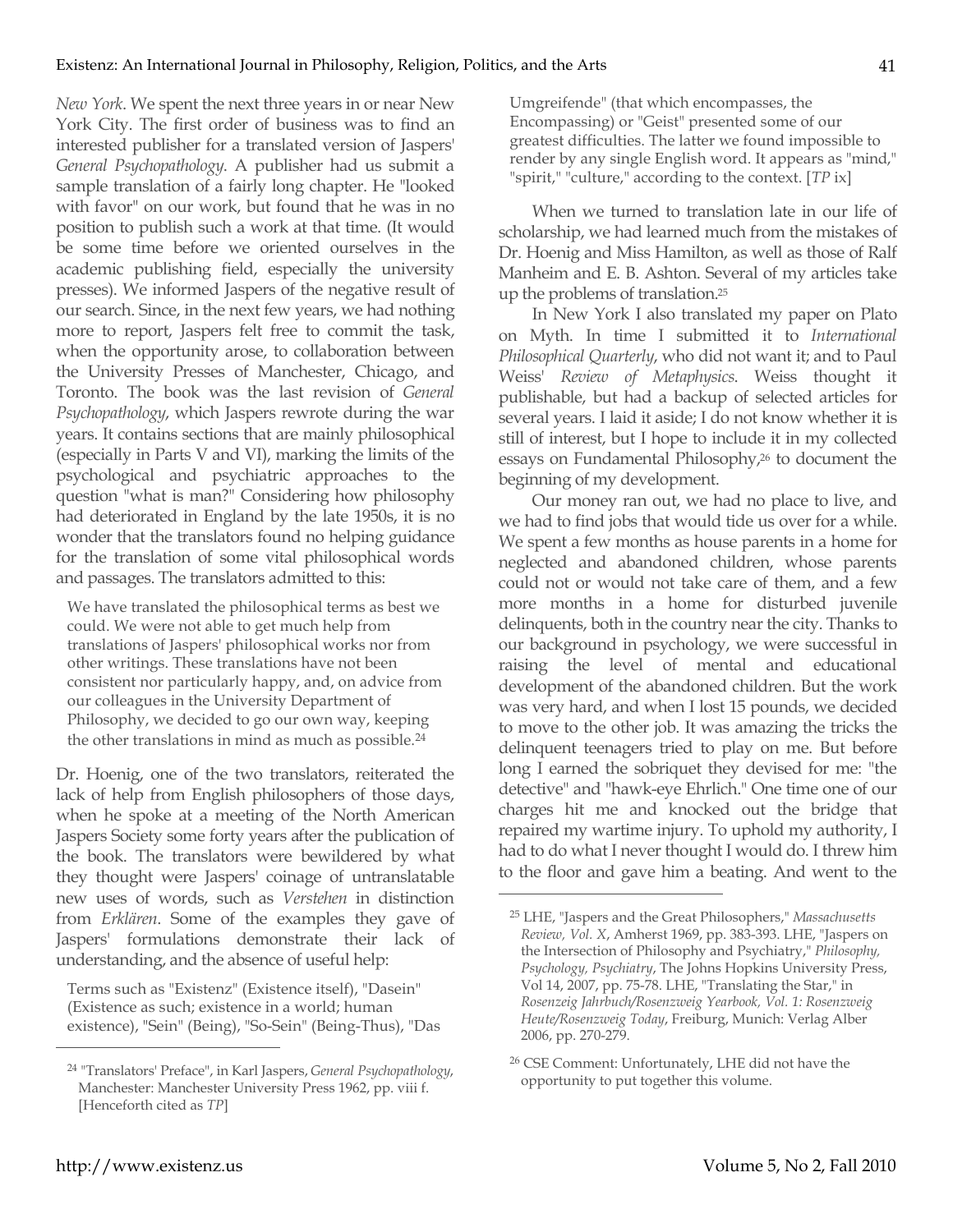*New York*. We spent the next three years in or near New York City. The first order of business was to find an interested publisher for a translated version of Jaspers' *General Psychopathology*. A publisher had us submit a sample translation of a fairly long chapter. He "looked with favor" on our work, but found that he was in no position to publish such a work at that time. (It would be some time before we oriented ourselves in the academic publishing field, especially the university presses). We informed Jaspers of the negative result of our search. Since, in the next few years, we had nothing more to report, Jaspers felt free to commit the task, when the opportunity arose, to collaboration between the University Presses of Manchester, Chicago, and Toronto. The book was the last revision of *General Psychopathology*, which Jaspers rewrote during the war years. It contains sections that are mainly philosophical (especially in Parts V and VI), marking the limits of the psychological and psychiatric approaches to the question "what is man?" Considering how philosophy had deteriorated in England by the late 1950s, it is no wonder that the translators found no helping guidance for the translation of some vital philosophical words and passages. The translators admitted to this:

> We have translated the philosophical terms as best we could. We were not able to get much help from translations of Jaspers' philosophical works nor from other writings. These translations have not been consistent nor particularly happy, and, on advice from our colleagues in the University Department of Philosophy, we decided to go our own way, keeping the other translations in mind as much as possible.[24]

Dr. Hoenig, one of the two translators, reiterated the lack of help from English philosophers of those days, when he spoke at a meeting of the North American Jaspers Society some forty years after the publication of the book. The translators were bewildered by what they thought were Jaspers' coinage of untranslatable new uses of words, such as *Verstehen* in distinction from *Erklären*. Some of the examples they gave of Jaspers' formulations demonstrate their lack of understanding, and the absence of useful help:

> Terms such as "Existenz" (Existence itself), "Dasein" (Existence as such; existence in a world; human existence), "Sein" (Being), "So-Sein" (Being-Thus), "Das Umgreifende" (that which encompasses, the Encompassing) or "Geist" presented some of our greatest difficulties. The latter we found impossible to render by any single English word. It appears as "mind," "spirit," "culture," according to the context. [*TP* ix]

When we turned to translation late in our life of scholarship, we had learned much from the mistakes of Dr. Hoenig and Miss Hamilton, as well as those of Ralf Manheim and E. B. Ashton. Several of my articles take up the problems of translation.[25]

In New York I also translated my paper on Plato on Myth. In time I submitted it to *International Philosophical Quarterly*, who did not want it; and to Paul Weiss' *Review of Metaphysics*. Weiss thought it publishable, but had a backup of selected articles for several years. I laid it aside; I do not know whether it is still of interest, but I hope to include it in my collected essays on Fundamental Philosophy,[26] to document the beginning of my development.

Our money ran out, we had no place to live, and we had to find jobs that would tide us over for a while. We spent a few months as house parents in a home for neglected and abandoned children, whose parents could not or would not take care of them, and a few more months in a home for disturbed juvenile delinquents, both in the country near the city. Thanks to our background in psychology, we were successful in raising the level of mental and educational development of the abandoned children. But the work was very hard, and when I lost 15 pounds, we decided to move to the other job. It was amazing the tricks the delinquent teenagers tried to play on me. But before long I earned the sobriquet they devised for me: "the detective" and "hawk-eye Ehrlich." One time one of our charges hit me and knocked out the bridge that repaired my wartime injury. To uphold my authority, I had to do what I never thought I would do. I threw him to the floor and gave him a beating. And went to the

---

[24] "Translators' Preface", in Karl Jaspers, *General Psychopathology*, Manchester: Manchester University Press 1962, pp. viii f. [Henceforth cited as *TP*]

[25] LHE, "Jaspers and the Great Philosophers," *Massachusetts Review, Vol. X*, Amherst 1969, pp. 383-393. LHE, "Jaspers on the Intersection of Philosophy and Psychiatry," *Philosophy, Psychology, Psychiatry*, The Johns Hopkins University Press, Vol 14, 2007, pp. 75-78. LHE, "Translating the Star," in *Rosenzeig Jahrbuch/Rosenzweig Yearbook, Vol. 1: Rosenzweig Heute/Rosenzweig Today*, Freiburg, Munich: Verlag Alber 2006, pp. 270-279.

[26] CSE Comment: Unfortunately, LHE did not have the opportunity to put together this volume.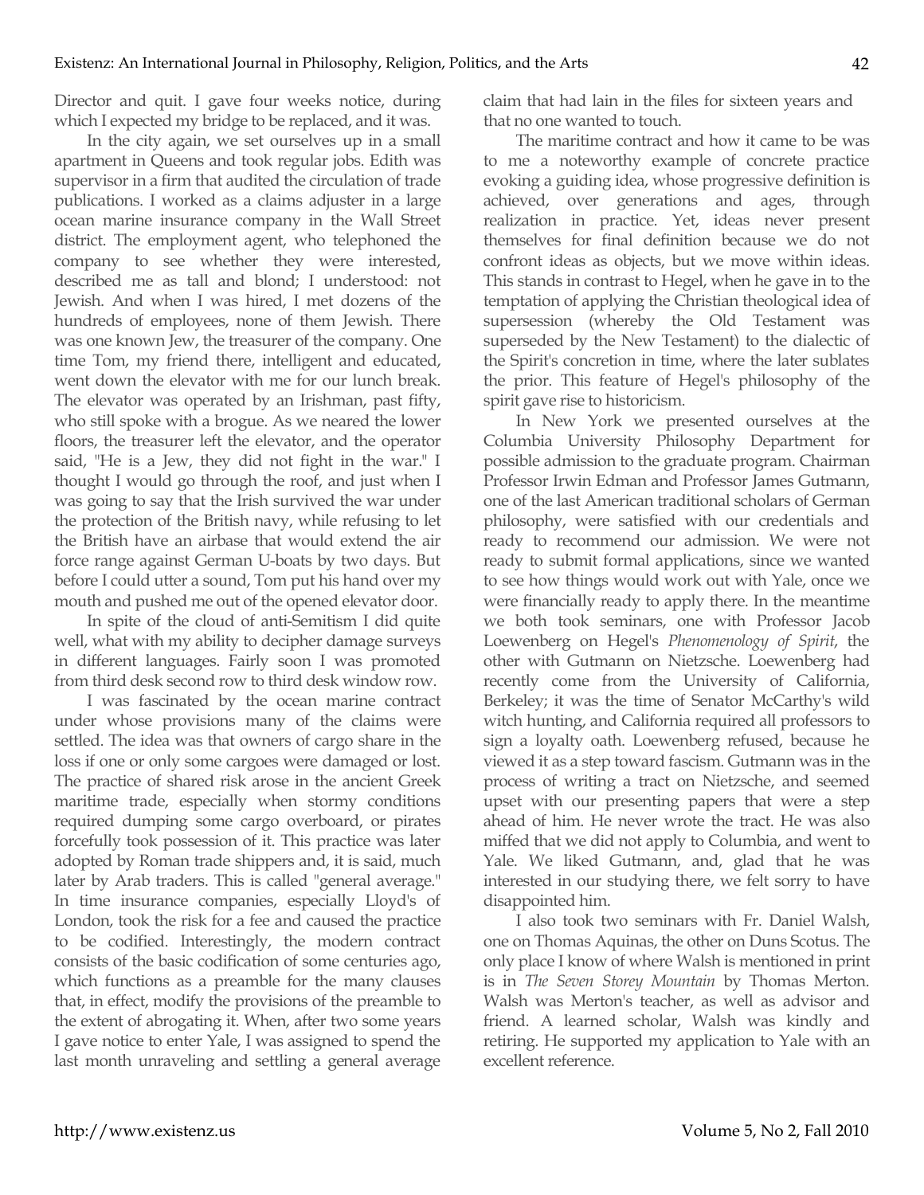Director and quit. I gave four weeks notice, during which I expected my bridge to be replaced, and it was.

In the city again, we set ourselves up in a small apartment in Queens and took regular jobs. Edith was supervisor in a firm that audited the circulation of trade publications. I worked as a claims adjuster in a large ocean marine insurance company in the Wall Street district. The employment agent, who telephoned the company to see whether they were interested, described me as tall and blond; I understood: not Jewish. And when I was hired, I met dozens of the hundreds of employees, none of them Jewish. There was one known Jew, the treasurer of the company. One time Tom, my friend there, intelligent and educated, went down the elevator with me for our lunch break. The elevator was operated by an Irishman, past fifty, who still spoke with a brogue. As we neared the lower floors, the treasurer left the elevator, and the operator said, "He is a Jew, they did not fight in the war." I thought I would go through the roof, and just when I was going to say that the Irish survived the war under the protection of the British navy, while refusing to let the British have an airbase that would extend the air force range against German U-boats by two days. But before I could utter a sound, Tom put his hand over my mouth and pushed me out of the opened elevator door.

In spite of the cloud of anti-Semitism I did quite well, what with my ability to decipher damage surveys in different languages. Fairly soon I was promoted from third desk second row to third desk window row.

I was fascinated by the ocean marine contract under whose provisions many of the claims were settled. The idea was that owners of cargo share in the loss if one or only some cargoes were damaged or lost. The practice of shared risk arose in the ancient Greek maritime trade, especially when stormy conditions required dumping some cargo overboard, or pirates forcefully took possession of it. This practice was later adopted by Roman trade shippers and, it is said, much later by Arab traders. This is called "general average." In time insurance companies, especially Lloyd's of London, took the risk for a fee and caused the practice to be codified. Interestingly, the modern contract consists of the basic codification of some centuries ago, which functions as a preamble for the many clauses that, in effect, modify the provisions of the preamble to the extent of abrogating it. When, after two some years I gave notice to enter Yale, I was assigned to spend the last month unraveling and settling a general average claim that had lain in the files for sixteen years and that no one wanted to touch.

The maritime contract and how it came to be was to me a noteworthy example of concrete practice evoking a guiding idea, whose progressive definition is achieved, over generations and ages, through realization in practice. Yet, ideas never present themselves for final definition because we do not confront ideas as objects, but we move within ideas. This stands in contrast to Hegel, when he gave in to the temptation of applying the Christian theological idea of supersession (whereby the Old Testament was superseded by the New Testament) to the dialectic of the Spirit's concretion in time, where the later sublates the prior. This feature of Hegel's philosophy of the spirit gave rise to historicism.

In New York we presented ourselves at the Columbia University Philosophy Department for possible admission to the graduate program. Chairman Professor Irwin Edman and Professor James Gutmann, one of the last American traditional scholars of German philosophy, were satisfied with our credentials and ready to recommend our admission. We were not ready to submit formal applications, since we wanted to see how things would work out with Yale, once we were financially ready to apply there. In the meantime we both took seminars, one with Professor Jacob Loewenberg on Hegel's *Phenomenology of Spirit*, the other with Gutmann on Nietzsche. Loewenberg had recently come from the University of California, Berkeley; it was the time of Senator McCarthy's wild witch hunting, and California required all professors to sign a loyalty oath. Loewenberg refused, because he viewed it as a step toward fascism. Gutmann was in the process of writing a tract on Nietzsche, and seemed upset with our presenting papers that were a step ahead of him. He never wrote the tract. He was also miffed that we did not apply to Columbia, and went to Yale. We liked Gutmann, and, glad that he was interested in our studying there, we felt sorry to have disappointed him.

I also took two seminars with Fr. Daniel Walsh, one on Thomas Aquinas, the other on Duns Scotus. The only place I know of where Walsh is mentioned in print is in *The Seven Storey Mountain* by Thomas Merton. Walsh was Merton's teacher, as well as advisor and friend. A learned scholar, Walsh was kindly and retiring. He supported my application to Yale with an excellent reference.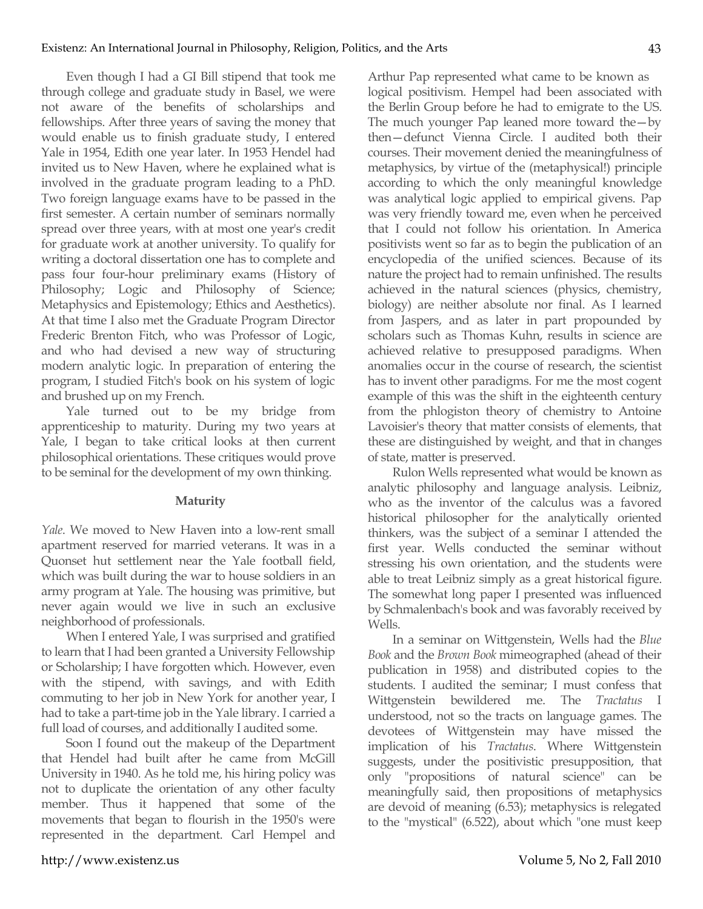Even though I had a GI Bill stipend that took me through college and graduate study in Basel, we were not aware of the benefits of scholarships and fellowships. After three years of saving the money that would enable us to finish graduate study, I entered Yale in 1954, Edith one year later. In 1953 Hendel had invited us to New Haven, where he explained what is involved in the graduate program leading to a PhD. Two foreign language exams have to be passed in the first semester. A certain number of seminars normally spread over three years, with at most one year's credit for graduate work at another university. To qualify for writing a doctoral dissertation one has to complete and pass four four-hour preliminary exams (History of Philosophy; Logic and Philosophy of Science; Metaphysics and Epistemology; Ethics and Aesthetics). At that time I also met the Graduate Program Director Frederic Brenton Fitch, who was Professor of Logic, and who had devised a new way of structuring modern analytic logic. In preparation of entering the program, I studied Fitch's book on his system of logic and brushed up on my French.

Yale turned out to be my bridge from apprenticeship to maturity. During my two years at Yale, I began to take critical looks at then current philosophical orientations. These critiques would prove to be seminal for the development of my own thinking.

**Maturity**

*Yale*. We moved to New Haven into a low-rent small apartment reserved for married veterans. It was in a Quonset hut settlement near the Yale football field, which was built during the war to house soldiers in an army program at Yale. The housing was primitive, but never again would we live in such an exclusive neighborhood of professionals.

When I entered Yale, I was surprised and gratified to learn that I had been granted a University Fellowship or Scholarship; I have forgotten which. However, even with the stipend, with savings, and with Edith commuting to her job in New York for another year, I had to take a part-time job in the Yale library. I carried a full load of courses, and additionally I audited some.

Soon I found out the makeup of the Department that Hendel had built after he came from McGill University in 1940. As he told me, his hiring policy was not to duplicate the orientation of any other faculty member. Thus it happened that some of the movements that began to flourish in the 1950's were represented in the department. Carl Hempel and Arthur Pap represented what came to be known as logical positivism. Hempel had been associated with the Berlin Group before he had to emigrate to the US. The much younger Pap leaned more toward the—by then—defunct Vienna Circle. I audited both their courses. Their movement denied the meaningfulness of metaphysics, by virtue of the (metaphysical!) principle according to which the only meaningful knowledge was analytical logic applied to empirical givens. Pap was very friendly toward me, even when he perceived that I could not follow his orientation. In America positivists went so far as to begin the publication of an encyclopedia of the unified sciences. Because of its nature the project had to remain unfinished. The results achieved in the natural sciences (physics, chemistry, biology) are neither absolute nor final. As I learned from Jaspers, and as later in part propounded by scholars such as Thomas Kuhn, results in science are achieved relative to presupposed paradigms. When anomalies occur in the course of research, the scientist has to invent other paradigms. For me the most cogent example of this was the shift in the eighteenth century from the phlogiston theory of chemistry to Antoine Lavoisier's theory that matter consists of elements, that these are distinguished by weight, and that in changes of state, matter is preserved.

Rulon Wells represented what would be known as analytic philosophy and language analysis. Leibniz, who as the inventor of the calculus was a favored historical philosopher for the analytically oriented thinkers, was the subject of a seminar I attended the first year. Wells conducted the seminar without stressing his own orientation, and the students were able to treat Leibniz simply as a great historical figure. The somewhat long paper I presented was influenced by Schmalenbach's book and was favorably received by Wells.

In a seminar on Wittgenstein, Wells had the *Blue Book* and the *Brown Book* mimeographed (ahead of their publication in 1958) and distributed copies to the students. I audited the seminar; I must confess that Wittgenstein bewildered me. The *Tractatus* I understood, not so the tracts on language games. The devotees of Wittgenstein may have missed the implication of his *Tractatus*. Where Wittgenstein suggests, under the positivistic presupposition, that only "propositions of natural science" can be meaningfully said, then propositions of metaphysics are devoid of meaning (6.53); metaphysics is relegated to the "mystical" (6.522), about which "one must keep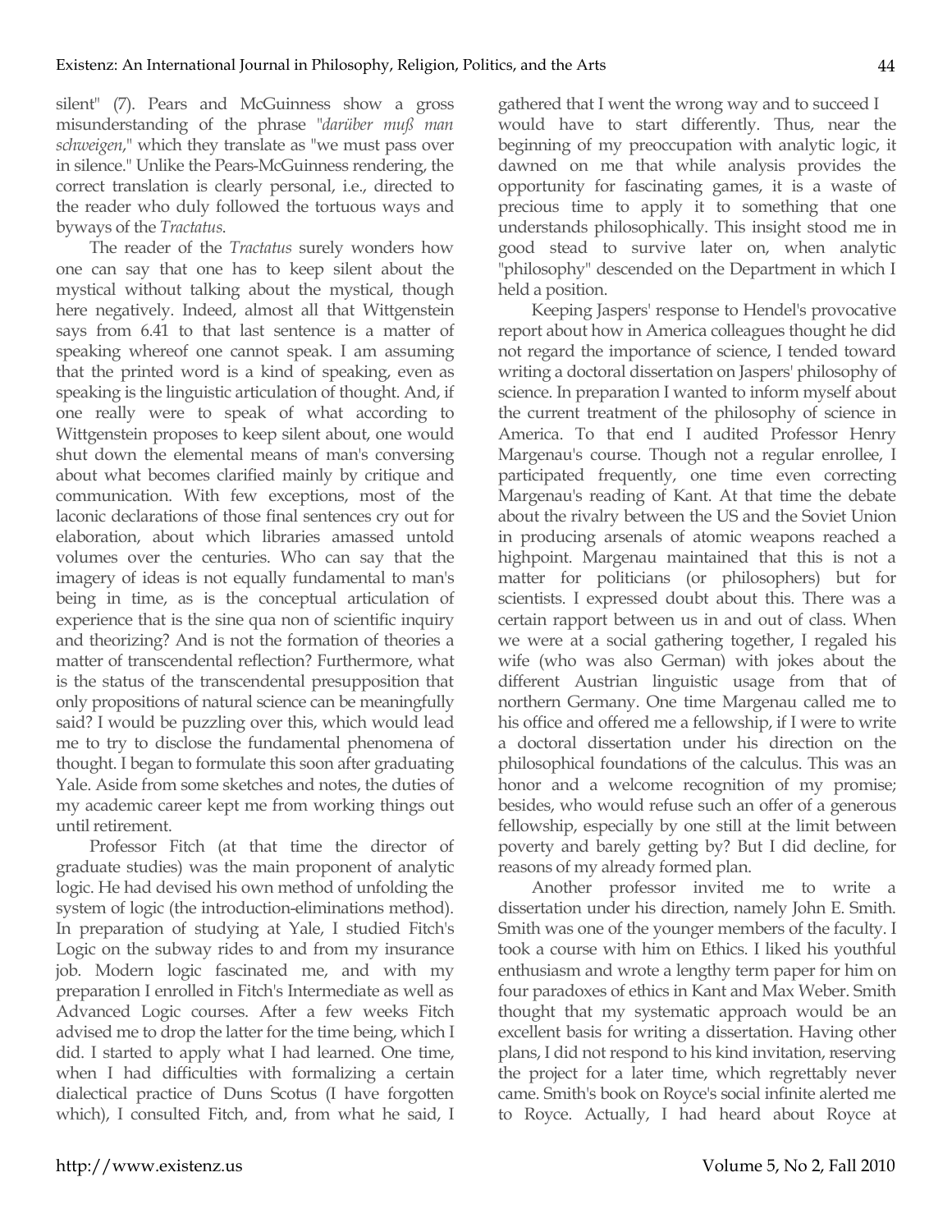silent" (7). Pears and McGuinness show a gross misunderstanding of the phrase "*darüber muß man schweigen*," which they translate as "we must pass over in silence." Unlike the Pears-McGuinness rendering, the correct translation is clearly personal, i.e., directed to the reader who duly followed the tortuous ways and byways of the *Tractatus*.

The reader of the *Tractatus* surely wonders how one can say that one has to keep silent about the mystical without talking about the mystical, though here negatively. Indeed, almost all that Wittgenstein says from 6.41 to that last sentence is a matter of speaking whereof one cannot speak. I am assuming that the printed word is a kind of speaking, even as speaking is the linguistic articulation of thought. And, if one really were to speak of what according to Wittgenstein proposes to keep silent about, one would shut down the elemental means of man's conversing about what becomes clarified mainly by critique and communication. With few exceptions, most of the laconic declarations of those final sentences cry out for elaboration, about which libraries amassed untold volumes over the centuries. Who can say that the imagery of ideas is not equally fundamental to man's being in time, as is the conceptual articulation of experience that is the sine qua non of scientific inquiry and theorizing? And is not the formation of theories a matter of transcendental reflection? Furthermore, what is the status of the transcendental presupposition that only propositions of natural science can be meaningfully said? I would be puzzling over this, which would lead me to try to disclose the fundamental phenomena of thought. I began to formulate this soon after graduating Yale. Aside from some sketches and notes, the duties of my academic career kept me from working things out until retirement.

Professor Fitch (at that time the director of graduate studies) was the main proponent of analytic logic. He had devised his own method of unfolding the system of logic (the introduction-eliminations method). In preparation of studying at Yale, I studied Fitch's Logic on the subway rides to and from my insurance job. Modern logic fascinated me, and with my preparation I enrolled in Fitch's Intermediate as well as Advanced Logic courses. After a few weeks Fitch advised me to drop the latter for the time being, which I did. I started to apply what I had learned. One time, when I had difficulties with formalizing a certain dialectical practice of Duns Scotus (I have forgotten which), I consulted Fitch, and, from what he said, I gathered that I went the wrong way and to succeed I would have to start differently. Thus, near the beginning of my preoccupation with analytic logic, it dawned on me that while analysis provides the opportunity for fascinating games, it is a waste of precious time to apply it to something that one understands philosophically. This insight stood me in good stead to survive later on, when analytic "philosophy" descended on the Department in which I held a position.

Keeping Jaspers' response to Hendel's provocative report about how in America colleagues thought he did not regard the importance of science, I tended toward writing a doctoral dissertation on Jaspers' philosophy of science. In preparation I wanted to inform myself about the current treatment of the philosophy of science in America. To that end I audited Professor Henry Margenau's course. Though not a regular enrollee, I participated frequently, one time even correcting Margenau's reading of Kant. At that time the debate about the rivalry between the US and the Soviet Union in producing arsenals of atomic weapons reached a highpoint. Margenau maintained that this is not a matter for politicians (or philosophers) but for scientists. I expressed doubt about this. There was a certain rapport between us in and out of class. When we were at a social gathering together, I regaled his wife (who was also German) with jokes about the different Austrian linguistic usage from that of northern Germany. One time Margenau called me to his office and offered me a fellowship, if I were to write a doctoral dissertation under his direction on the philosophical foundations of the calculus. This was an honor and a welcome recognition of my promise; besides, who would refuse such an offer of a generous fellowship, especially by one still at the limit between poverty and barely getting by? But I did decline, for reasons of my already formed plan.

Another professor invited me to write a dissertation under his direction, namely John E. Smith. Smith was one of the younger members of the faculty. I took a course with him on Ethics. I liked his youthful enthusiasm and wrote a lengthy term paper for him on four paradoxes of ethics in Kant and Max Weber. Smith thought that my systematic approach would be an excellent basis for writing a dissertation. Having other plans, I did not respond to his kind invitation, reserving the project for a later time, which regrettably never came. Smith's book on Royce's social infinite alerted me to Royce. Actually, I had heard about Royce at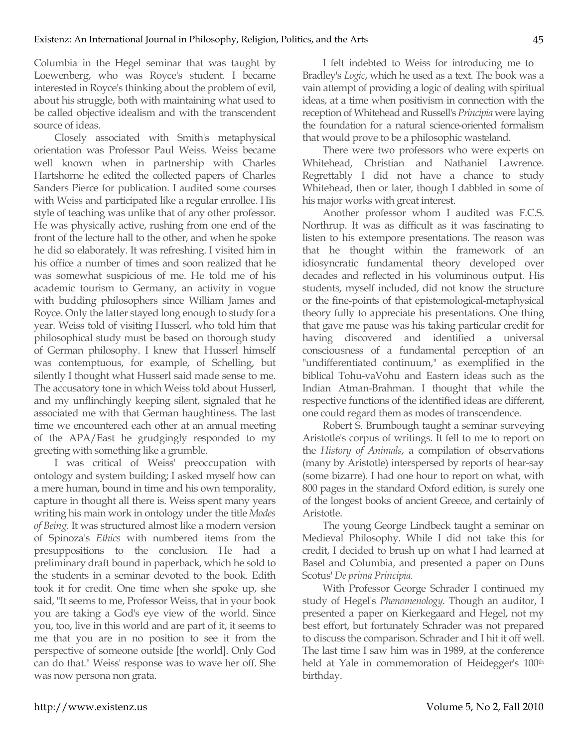Columbia in the Hegel seminar that was taught by Loewenberg, who was Royce's student. I became interested in Royce's thinking about the problem of evil, about his struggle, both with maintaining what used to be called objective idealism and with the transcendent source of ideas.

Closely associated with Smith's metaphysical orientation was Professor Paul Weiss. Weiss became well known when in partnership with Charles Hartshorne he edited the collected papers of Charles Sanders Pierce for publication. I audited some courses with Weiss and participated like a regular enrollee. His style of teaching was unlike that of any other professor. He was physically active, rushing from one end of the front of the lecture hall to the other, and when he spoke he did so elaborately. It was refreshing. I visited him in his office a number of times and soon realized that he was somewhat suspicious of me. He told me of his academic tourism to Germany, an activity in vogue with budding philosophers since William James and Royce. Only the latter stayed long enough to study for a year. Weiss told of visiting Husserl, who told him that philosophical study must be based on thorough study of German philosophy. I knew that Husserl himself was contemptuous, for example, of Schelling, but silently I thought what Husserl said made sense to me. The accusatory tone in which Weiss told about Husserl, and my unflinchingly keeping silent, signaled that he associated me with that German haughtiness. The last time we encountered each other at an annual meeting of the APA/East he grudgingly responded to my greeting with something like a grumble.

I was critical of Weiss' preoccupation with ontology and system building; I asked myself how can a mere human, bound in time and his own temporality, capture in thought all there is. Weiss spent many years writing his main work in ontology under the title *Modes of Being*. It was structured almost like a modern version of Spinoza's *Ethics* with numbered items from the presuppositions to the conclusion. He had a preliminary draft bound in paperback, which he sold to the students in a seminar devoted to the book. Edith took it for credit. One time when she spoke up, she said, "It seems to me, Professor Weiss, that in your book you are taking a God's eye view of the world. Since you, too, live in this world and are part of it, it seems to me that you are in no position to see it from the perspective of someone outside [the world]. Only God can do that." Weiss' response was to wave her off. She was now persona non grata.

I felt indebted to Weiss for introducing me to Bradley's *Logic*, which he used as a text. The book was a vain attempt of providing a logic of dealing with spiritual ideas, at a time when positivism in connection with the reception of Whitehead and Russell's *Principia* were laying the foundation for a natural science-oriented formalism that would prove to be a philosophic wasteland.

There were two professors who were experts on Whitehead, Christian and Nathaniel Lawrence. Regrettably I did not have a chance to study Whitehead, then or later, though I dabbled in some of his major works with great interest.

Another professor whom I audited was F.C.S. Northrup. It was as difficult as it was fascinating to listen to his extempore presentations. The reason was that he thought within the framework of an idiosyncratic fundamental theory developed over decades and reflected in his voluminous output. His students, myself included, did not know the structure or the fine-points of that epistemological-metaphysical theory fully to appreciate his presentations. One thing that gave me pause was his taking particular credit for having discovered and identified a universal consciousness of a fundamental perception of an "undifferentiated continuum," as exemplified in the biblical Tohu-vaVohu and Eastern ideas such as the Indian Atman-Brahman. I thought that while the respective functions of the identified ideas are different, one could regard them as modes of transcendence.

Robert S. Brumbough taught a seminar surveying Aristotle's corpus of writings. It fell to me to report on the *History of Animals*, a compilation of observations (many by Aristotle) interspersed by reports of hear-say (some bizarre). I had one hour to report on what, with 800 pages in the standard Oxford edition, is surely one of the longest books of ancient Greece, and certainly of Aristotle.

The young George Lindbeck taught a seminar on Medieval Philosophy. While I did not take this for credit, I decided to brush up on what I had learned at Basel and Columbia, and presented a paper on Duns Scotus' *De prima Principia.*

With Professor George Schrader I continued my study of Hegel's *Phenomenology.* Though an auditor, I presented a paper on Kierkegaard and Hegel, not my best effort, but fortunately Schrader was not prepared to discuss the comparison. Schrader and I hit it off well. The last time I saw him was in 1989, at the conference held at Yale in commemoration of Heidegger's 100th birthday.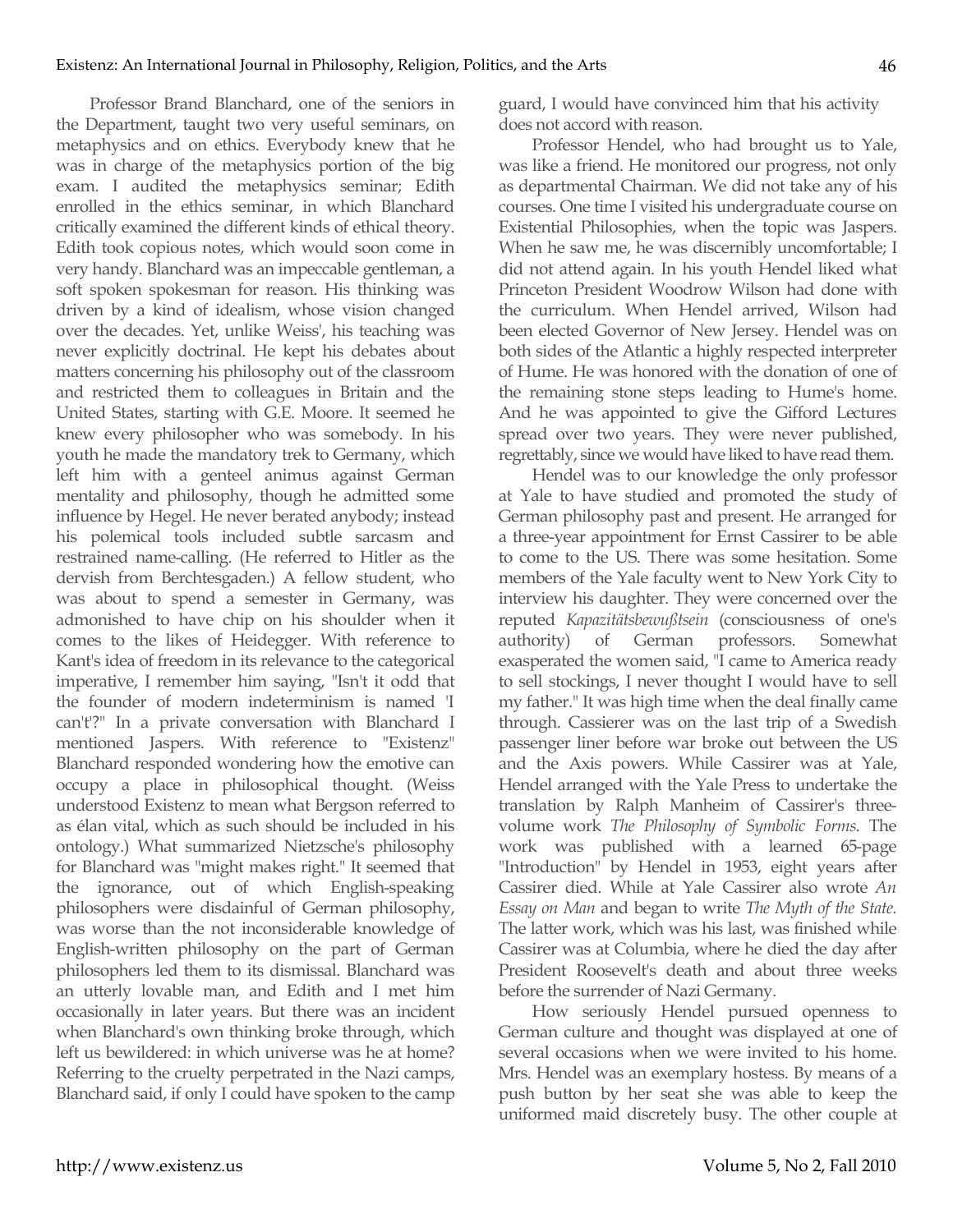Professor Brand Blanchard, one of the seniors in the Department, taught two very useful seminars, on metaphysics and on ethics. Everybody knew that he was in charge of the metaphysics portion of the big exam. I audited the metaphysics seminar; Edith enrolled in the ethics seminar, in which Blanchard critically examined the different kinds of ethical theory. Edith took copious notes, which would soon come in very handy. Blanchard was an impeccable gentleman, a soft spoken spokesman for reason. His thinking was driven by a kind of idealism, whose vision changed over the decades. Yet, unlike Weiss', his teaching was never explicitly doctrinal. He kept his debates about matters concerning his philosophy out of the classroom and restricted them to colleagues in Britain and the United States, starting with G.E. Moore. It seemed he knew every philosopher who was somebody. In his youth he made the mandatory trek to Germany, which left him with a genteel animus against German mentality and philosophy, though he admitted some influence by Hegel. He never berated anybody; instead his polemical tools included subtle sarcasm and restrained name-calling. (He referred to Hitler as the dervish from Berchtesgaden.) A fellow student, who was about to spend a semester in Germany, was admonished to have chip on his shoulder when it comes to the likes of Heidegger. With reference to Kant's idea of freedom in its relevance to the categorical imperative, I remember him saying, "Isn't it odd that the founder of modern indeterminism is named 'I can't'?" In a private conversation with Blanchard I mentioned Jaspers. With reference to "Existenz" Blanchard responded wondering how the emotive can occupy a place in philosophical thought. (Weiss understood Existenz to mean what Bergson referred to as élan vital, which as such should be included in his ontology.) What summarized Nietzsche's philosophy for Blanchard was "might makes right." It seemed that the ignorance, out of which English-speaking philosophers were disdainful of German philosophy, was worse than the not inconsiderable knowledge of English-written philosophy on the part of German philosophers led them to its dismissal. Blanchard was an utterly lovable man, and Edith and I met him occasionally in later years. But there was an incident when Blanchard's own thinking broke through, which left us bewildered: in which universe was he at home? Referring to the cruelty perpetrated in the Nazi camps, Blanchard said, if only I could have spoken to the camp guard, I would have convinced him that his activity does not accord with reason.

Professor Hendel, who had brought us to Yale, was like a friend. He monitored our progress, not only as departmental Chairman. We did not take any of his courses. One time I visited his undergraduate course on Existential Philosophies, when the topic was Jaspers. When he saw me, he was discernibly uncomfortable; I did not attend again. In his youth Hendel liked what Princeton President Woodrow Wilson had done with the curriculum. When Hendel arrived, Wilson had been elected Governor of New Jersey. Hendel was on both sides of the Atlantic a highly respected interpreter of Hume. He was honored with the donation of one of the remaining stone steps leading to Hume's home. And he was appointed to give the Gifford Lectures spread over two years. They were never published, regrettably, since we would have liked to have read them.

Hendel was to our knowledge the only professor at Yale to have studied and promoted the study of German philosophy past and present. He arranged for a three-year appointment for Ernst Cassirer to be able to come to the US. There was some hesitation. Some members of the Yale faculty went to New York City to interview his daughter. They were concerned over the reputed *Kapazitätsbewußtsein* (consciousness of one's authority) of German professors. Somewhat exasperated the women said, "I came to America ready to sell stockings, I never thought I would have to sell my father." It was high time when the deal finally came through. Cassierer was on the last trip of a Swedish passenger liner before war broke out between the US and the Axis powers. While Cassirer was at Yale, Hendel arranged with the Yale Press to undertake the translation by Ralph Manheim of Cassirer's three-volume work *The Philosophy of Symbolic Forms*. The work was published with a learned 65-page "Introduction" by Hendel in 1953, eight years after Cassirer died. While at Yale Cassirer also wrote *An Essay on Man* and began to write *The Myth of the State.* The latter work, which was his last, was finished while Cassirer was at Columbia, where he died the day after President Roosevelt's death and about three weeks before the surrender of Nazi Germany.

How seriously Hendel pursued openness to German culture and thought was displayed at one of several occasions when we were invited to his home. Mrs. Hendel was an exemplary hostess. By means of a push button by her seat she was able to keep the uniformed maid discretely busy. The other couple at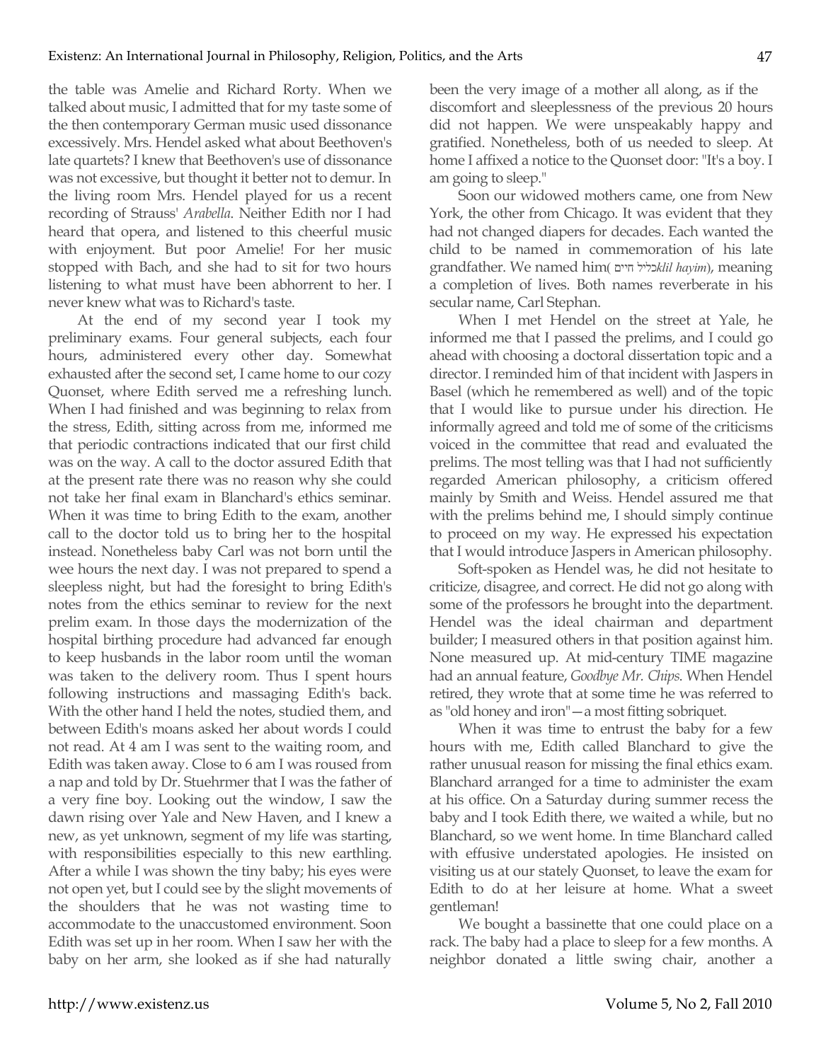the table was Amelie and Richard Rorty. When we talked about music, I admitted that for my taste some of the then contemporary German music used dissonance excessively. Mrs. Hendel asked what about Beethoven's late quartets? I knew that Beethoven's use of dissonance was not excessive, but thought it better not to demur. In the living room Mrs. Hendel played for us a recent recording of Strauss' *Arabella*. Neither Edith nor I had heard that opera, and listened to this cheerful music with enjoyment. But poor Amelie! For her music stopped with Bach, and she had to sit for two hours listening to what must have been abhorrent to her. I never knew what was to Richard's taste.

At the end of my second year I took my preliminary exams. Four general subjects, each four hours, administered every other day. Somewhat exhausted after the second set, I came home to our cozy Quonset, where Edith served me a refreshing lunch. When I had finished and was beginning to relax from the stress, Edith, sitting across from me, informed me that periodic contractions indicated that our first child was on the way. A call to the doctor assured Edith that at the present rate there was no reason why she could not take her final exam in Blanchard's ethics seminar. When it was time to bring Edith to the exam, another call to the doctor told us to bring her to the hospital instead. Nonetheless baby Carl was not born until the wee hours the next day. I was not prepared to spend a sleepless night, but had the foresight to bring Edith's notes from the ethics seminar to review for the next prelim exam. In those days the modernization of the hospital birthing procedure had advanced far enough to keep husbands in the labor room until the woman was taken to the delivery room. Thus I spent hours following instructions and massaging Edith's back. With the other hand I held the notes, studied them, and between Edith's moans asked her about words I could not read. At 4 am I was sent to the waiting room, and Edith was taken away. Close to 6 am I was roused from a nap and told by Dr. Stuehrmer that I was the father of a very fine boy. Looking out the window, I saw the dawn rising over Yale and New Haven, and I knew a new, as yet unknown, segment of my life was starting, with responsibilities especially to this new earthling. After a while I was shown the tiny baby; his eyes were not open yet, but I could see by the slight movements of the shoulders that he was not wasting time to accommodate to the unaccustomed environment. Soon Edith was set up in her room. When I saw her with the baby on her arm, she looked as if she had naturally been the very image of a mother all along, as if the discomfort and sleeplessness of the previous 20 hours did not happen. We were unspeakably happy and gratified. Nonetheless, both of us needed to sleep. At home I affixed a notice to the Quonset door: "It's a boy. I am going to sleep."

Soon our widowed mothers came, one from New York, the other from Chicago. It was evident that they had not changed diapers for decades. Each wanted the child to be named in commemoration of his late grandfather. We named him (כליל חיים *klil hayim*), meaning a completion of lives. Both names reverberate in his secular name, Carl Stephan.

When I met Hendel on the street at Yale, he informed me that I passed the prelims, and I could go ahead with choosing a doctoral dissertation topic and a director. I reminded him of that incident with Jaspers in Basel (which he remembered as well) and of the topic that I would like to pursue under his direction. He informally agreed and told me of some of the criticisms voiced in the committee that read and evaluated the prelims. The most telling was that I had not sufficiently regarded American philosophy, a criticism offered mainly by Smith and Weiss. Hendel assured me that with the prelims behind me, I should simply continue to proceed on my way. He expressed his expectation that I would introduce Jaspers in American philosophy.

Soft-spoken as Hendel was, he did not hesitate to criticize, disagree, and correct. He did not go along with some of the professors he brought into the department. Hendel was the ideal chairman and department builder; I measured others in that position against him. None measured up. At mid-century TIME magazine had an annual feature, *Goodbye Mr. Chips*. When Hendel retired, they wrote that at some time he was referred to as "old honey and iron"—a most fitting sobriquet.

When it was time to entrust the baby for a few hours with me, Edith called Blanchard to give the rather unusual reason for missing the final ethics exam. Blanchard arranged for a time to administer the exam at his office. On a Saturday during summer recess the baby and I took Edith there, we waited a while, but no Blanchard, so we went home. In time Blanchard called with effusive understated apologies. He insisted on visiting us at our stately Quonset, to leave the exam for Edith to do at her leisure at home. What a sweet gentleman!

We bought a bassinette that one could place on a rack. The baby had a place to sleep for a few months. A neighbor donated a little swing chair, another a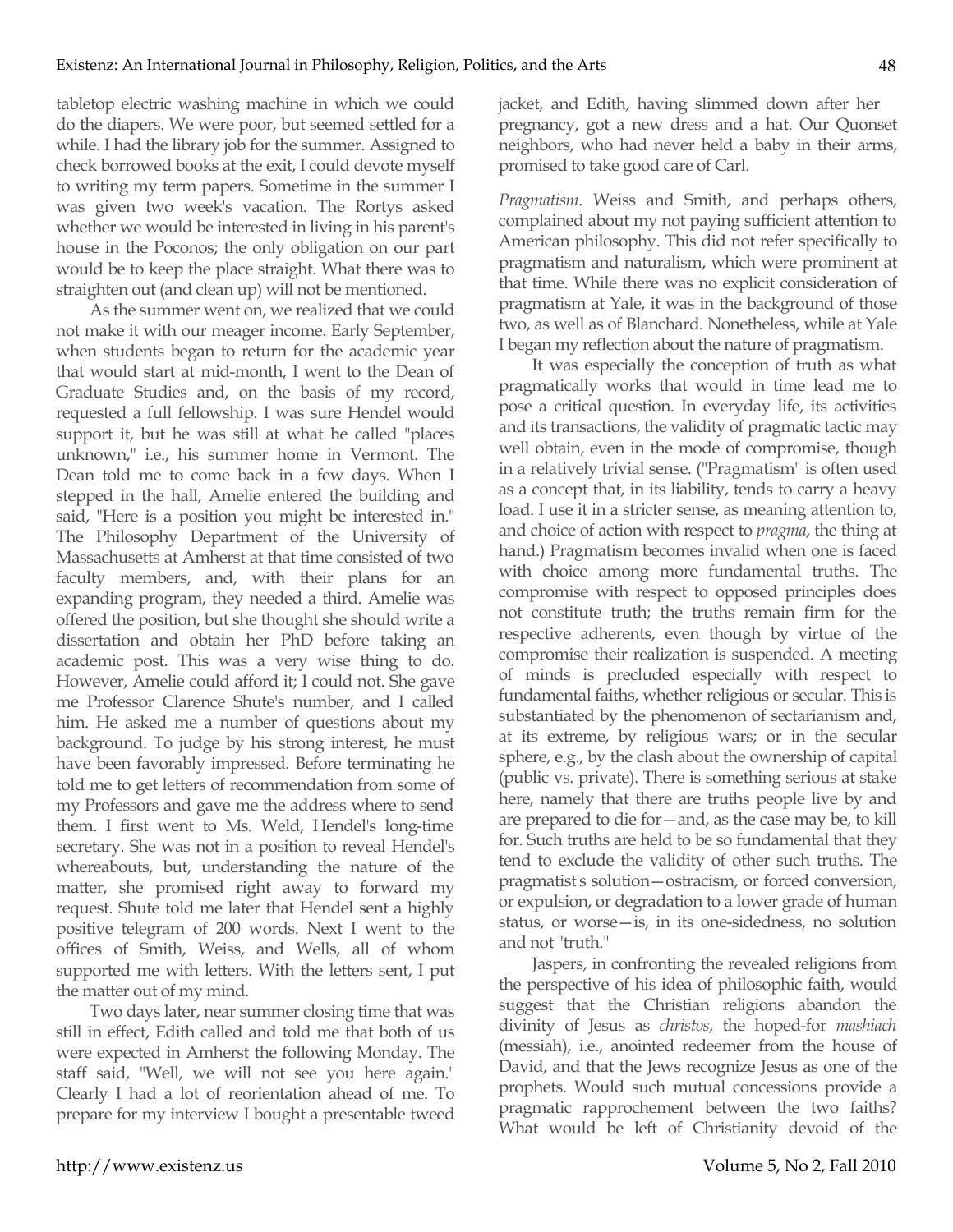tabletop electric washing machine in which we could do the diapers. We were poor, but seemed settled for a while. I had the library job for the summer. Assigned to check borrowed books at the exit, I could devote myself to writing my term papers. Sometime in the summer I was given two week's vacation. The Rortys asked whether we would be interested in living in his parent's house in the Poconos; the only obligation on our part would be to keep the place straight. What there was to straighten out (and clean up) will not be mentioned.

As the summer went on, we realized that we could not make it with our meager income. Early September, when students began to return for the academic year that would start at mid-month, I went to the Dean of Graduate Studies and, on the basis of my record, requested a full fellowship. I was sure Hendel would support it, but he was still at what he called "places unknown," i.e., his summer home in Vermont. The Dean told me to come back in a few days. When I stepped in the hall, Amelie entered the building and said, "Here is a position you might be interested in." The Philosophy Department of the University of Massachusetts at Amherst at that time consisted of two faculty members, and, with their plans for an expanding program, they needed a third. Amelie was offered the position, but she thought she should write a dissertation and obtain her PhD before taking an academic post. This was a very wise thing to do. However, Amelie could afford it; I could not. She gave me Professor Clarence Shute's number, and I called him. He asked me a number of questions about my background. To judge by his strong interest, he must have been favorably impressed. Before terminating he told me to get letters of recommendation from some of my Professors and gave me the address where to send them. I first went to Ms. Weld, Hendel's long-time secretary. She was not in a position to reveal Hendel's whereabouts, but, understanding the nature of the matter, she promised right away to forward my request. Shute told me later that Hendel sent a highly positive telegram of 200 words. Next I went to the offices of Smith, Weiss, and Wells, all of whom supported me with letters. With the letters sent, I put the matter out of my mind.

Two days later, near summer closing time that was still in effect, Edith called and told me that both of us were expected in Amherst the following Monday. The staff said, "Well, we will not see you here again." Clearly I had a lot of reorientation ahead of me. To prepare for my interview I bought a presentable tweed jacket, and Edith, having slimmed down after her pregnancy, got a new dress and a hat. Our Quonset neighbors, who had never held a baby in their arms, promised to take good care of Carl.

*Pragmatism*. Weiss and Smith, and perhaps others, complained about my not paying sufficient attention to American philosophy. This did not refer specifically to pragmatism and naturalism, which were prominent at that time. While there was no explicit consideration of pragmatism at Yale, it was in the background of those two, as well as of Blanchard. Nonetheless, while at Yale I began my reflection about the nature of pragmatism.

It was especially the conception of truth as what pragmatically works that would in time lead me to pose a critical question. In everyday life, its activities and its transactions, the validity of pragmatic tactic may well obtain, even in the mode of compromise, though in a relatively trivial sense. ("Pragmatism" is often used as a concept that, in its liability, tends to carry a heavy load. I use it in a stricter sense, as meaning attention to, and choice of action with respect to *pragma*, the thing at hand.) Pragmatism becomes invalid when one is faced with choice among more fundamental truths. The compromise with respect to opposed principles does not constitute truth; the truths remain firm for the respective adherents, even though by virtue of the compromise their realization is suspended. A meeting of minds is precluded especially with respect to fundamental faiths, whether religious or secular. This is substantiated by the phenomenon of sectarianism and, at its extreme, by religious wars; or in the secular sphere, e.g., by the clash about the ownership of capital (public vs. private). There is something serious at stake here, namely that there are truths people live by and are prepared to die for—and, as the case may be, to kill for. Such truths are held to be so fundamental that they tend to exclude the validity of other such truths. The pragmatist's solution—ostracism, or forced conversion, or expulsion, or degradation to a lower grade of human status, or worse—is, in its one-sidedness, no solution and not "truth."

Jaspers, in confronting the revealed religions from the perspective of his idea of philosophic faith, would suggest that the Christian religions abandon the divinity of Jesus as *christos*, the hoped-for *mashiach* (messiah), i.e., anointed redeemer from the house of David, and that the Jews recognize Jesus as one of the prophets. Would such mutual concessions provide a pragmatic rapprochement between the two faiths? What would be left of Christianity devoid of the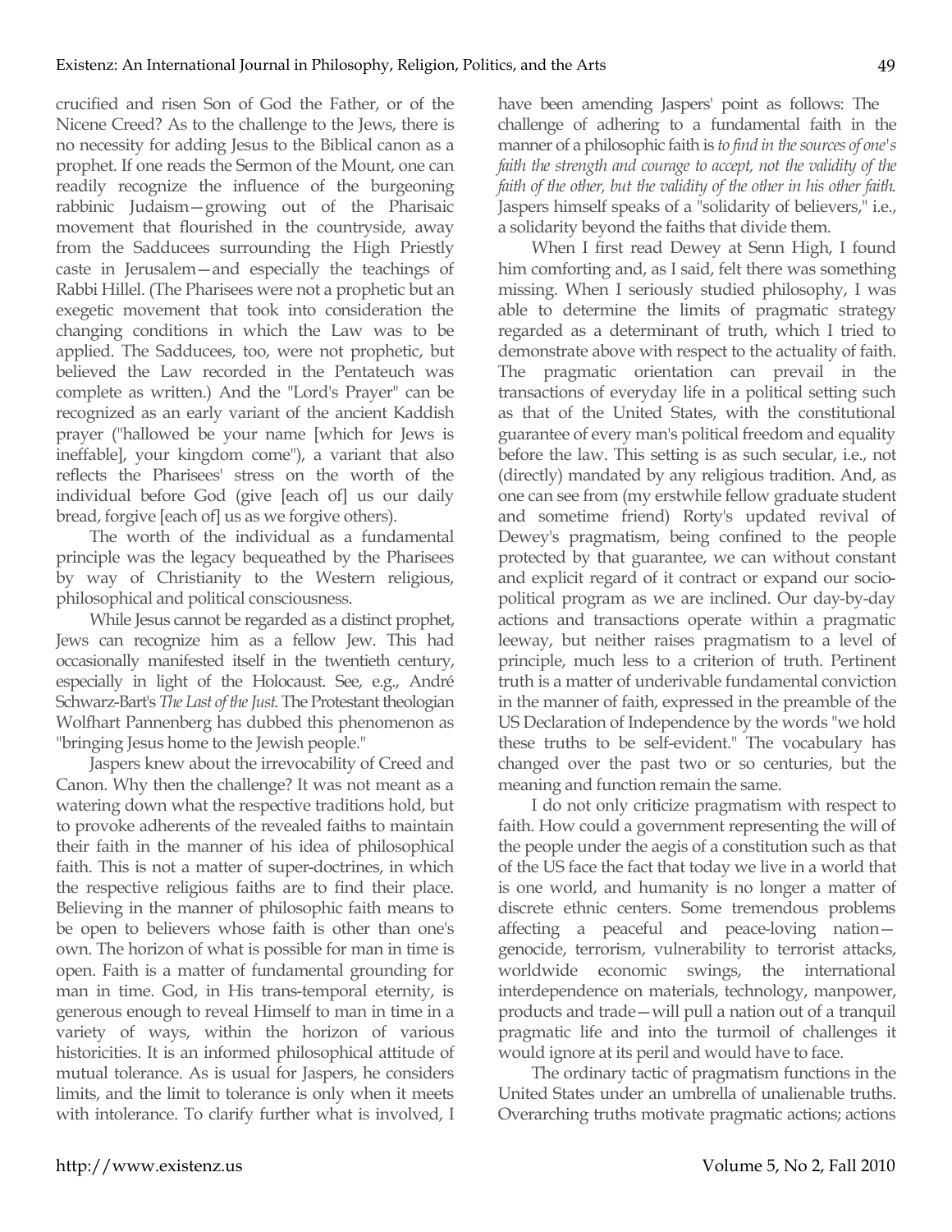crucified and risen Son of God the Father, or of the Nicene Creed? As to the challenge to the Jews, there is no necessity for adding Jesus to the Biblical canon as a prophet. If one reads the Sermon of the Mount, one can readily recognize the influence of the burgeoning rabbinic Judaism—growing out of the Pharisaic movement that flourished in the countryside, away from the Sadducees surrounding the High Priestly caste in Jerusalem—and especially the teachings of Rabbi Hillel. (The Pharisees were not a prophetic but an exegetic movement that took into consideration the changing conditions in which the Law was to be applied. The Sadducees, too, were not prophetic, but believed the Law recorded in the Pentateuch was complete as written.) And the "Lord's Prayer" can be recognized as an early variant of the ancient Kaddish prayer ("hallowed be your name [which for Jews is ineffable], your kingdom come"), a variant that also reflects the Pharisees' stress on the worth of the individual before God (give [each of] us our daily bread, forgive [each of] us as we forgive others).

The worth of the individual as a fundamental principle was the legacy bequeathed by the Pharisees by way of Christianity to the Western religious, philosophical and political consciousness.

While Jesus cannot be regarded as a distinct prophet, Jews can recognize him as a fellow Jew. This had occasionally manifested itself in the twentieth century, especially in light of the Holocaust. See, e.g., André Schwarz-Bart's *The Last of the Just*. The Protestant theologian Wolfhart Pannenberg has dubbed this phenomenon as "bringing Jesus home to the Jewish people."

Jaspers knew about the irrevocability of Creed and Canon. Why then the challenge? It was not meant as a watering down what the respective traditions hold, but to provoke adherents of the revealed faiths to maintain their faith in the manner of his idea of philosophical faith. This is not a matter of super-doctrines, in which the respective religious faiths are to find their place. Believing in the manner of philosophic faith means to be open to believers whose faith is other than one's own. The horizon of what is possible for man in time is open. Faith is a matter of fundamental grounding for man in time. God, in His trans-temporal eternity, is generous enough to reveal Himself to man in time in a variety of ways, within the horizon of various historicities. It is an informed philosophical attitude of mutual tolerance. As is usual for Jaspers, he considers limits, and the limit to tolerance is only when it meets with intolerance. To clarify further what is involved, I have been amending Jaspers' point as follows: The challenge of adhering to a fundamental faith in the manner of a philosophic faith is *to find in the sources of one's faith the strength and courage to accept, not the validity of the faith of the other, but the validity of the other in his other faith*. Jaspers himself speaks of a "solidarity of believers," i.e., a solidarity beyond the faiths that divide them.

When I first read Dewey at Senn High, I found him comforting and, as I said, felt there was something missing. When I seriously studied philosophy, I was able to determine the limits of pragmatic strategy regarded as a determinant of truth, which I tried to demonstrate above with respect to the actuality of faith. The pragmatic orientation can prevail in the transactions of everyday life in a political setting such as that of the United States, with the constitutional guarantee of every man's political freedom and equality before the law. This setting is as such secular, i.e., not (directly) mandated by any religious tradition. And, as one can see from (my erstwhile fellow graduate student and sometime friend) Rorty's updated revival of Dewey's pragmatism, being confined to the people protected by that guarantee, we can without constant and explicit regard of it contract or expand our socio-political program as we are inclined. Our day-by-day actions and transactions operate within a pragmatic leeway, but neither raises pragmatism to a level of principle, much less to a criterion of truth. Pertinent truth is a matter of underivable fundamental conviction in the manner of faith, expressed in the preamble of the US Declaration of Independence by the words "we hold these truths to be self-evident." The vocabulary has changed over the past two or so centuries, but the meaning and function remain the same.

I do not only criticize pragmatism with respect to faith. How could a government representing the will of the people under the aegis of a constitution such as that of the US face the fact that today we live in a world that is one world, and humanity is no longer a matter of discrete ethnic centers. Some tremendous problems affecting a peaceful and peace-loving nation—genocide, terrorism, vulnerability to terrorist attacks, worldwide economic swings, the international interdependence on materials, technology, manpower, products and trade—will pull a nation out of a tranquil pragmatic life and into the turmoil of challenges it would ignore at its peril and would have to face.

The ordinary tactic of pragmatism functions in the United States under an umbrella of unalienable truths. Overarching truths motivate pragmatic actions; actions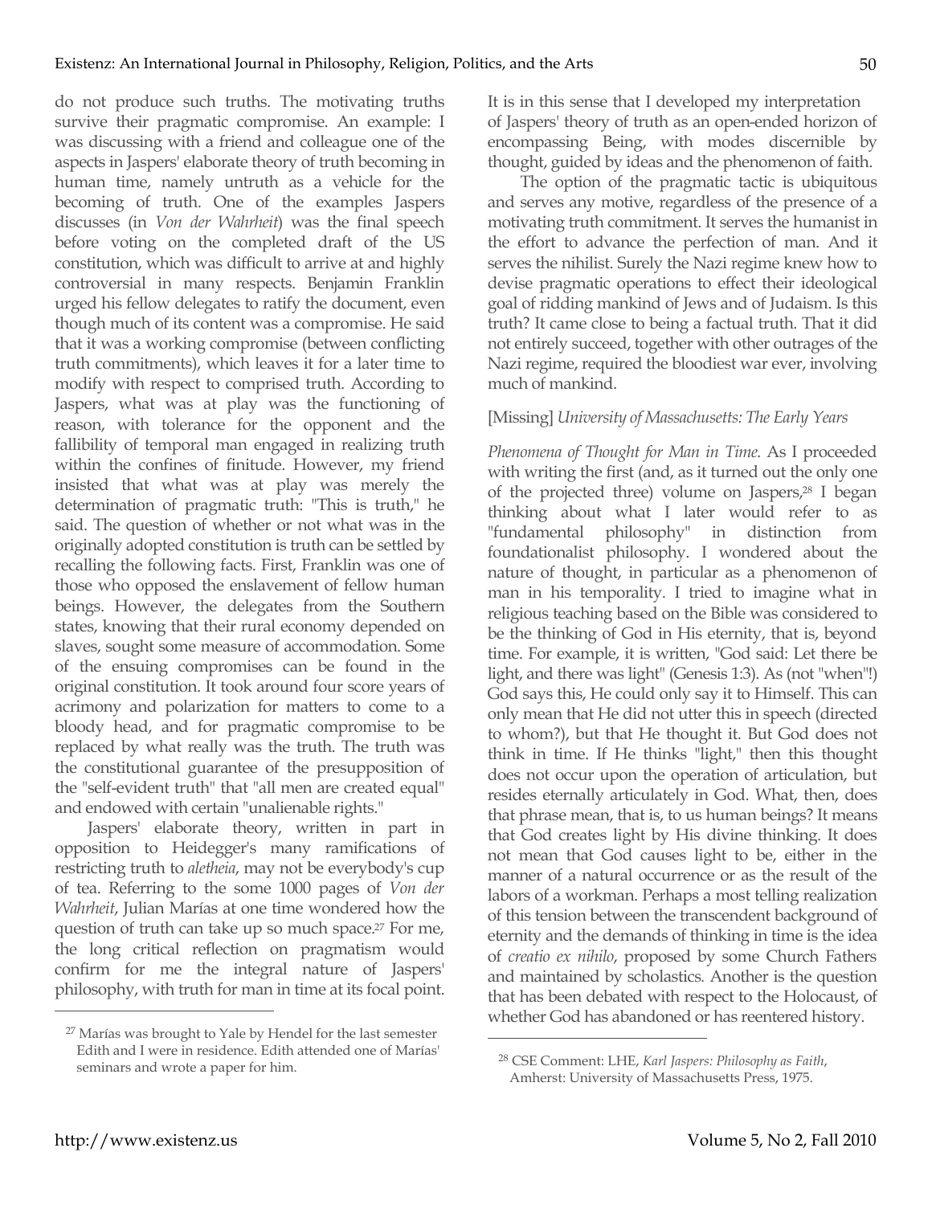do not produce such truths. The motivating truths survive their pragmatic compromise. An example: I was discussing with a friend and colleague one of the aspects in Jaspers' elaborate theory of truth becoming in human time, namely untruth as a vehicle for the becoming of truth. One of the examples Jaspers discusses (in *Von der Wahrheit*) was the final speech before voting on the completed draft of the US constitution, which was difficult to arrive at and highly controversial in many respects. Benjamin Franklin urged his fellow delegates to ratify the document, even though much of its content was a compromise. He said that it was a working compromise (between conflicting truth commitments), which leaves it for a later time to modify with respect to comprised truth. According to Jaspers, what was at play was the functioning of reason, with tolerance for the opponent and the fallibility of temporal man engaged in realizing truth within the confines of finitude. However, my friend insisted that what was at play was merely the determination of pragmatic truth: "This is truth," he said. The question of whether or not what was in the originally adopted constitution is truth can be settled by recalling the following facts. First, Franklin was one of those who opposed the enslavement of fellow human beings. However, the delegates from the Southern states, knowing that their rural economy depended on slaves, sought some measure of accommodation. Some of the ensuing compromises can be found in the original constitution. It took around four score years of acrimony and polarization for matters to come to a bloody head, and for pragmatic compromise to be replaced by what really was the truth. The truth was the constitutional guarantee of the presupposition of the "self-evident truth" that "all men are created equal" and endowed with certain "unalienable rights."

Jaspers' elaborate theory, written in part in opposition to Heidegger's many ramifications of restricting truth to *aletheia*, may not be everybody's cup of tea. Referring to the some 1000 pages of *Von der Wahrheit*, Julian Marías at one time wondered how the question of truth can take up so much space.[27] For me, the long critical reflection on pragmatism would confirm for me the integral nature of Jaspers' philosophy, with truth for man in time at its focal point. It is in this sense that I developed my interpretation of Jaspers' theory of truth as an open-ended horizon of encompassing Being, with modes discernible by thought, guided by ideas and the phenomenon of faith.

The option of the pragmatic tactic is ubiquitous and serves any motive, regardless of the presence of a motivating truth commitment. It serves the humanist in the effort to advance the perfection of man. And it serves the nihilist. Surely the Nazi regime knew how to devise pragmatic operations to effect their ideological goal of ridding mankind of Jews and of Judaism. Is this truth? It came close to being a factual truth. That it did not entirely succeed, together with other outrages of the Nazi regime, required the bloodiest war ever, involving much of mankind.

[Missing] *University of Massachusetts: The Early Years*

*Phenomena of Thought for Man in Time.* As I proceeded with writing the first (and, as it turned out the only one of the projected three) volume on Jaspers,[28] I began thinking about what I later would refer to as "fundamental philosophy" in distinction from foundationalist philosophy. I wondered about the nature of thought, in particular as a phenomenon of man in his temporality. I tried to imagine what in religious teaching based on the Bible was considered to be the thinking of God in His eternity, that is, beyond time. For example, it is written, "God said: Let there be light, and there was light" (Genesis 1:3). As (not "when"!) God says this, He could only say it to Himself. This can only mean that He did not utter this in speech (directed to whom?), but that He thought it. But God does not think in time. If He thinks "light," then this thought does not occur upon the operation of articulation, but resides eternally articulately in God. What, then, does that phrase mean, that is, to us human beings? It means that God creates light by His divine thinking. It does not mean that God causes light to be, either in the manner of a natural occurrence or as the result of the labors of a workman. Perhaps a most telling realization of this tension between the transcendent background of eternity and the demands of thinking in time is the idea of *creatio ex nihilo*, proposed by some Church Fathers and maintained by scholastics. Another is the question that has been debated with respect to the Holocaust, of whether God has abandoned or has reentered history.

---

[27] Marías was brought to Yale by Hendel for the last semester Edith and I were in residence. Edith attended one of Marías' seminars and wrote a paper for him.

[28] CSE Comment: LHE, *Karl Jaspers: Philosophy as Faith*, Amherst: University of Massachusetts Press, 1975.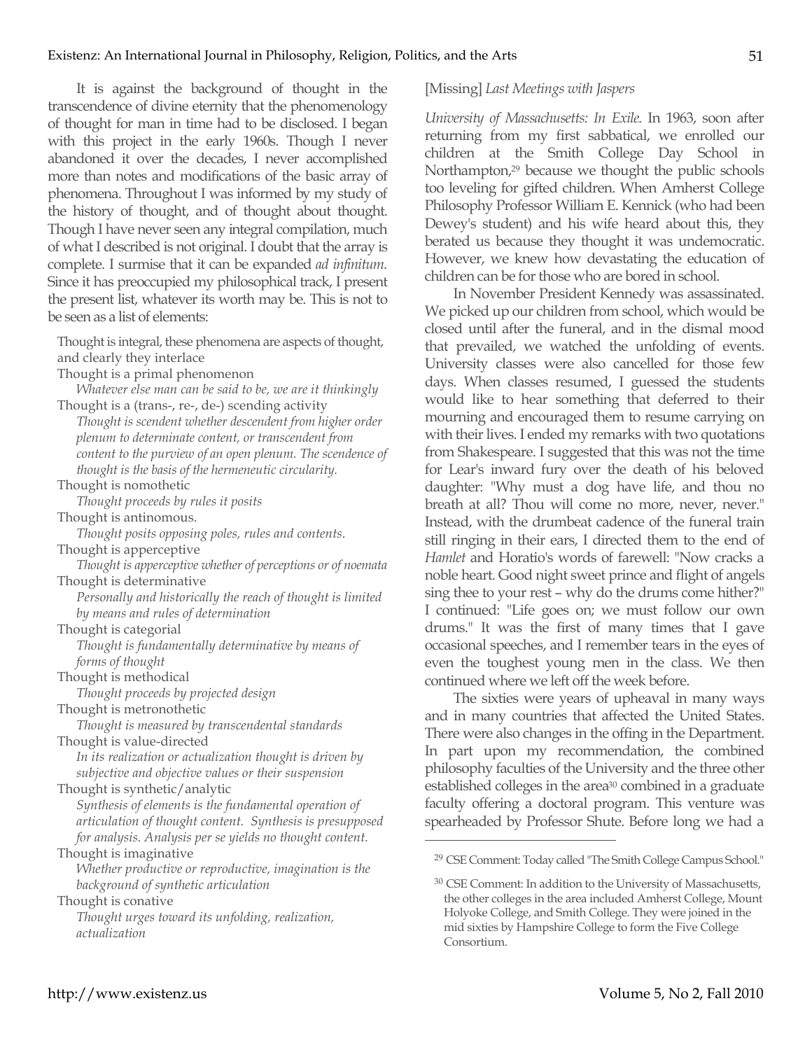It is against the background of thought in the transcendence of divine eternity that the phenomenology of thought for man in time had to be disclosed. I began with this project in the early 1960s. Though I never abandoned it over the decades, I never accomplished more than notes and modifications of the basic array of phenomena. Throughout I was informed by my study of the history of thought, and of thought about thought. Though I have never seen any integral compilation, much of what I described is not original. I doubt that the array is complete. I surmise that it can be expanded *ad infinitum*. Since it has preoccupied my philosophical track, I present the present list, whatever its worth may be. This is not to be seen as a list of elements:

Thought is integral, these phenomena are aspects of thought, and clearly they interlace

Thought is a primal phenomenon
*Whatever else man can be said to be, we are it thinkingly*

Thought is a (trans-, re-, de-) scending activity
*Thought is scendent whether descendent from higher order plenum to determinate content, or transcendent from content to the purview of an open plenum. The scendence of thought is the basis of the hermeneutic circularity.*

Thought is nomothetic
*Thought proceeds by rules it posits*

Thought is antinomous.
*Thought posits opposing poles, rules and contents.*

Thought is apperceptive
*Thought is apperceptive whether of perceptions or of noemata*

Thought is determinative
*Personally and historically the reach of thought is limited by means and rules of determination*

Thought is categorial
*Thought is fundamentally determinative by means of forms of thought*

Thought is methodical
*Thought proceeds by projected design*

Thought is metronothetic
*Thought is measured by transcendental standards*

Thought is value-directed
*In its realization or actualization thought is driven by subjective and objective values or their suspension*

Thought is synthetic/analytic
*Synthesis of elements is the fundamental operation of articulation of thought content. Synthesis is presupposed for analysis. Analysis per se yields no thought content.*

Thought is imaginative
*Whether productive or reproductive, imagination is the background of synthetic articulation*

Thought is conative
*Thought urges toward its unfolding, realization, actualization*

[Missing] *Last Meetings with Jaspers*

*University of Massachusetts: In Exile.* In 1963, soon after returning from my first sabbatical, we enrolled our children at the Smith College Day School in Northampton,[29] because we thought the public schools too leveling for gifted children. When Amherst College Philosophy Professor William E. Kennick (who had been Dewey's student) and his wife heard about this, they berated us because they thought it was undemocratic. However, we knew how devastating the education of children can be for those who are bored in school.

In November President Kennedy was assassinated. We picked up our children from school, which would be closed until after the funeral, and in the dismal mood that prevailed, we watched the unfolding of events. University classes were also cancelled for those few days. When classes resumed, I guessed the students would like to hear something that deferred to their mourning and encouraged them to resume carrying on with their lives. I ended my remarks with two quotations from Shakespeare. I suggested that this was not the time for Lear's inward fury over the death of his beloved daughter: "Why must a dog have life, and thou no breath at all? Thou will come no more, never, never." Instead, with the drumbeat cadence of the funeral train still ringing in their ears, I directed them to the end of *Hamlet* and Horatio's words of farewell: "Now cracks a noble heart. Good night sweet prince and flight of angels sing thee to your rest – why do the drums come hither?" I continued: "Life goes on; we must follow our own drums." It was the first of many times that I gave occasional speeches, and I remember tears in the eyes of even the toughest young men in the class. We then continued where we left off the week before.

The sixties were years of upheaval in many ways and in many countries that affected the United States. There were also changes in the offing in the Department. In part upon my recommendation, the combined philosophy faculties of the University and the three other established colleges in the area[30] combined in a graduate faculty offering a doctoral program. This venture was spearheaded by Professor Shute. Before long we had a

---

[29] CSE Comment: Today called "The Smith College Campus School."

[30] CSE Comment: In addition to the University of Massachusetts, the other colleges in the area included Amherst College, Mount Holyoke College, and Smith College. They were joined in the mid sixties by Hampshire College to form the Five College Consortium.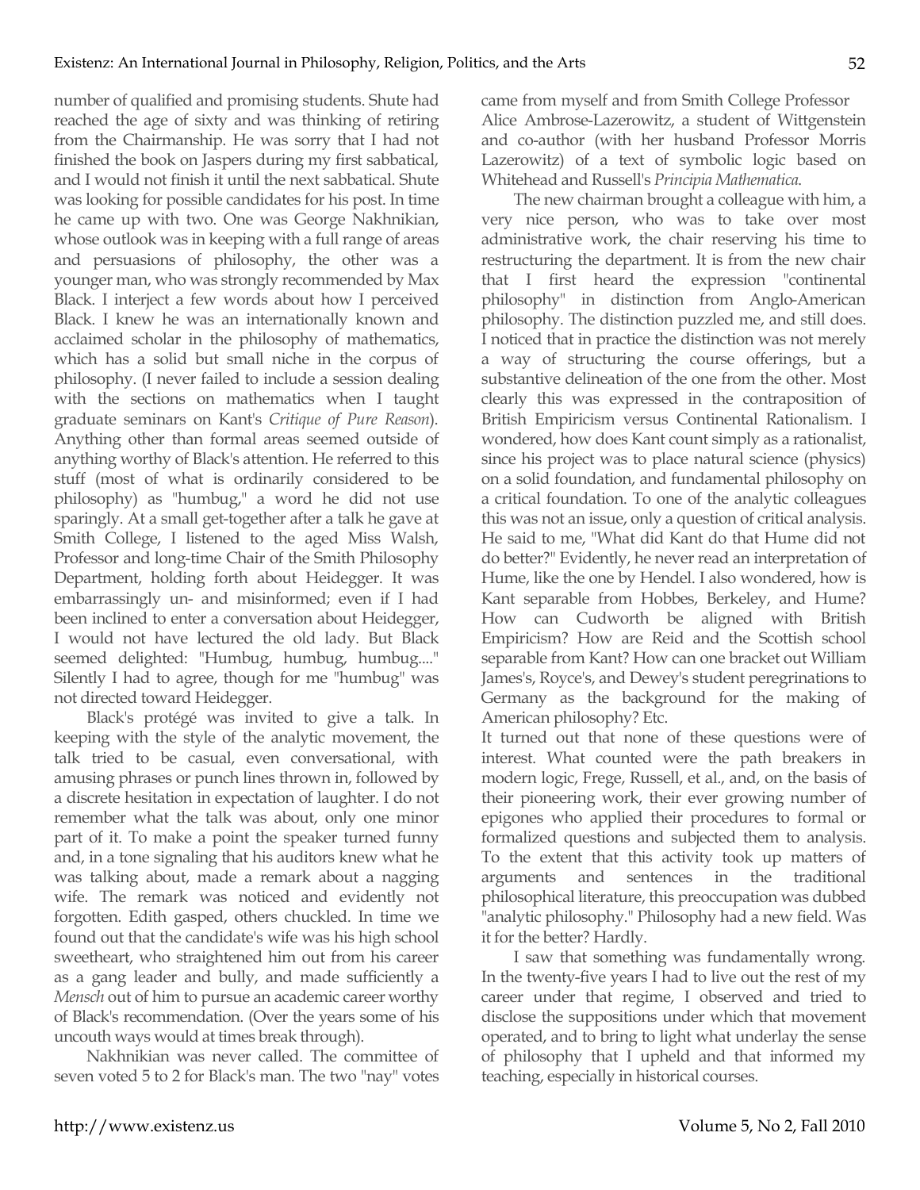number of qualified and promising students. Shute had reached the age of sixty and was thinking of retiring from the Chairmanship. He was sorry that I had not finished the book on Jaspers during my first sabbatical, and I would not finish it until the next sabbatical. Shute was looking for possible candidates for his post. In time he came up with two. One was George Nakhnikian, whose outlook was in keeping with a full range of areas and persuasions of philosophy, the other was a younger man, who was strongly recommended by Max Black. I interject a few words about how I perceived Black. I knew he was an internationally known and acclaimed scholar in the philosophy of mathematics, which has a solid but small niche in the corpus of philosophy. (I never failed to include a session dealing with the sections on mathematics when I taught graduate seminars on Kant's *Critique of Pure Reason*). Anything other than formal areas seemed outside of anything worthy of Black's attention. He referred to this stuff (most of what is ordinarily considered to be philosophy) as "humbug," a word he did not use sparingly. At a small get-together after a talk he gave at Smith College, I listened to the aged Miss Walsh, Professor and long-time Chair of the Smith Philosophy Department, holding forth about Heidegger. It was embarrassingly un- and misinformed; even if I had been inclined to enter a conversation about Heidegger, I would not have lectured the old lady. But Black seemed delighted: "Humbug, humbug, humbug...." Silently I had to agree, though for me "humbug" was not directed toward Heidegger.

Black's protégé was invited to give a talk. In keeping with the style of the analytic movement, the talk tried to be casual, even conversational, with amusing phrases or punch lines thrown in, followed by a discrete hesitation in expectation of laughter. I do not remember what the talk was about, only one minor part of it. To make a point the speaker turned funny and, in a tone signaling that his auditors knew what he was talking about, made a remark about a nagging wife. The remark was noticed and evidently not forgotten. Edith gasped, others chuckled. In time we found out that the candidate's wife was his high school sweetheart, who straightened him out from his career as a gang leader and bully, and made sufficiently a *Mensch* out of him to pursue an academic career worthy of Black's recommendation. (Over the years some of his uncouth ways would at times break through).

Nakhnikian was never called. The committee of seven voted 5 to 2 for Black's man. The two "nay" votes came from myself and from Smith College Professor Alice Ambrose-Lazerowitz, a student of Wittgenstein and co-author (with her husband Professor Morris Lazerowitz) of a text of symbolic logic based on Whitehead and Russell's *Principia Mathematica*.

The new chairman brought a colleague with him, a very nice person, who was to take over most administrative work, the chair reserving his time to restructuring the department. It is from the new chair that I first heard the expression "continental philosophy" in distinction from Anglo-American philosophy. The distinction puzzled me, and still does. I noticed that in practice the distinction was not merely a way of structuring the course offerings, but a substantive delineation of the one from the other. Most clearly this was expressed in the contraposition of British Empiricism versus Continental Rationalism. I wondered, how does Kant count simply as a rationalist, since his project was to place natural science (physics) on a solid foundation, and fundamental philosophy on a critical foundation. To one of the analytic colleagues this was not an issue, only a question of critical analysis. He said to me, "What did Kant do that Hume did not do better?" Evidently, he never read an interpretation of Hume, like the one by Hendel. I also wondered, how is Kant separable from Hobbes, Berkeley, and Hume? How can Cudworth be aligned with British Empiricism? How are Reid and the Scottish school separable from Kant? How can one bracket out William James's, Royce's, and Dewey's student peregrinations to Germany as the background for the making of American philosophy? Etc.

It turned out that none of these questions were of interest. What counted were the path breakers in modern logic, Frege, Russell, et al., and, on the basis of their pioneering work, their ever growing number of epigones who applied their procedures to formal or formalized questions and subjected them to analysis. To the extent that this activity took up matters of arguments and sentences in the traditional philosophical literature, this preoccupation was dubbed "analytic philosophy." Philosophy had a new field. Was it for the better? Hardly.

I saw that something was fundamentally wrong. In the twenty-five years I had to live out the rest of my career under that regime, I observed and tried to disclose the suppositions under which that movement operated, and to bring to light what underlay the sense of philosophy that I upheld and that informed my teaching, especially in historical courses.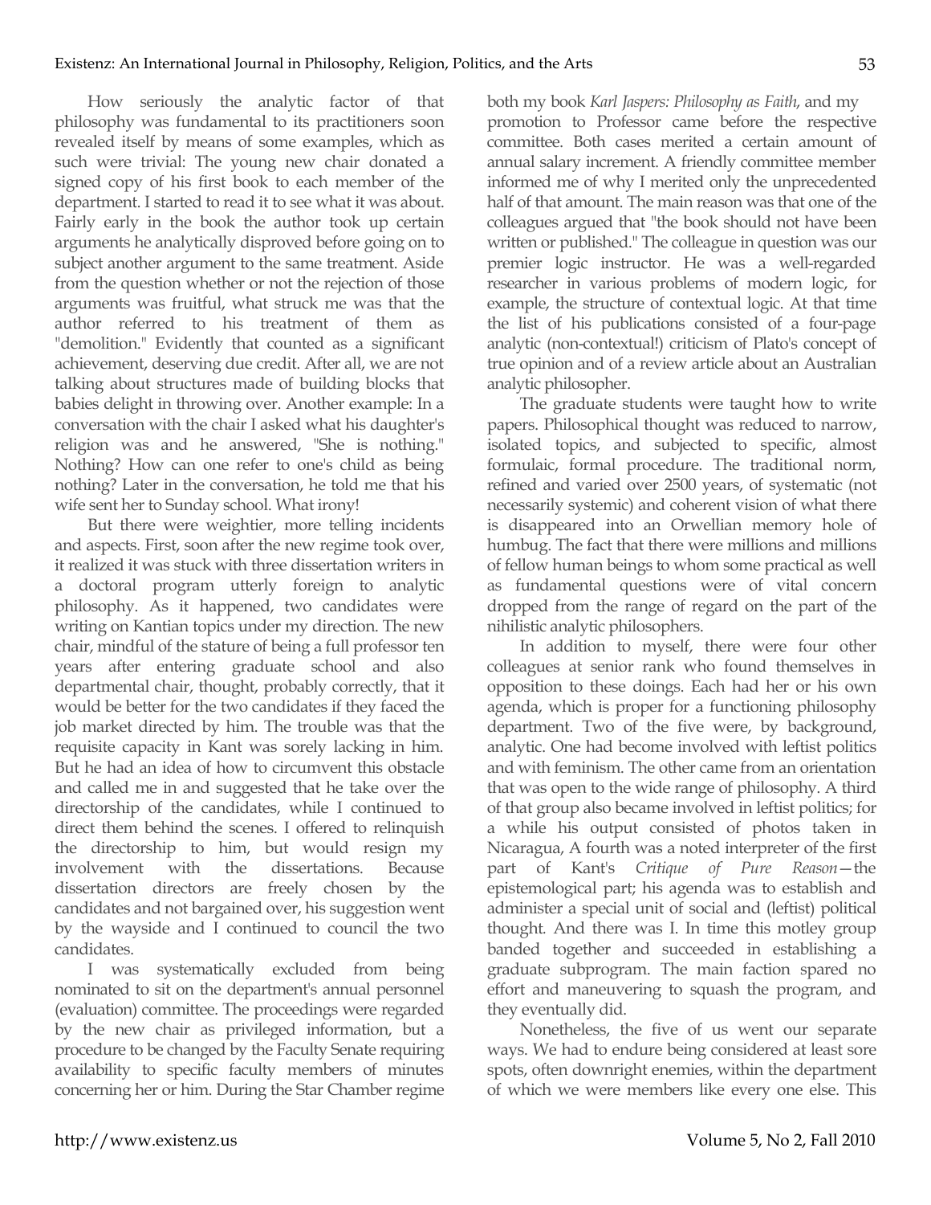How seriously the analytic factor of that philosophy was fundamental to its practitioners soon revealed itself by means of some examples, which as such were trivial: The young new chair donated a signed copy of his first book to each member of the department. I started to read it to see what it was about. Fairly early in the book the author took up certain arguments he analytically disproved before going on to subject another argument to the same treatment. Aside from the question whether or not the rejection of those arguments was fruitful, what struck me was that the author referred to his treatment of them as "demolition." Evidently that counted as a significant achievement, deserving due credit. After all, we are not talking about structures made of building blocks that babies delight in throwing over. Another example: In a conversation with the chair I asked what his daughter's religion was and he answered, "She is nothing." Nothing? How can one refer to one's child as being nothing? Later in the conversation, he told me that his wife sent her to Sunday school. What irony!

But there were weightier, more telling incidents and aspects. First, soon after the new regime took over, it realized it was stuck with three dissertation writers in a doctoral program utterly foreign to analytic philosophy. As it happened, two candidates were writing on Kantian topics under my direction. The new chair, mindful of the stature of being a full professor ten years after entering graduate school and also departmental chair, thought, probably correctly, that it would be better for the two candidates if they faced the job market directed by him. The trouble was that the requisite capacity in Kant was sorely lacking in him. But he had an idea of how to circumvent this obstacle and called me in and suggested that he take over the directorship of the candidates, while I continued to direct them behind the scenes. I offered to relinquish the directorship to him, but would resign my involvement with the dissertations. Because dissertation directors are freely chosen by the candidates and not bargained over, his suggestion went by the wayside and I continued to council the two candidates.

I was systematically excluded from being nominated to sit on the department's annual personnel (evaluation) committee. The proceedings were regarded by the new chair as privileged information, but a procedure to be changed by the Faculty Senate requiring availability to specific faculty members of minutes concerning her or him. During the Star Chamber regime both my book *Karl Jaspers: Philosophy as Faith*, and my promotion to Professor came before the respective committee. Both cases merited a certain amount of annual salary increment. A friendly committee member informed me of why I merited only the unprecedented half of that amount. The main reason was that one of the colleagues argued that "the book should not have been written or published." The colleague in question was our premier logic instructor. He was a well-regarded researcher in various problems of modern logic, for example, the structure of contextual logic. At that time the list of his publications consisted of a four-page analytic (non-contextual!) criticism of Plato's concept of true opinion and of a review article about an Australian analytic philosopher.

The graduate students were taught how to write papers. Philosophical thought was reduced to narrow, isolated topics, and subjected to specific, almost formulaic, formal procedure. The traditional norm, refined and varied over 2500 years, of systematic (not necessarily systemic) and coherent vision of what there is disappeared into an Orwellian memory hole of humbug. The fact that there were millions and millions of fellow human beings to whom some practical as well as fundamental questions were of vital concern dropped from the range of regard on the part of the nihilistic analytic philosophers.

In addition to myself, there were four other colleagues at senior rank who found themselves in opposition to these doings. Each had her or his own agenda, which is proper for a functioning philosophy department. Two of the five were, by background, analytic. One had become involved with leftist politics and with feminism. The other came from an orientation that was open to the wide range of philosophy. A third of that group also became involved in leftist politics; for a while his output consisted of photos taken in Nicaragua, A fourth was a noted interpreter of the first part of Kant's *Critique of Pure Reason*—the epistemological part; his agenda was to establish and administer a special unit of social and (leftist) political thought. And there was I. In time this motley group banded together and succeeded in establishing a graduate subprogram. The main faction spared no effort and maneuvering to squash the program, and they eventually did.

Nonetheless, the five of us went our separate ways. We had to endure being considered at least sore spots, often downright enemies, within the department of which we were members like every one else. This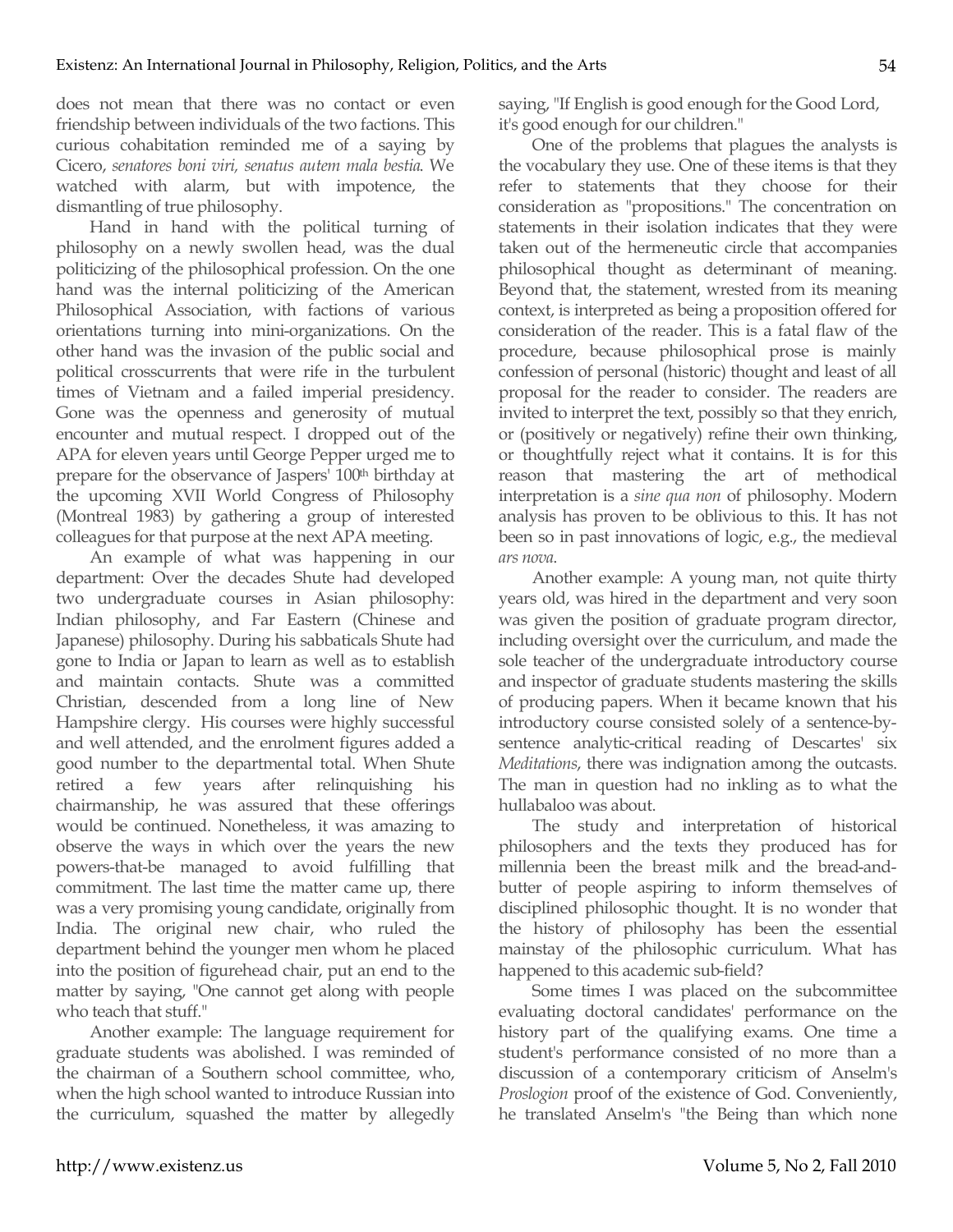does not mean that there was no contact or even friendship between individuals of the two factions. This curious cohabitation reminded me of a saying by Cicero, *senatores boni viri, senatus autem mala bestia*. We watched with alarm, but with impotence, the dismantling of true philosophy.

Hand in hand with the political turning of philosophy on a newly swollen head, was the dual politicizing of the philosophical profession. On the one hand was the internal politicizing of the American Philosophical Association, with factions of various orientations turning into mini-organizations. On the other hand was the invasion of the public social and political crosscurrents that were rife in the turbulent times of Vietnam and a failed imperial presidency. Gone was the openness and generosity of mutual encounter and mutual respect. I dropped out of the APA for eleven years until George Pepper urged me to prepare for the observance of Jaspers' 100th birthday at the upcoming XVII World Congress of Philosophy (Montreal 1983) by gathering a group of interested colleagues for that purpose at the next APA meeting.

An example of what was happening in our department: Over the decades Shute had developed two undergraduate courses in Asian philosophy: Indian philosophy, and Far Eastern (Chinese and Japanese) philosophy. During his sabbaticals Shute had gone to India or Japan to learn as well as to establish and maintain contacts. Shute was a committed Christian, descended from a long line of New Hampshire clergy. His courses were highly successful and well attended, and the enrolment figures added a good number to the departmental total. When Shute retired a few years after relinquishing his chairmanship, he was assured that these offerings would be continued. Nonetheless, it was amazing to observe the ways in which over the years the new powers-that-be managed to avoid fulfilling that commitment. The last time the matter came up, there was a very promising young candidate, originally from India. The original new chair, who ruled the department behind the younger men whom he placed into the position of figurehead chair, put an end to the matter by saying, "One cannot get along with people who teach that stuff."

Another example: The language requirement for graduate students was abolished. I was reminded of the chairman of a Southern school committee, who, when the high school wanted to introduce Russian into the curriculum, squashed the matter by allegedly saying, "If English is good enough for the Good Lord, it's good enough for our children."

One of the problems that plagues the analysts is the vocabulary they use. One of these items is that they refer to statements that they choose for their consideration as "propositions." The concentration on statements in their isolation indicates that they were taken out of the hermeneutic circle that accompanies philosophical thought as determinant of meaning. Beyond that, the statement, wrested from its meaning context, is interpreted as being a proposition offered for consideration of the reader. This is a fatal flaw of the procedure, because philosophical prose is mainly confession of personal (historic) thought and least of all proposal for the reader to consider. The readers are invited to interpret the text, possibly so that they enrich, or (positively or negatively) refine their own thinking, or thoughtfully reject what it contains. It is for this reason that mastering the art of methodical interpretation is a *sine qua non* of philosophy. Modern analysis has proven to be oblivious to this. It has not been so in past innovations of logic, e.g., the medieval *ars nova*.

Another example: A young man, not quite thirty years old, was hired in the department and very soon was given the position of graduate program director, including oversight over the curriculum, and made the sole teacher of the undergraduate introductory course and inspector of graduate students mastering the skills of producing papers. When it became known that his introductory course consisted solely of a sentence-by-sentence analytic-critical reading of Descartes' six *Meditations*, there was indignation among the outcasts. The man in question had no inkling as to what the hullabaloo was about.

The study and interpretation of historical philosophers and the texts they produced has for millennia been the breast milk and the bread-and-butter of people aspiring to inform themselves of disciplined philosophic thought. It is no wonder that the history of philosophy has been the essential mainstay of the philosophic curriculum. What has happened to this academic sub-field?

Some times I was placed on the subcommittee evaluating doctoral candidates' performance on the history part of the qualifying exams. One time a student's performance consisted of no more than a discussion of a contemporary criticism of Anselm's *Proslogion* proof of the existence of God. Conveniently, he translated Anselm's "the Being than which none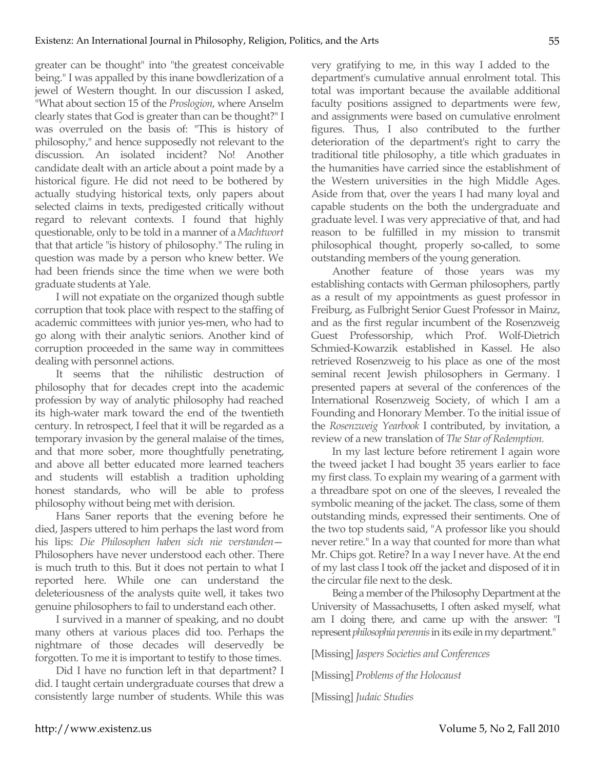greater can be thought" into "the greatest conceivable being." I was appalled by this inane bowdlerization of a jewel of Western thought. In our discussion I asked, "What about section 15 of the *Proslogion*, where Anselm clearly states that God is greater than can be thought?" I was overruled on the basis of: "This is history of philosophy," and hence supposedly not relevant to the discussion. An isolated incident? No! Another candidate dealt with an article about a point made by a historical figure. He did not need to be bothered by actually studying historical texts, only papers about selected claims in texts, predigested critically without regard to relevant contexts. I found that highly questionable, only to be told in a manner of a *Machtwort* that that article "is history of philosophy." The ruling in question was made by a person who knew better. We had been friends since the time when we were both graduate students at Yale.

I will not expatiate on the organized though subtle corruption that took place with respect to the staffing of academic committees with junior yes-men, who had to go along with their analytic seniors. Another kind of corruption proceeded in the same way in committees dealing with personnel actions.

It seems that the nihilistic destruction of philosophy that for decades crept into the academic profession by way of analytic philosophy had reached its high-water mark toward the end of the twentieth century. In retrospect, I feel that it will be regarded as a temporary invasion by the general malaise of the times, and that more sober, more thoughtfully penetrating, and above all better educated more learned teachers and students will establish a tradition upholding honest standards, who will be able to profess philosophy without being met with derision.

Hans Saner reports that the evening before he died, Jaspers uttered to him perhaps the last word from his lips: *Die Philosophen haben sich nie verstanden*—Philosophers have never understood each other. There is much truth to this. But it does not pertain to what I reported here. While one can understand the deleteriousness of the analysts quite well, it takes two genuine philosophers to fail to understand each other.

I survived in a manner of speaking, and no doubt many others at various places did too. Perhaps the nightmare of those decades will deservedly be forgotten. To me it is important to testify to those times.

Did I have no function left in that department? I did. I taught certain undergraduate courses that drew a consistently large number of students. While this was very gratifying to me, in this way I added to the department's cumulative annual enrolment total. This total was important because the available additional faculty positions assigned to departments were few, and assignments were based on cumulative enrolment figures. Thus, I also contributed to the further deterioration of the department's right to carry the traditional title philosophy, a title which graduates in the humanities have carried since the establishment of the Western universities in the high Middle Ages. Aside from that, over the years I had many loyal and capable students on the both the undergraduate and graduate level. I was very appreciative of that, and had reason to be fulfilled in my mission to transmit philosophical thought, properly so-called, to some outstanding members of the young generation.

Another feature of those years was my establishing contacts with German philosophers, partly as a result of my appointments as guest professor in Freiburg, as Fulbright Senior Guest Professor in Mainz, and as the first regular incumbent of the Rosenzweig Guest Professorship, which Prof. Wolf-Dietrich Schmied-Kowarzik established in Kassel. He also retrieved Rosenzweig to his place as one of the most seminal recent Jewish philosophers in Germany. I presented papers at several of the conferences of the International Rosenzweig Society, of which I am a Founding and Honorary Member. To the initial issue of the *Rosenzweig Yearbook* I contributed, by invitation, a review of a new translation of *The Star of Redemption*.

In my last lecture before retirement I again wore the tweed jacket I had bought 35 years earlier to face my first class. To explain my wearing of a garment with a threadbare spot on one of the sleeves, I revealed the symbolic meaning of the jacket. The class, some of them outstanding minds, expressed their sentiments. One of the two top students said, "A professor like you should never retire." In a way that counted for more than what Mr. Chips got. Retire? In a way I never have. At the end of my last class I took off the jacket and disposed of it in the circular file next to the desk.

Being a member of the Philosophy Department at the University of Massachusetts, I often asked myself, what am I doing there, and came up with the answer: "I represent *philosophia perennis* in its exile in my department."

[Missing] *Jaspers Societies and Conferences*

[Missing] *Problems of the Holocaust*

[Missing] *Judaic Studies*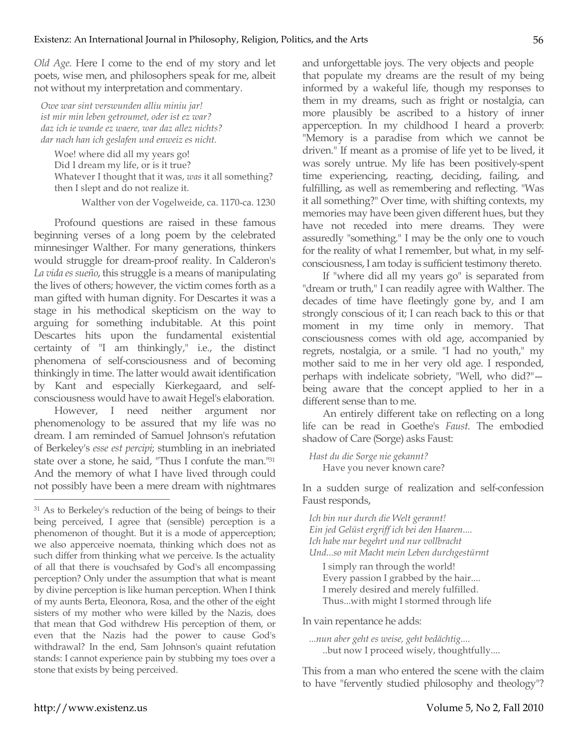*Old Age*. Here I come to the end of my story and let poets, wise men, and philosophers speak for me, albeit not without my interpretation and commentary.

> *Owe war sint verswunden alliu miniu jar!*
> *ist mir min leben getroumet, oder ist ez war?*
> *daz ich ie wande ez waere, war daz allez nichts?*
> *dar nach han ich geslafen und enweiz es nicht.*
>
> Woe! where did all my years go!
> Did I dream my life, or is it true?
> Whatever I thought that it was, *was* it all something?
> then I slept and do not realize it.
>
> Walther von der Vogelweide, ca. 1170-ca. 1230

Profound questions are raised in these famous beginning verses of a long poem by the celebrated minnesinger Walther. For many generations, thinkers would struggle for dream-proof reality. In Calderon's *La vida es sueño*, this struggle is a means of manipulating the lives of others; however, the victim comes forth as a man gifted with human dignity. For Descartes it was a stage in his methodical skepticism on the way to arguing for something indubitable. At this point Descartes hits upon the fundamental existential certainty of "I am thinkingly," i.e., the distinct phenomena of self-consciousness and of becoming thinkingly in time. The latter would await identification by Kant and especially Kierkegaard, and self-consciousness would have to await Hegel's elaboration.

However, I need neither argument nor phenomenology to be assured that my life was no dream. I am reminded of Samuel Johnson's refutation of Berkeley's *esse est percipi*; stumbling in an inebriated state over a stone, he said, "Thus I confute the man."[31] And the memory of what I have lived through could not possibly have been a mere dream with nightmares and unforgettable joys. The very objects and people that populate my dreams are the result of my being informed by a wakeful life, though my responses to them in my dreams, such as fright or nostalgia, can more plausibly be ascribed to a history of inner apperception. In my childhood I heard a proverb: "Memory is a paradise from which we cannot be driven." If meant as a promise of life yet to be lived, it was sorely untrue. My life has been positively-spent time experiencing, reacting, deciding, failing, and fulfilling, as well as remembering and reflecting. "Was it all something?" Over time, with shifting contexts, my memories may have been given different hues, but they have not receded into mere dreams. They were assuredly "something." I may be the only one to vouch for the reality of what I remember, but what, in my self-consciousness, I am today is sufficient testimony thereto.

If "where did all my years go" is separated from "dream or truth," I can readily agree with Walther. The decades of time have fleetingly gone by, and I am strongly conscious of it; I can reach back to this or that moment in my time only in memory. That consciousness comes with old age, accompanied by regrets, nostalgia, or a smile. "I had no youth," my mother said to me in her very old age. I responded, perhaps with indelicate sobriety, "Well, who did?"—being aware that the concept applied to her in a different sense than to me.

An entirely different take on reflecting on a long life can be read in Goethe's *Faust*. The embodied shadow of Care (Sorge) asks Faust:

> *Hast du die Sorge nie gekannt?*
> Have you never known care?

In a sudden surge of realization and self-confession Faust responds,

> *Ich bin nur durch die Welt gerannt!*
> *Ein jed Gelüst ergriff ich bei den Haaren....*
> *Ich habe nur begehrt und nur vollbracht*
> *Und...so mit Macht mein Leben durchgestürmt*
>
> I simply ran through the world!
> Every passion I grabbed by the hair....
> I merely desired and merely fulfilled.
> Thus...with might I stormed through life

In vain repentance he adds:

> *...nun aber geht es weise, geht bedächtig....*
> ..but now I proceed wisely, thoughtfully....

This from a man who entered the scene with the claim to have "fervently studied philosophy and theology"?

---

[31] As to Berkeley's reduction of the being of beings to their being perceived, I agree that (sensible) perception is a phenomenon of thought. But it is a mode of apperception; we also apperceive noemata, thinking which does not as such differ from thinking what we perceive. Is the actuality of all that there is vouchsafed by God's all encompassing perception? Only under the assumption that what is meant by divine perception is like human perception. When I think of my aunts Berta, Eleonora, Rosa, and the other of the eight sisters of my mother who were killed by the Nazis, does that mean that God withdrew His perception of them, or even that the Nazis had the power to cause God's withdrawal? In the end, Sam Johnson's quaint refutation stands: I cannot experience pain by stubbing my toes over a stone that exists by being perceived.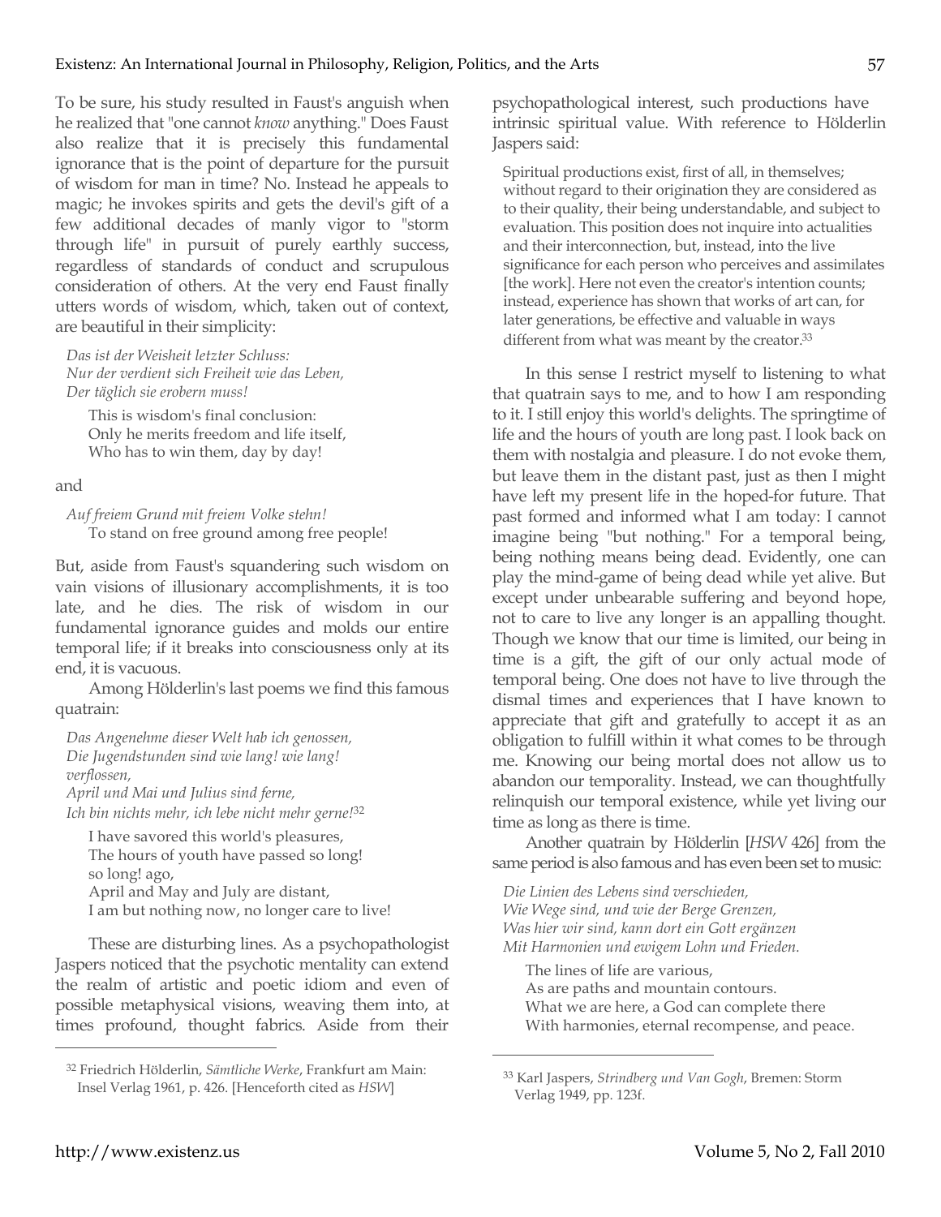To be sure, his study resulted in Faust's anguish when he realized that "one cannot *know* anything." Does Faust also realize that it is precisely this fundamental ignorance that is the point of departure for the pursuit of wisdom for man in time? No. Instead he appeals to magic; he invokes spirits and gets the devil's gift of a few additional decades of manly vigor to "storm through life" in pursuit of purely earthly success, regardless of standards of conduct and scrupulous consideration of others. At the very end Faust finally utters words of wisdom, which, taken out of context, are beautiful in their simplicity:

> *Das ist der Weisheit letzter Schluss:*
> *Nur der verdient sich Freiheit wie das Leben,*
> *Der täglich sie erobern muss!*
>
> This is wisdom's final conclusion:
> Only he merits freedom and life itself,
> Who has to win them, day by day!

and

> *Auf freiem Grund mit freiem Volke stehn!*
> To stand on free ground among free people!

But, aside from Faust's squandering such wisdom on vain visions of illusionary accomplishments, it is too late, and he dies. The risk of wisdom in our fundamental ignorance guides and molds our entire temporal life; if it breaks into consciousness only at its end, it is vacuous.

Among Hölderlin's last poems we find this famous quatrain:

> *Das Angenehme dieser Welt hab ich genossen,*
> *Die Jugendstunden sind wie lang! wie lang! verflossen,*
> *April und Mai und Julius sind ferne,*
> *Ich bin nichts mehr, ich lebe nicht mehr gerne!*[32]
>
> I have savored this world's pleasures,
> The hours of youth have passed so long! so long! ago,
> April and May and July are distant,
> I am but nothing now, no longer care to live!

These are disturbing lines. As a psychopathologist Jaspers noticed that the psychotic mentality can extend the realm of artistic and poetic idiom and even of possible metaphysical visions, weaving them into, at times profound, thought fabrics. Aside from their psychopathological interest, such productions have intrinsic spiritual value. With reference to Hölderlin Jaspers said:

> Spiritual productions exist, first of all, in themselves; without regard to their origination they are considered as to their quality, their being understandable, and subject to evaluation. This position does not inquire into actualities and their interconnection, but, instead, into the live significance for each person who perceives and assimilates [the work]. Here not even the creator's intention counts; instead, experience has shown that works of art can, for later generations, be effective and valuable in ways different from what was meant by the creator.[33]

In this sense I restrict myself to listening to what that quatrain says to me, and to how I am responding to it. I still enjoy this world's delights. The springtime of life and the hours of youth are long past. I look back on them with nostalgia and pleasure. I do not evoke them, but leave them in the distant past, just as then I might have left my present life in the hoped-for future. That past formed and informed what I am today: I cannot imagine being "but nothing." For a temporal being, being nothing means being dead. Evidently, one can play the mind-game of being dead while yet alive. But except under unbearable suffering and beyond hope, not to care to live any longer is an appalling thought. Though we know that our time is limited, our being in time is a gift, the gift of our only actual mode of temporal being. One does not have to live through the dismal times and experiences that I have known to appreciate that gift and gratefully to accept it as an obligation to fulfill within it what comes to be through me. Knowing our being mortal does not allow us to abandon our temporality. Instead, we can thoughtfully relinquish our temporal existence, while yet living our time as long as there is time.

Another quatrain by Hölderlin [*HSW* 426] from the same period is also famous and has even been set to music:

> *Die Linien des Lebens sind verschieden,*
> *Wie Wege sind, und wie der Berge Grenzen,*
> *Was hier wir sind, kann dort ein Gott ergänzen*
> *Mit Harmonien und ewigem Lohn und Frieden.*
>
> The lines of life are various,
> As are paths and mountain contours.
> What we are here, a God can complete there
> With harmonies, eternal recompense, and peace.

---

[32] Friedrich Hölderlin, *Sämtliche Werke*, Frankfurt am Main: Insel Verlag 1961, p. 426. [Henceforth cited as *HSW*]

[33] Karl Jaspers, *Strindberg und Van Gogh*, Bremen: Storm Verlag 1949, pp. 123f.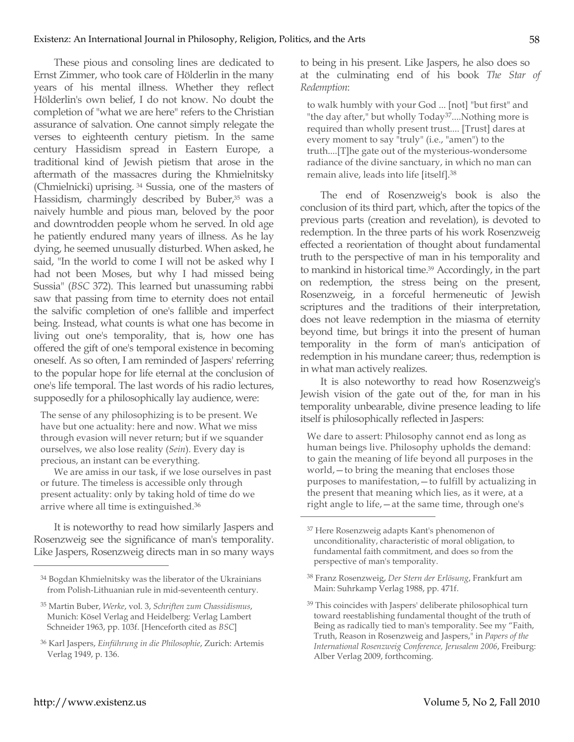These pious and consoling lines are dedicated to Ernst Zimmer, who took care of Hölderlin in the many years of his mental illness. Whether they reflect Hölderlin's own belief, I do not know. No doubt the completion of "what we are here" refers to the Christian assurance of salvation. One cannot simply relegate the verses to eighteenth century pietism. In the same century Hassidism spread in Eastern Europe, a traditional kind of Jewish pietism that arose in the aftermath of the massacres during the Khmielnitsky (Chmielnicki) uprising.[34] Sussia, one of the masters of Hassidism, charmingly described by Buber,[35] was a naively humble and pious man, beloved by the poor and downtrodden people whom he served. In old age he patiently endured many years of illness. As he lay dying, he seemed unusually disturbed. When asked, he said, "In the world to come I will not be asked why I had not been Moses, but why I had missed being Sussia" (*BSC* 372). This learned but unassuming rabbi saw that passing from time to eternity does not entail the salvific completion of one's fallible and imperfect being. Instead, what counts is what one has become in living out one's temporality, that is, how one has offered the gift of one's temporal existence in becoming oneself. As so often, I am reminded of Jaspers' referring to the popular hope for life eternal at the conclusion of one's life temporal. The last words of his radio lectures, supposedly for a philosophically lay audience, were:

> The sense of any philosophizing is to be present. We have but one actuality: here and now. What we miss through evasion will never return; but if we squander ourselves, we also lose reality (*Sein*). Every day is precious, an instant can be everything.
>
> We are amiss in our task, if we lose ourselves in past or future. The timeless is accessible only through present actuality: only by taking hold of time do we arrive where all time is extinguished.[36]

It is noteworthy to read how similarly Jaspers and Rosenzweig see the significance of man's temporality. Like Jaspers, Rosenzweig directs man in so many ways to being in his present. Like Jaspers, he also does so at the culminating end of his book *The Star of Redemption*:

> to walk humbly with your God ... [not] "but first" and "the day after," but wholly Today[37]....Nothing more is required than wholly present trust.... [Trust] dares at every moment to say "truly" (i.e., "amen") to the truth....[T]he gate out of the mysterious-wondersome radiance of the divine sanctuary, in which no man can remain alive, leads into life [itself].[38]

The end of Rosenzweig's book is also the conclusion of its third part, which, after the topics of the previous parts (creation and revelation), is devoted to redemption. In the three parts of his work Rosenzweig effected a reorientation of thought about fundamental truth to the perspective of man in his temporality and to mankind in historical time.[39] Accordingly, in the part on redemption, the stress being on the present, Rosenzweig, in a forceful hermeneutic of Jewish scriptures and the traditions of their interpretation, does not leave redemption in the miasma of eternity beyond time, but brings it into the present of human temporality in the form of man's anticipation of redemption in his mundane career; thus, redemption is in what man actively realizes.

It is also noteworthy to read how Rosenzweig's Jewish vision of the gate out of the, for man in his temporality unbearable, divine presence leading to life itself is philosophically reflected in Jaspers:

> We dare to assert: Philosophy cannot end as long as human beings live. Philosophy upholds the demand: to gain the meaning of life beyond all purposes in the world,—to bring the meaning that encloses those purposes to manifestation,—to fulfill by actualizing in the present that meaning which lies, as it were, at a right angle to life,—at the same time, through one's

---

[34] Bogdan Khmielnitsky was the liberator of the Ukrainians from Polish-Lithuanian rule in mid-seventeenth century.

[35] Martin Buber, *Werke*, vol. 3, *Schriften zum Chassidismus*, Munich: Kösel Verlag and Heidelberg: Verlag Lambert Schneider 1963, pp. 103f. [Henceforth cited as *BSC*]

[36] Karl Jaspers, *Einführung in die Philosophie*, Zurich: Artemis Verlag 1949, p. 136.

[37] Here Rosenzweig adapts Kant's phenomenon of unconditionality, characteristic of moral obligation, to fundamental faith commitment, and does so from the perspective of man's temporality.

[38] Franz Rosenzweig, *Der Stern der Erlösung*, Frankfurt am Main: Suhrkamp Verlag 1988, pp. 471f.

[39] This coincides with Jaspers' deliberate philosophical turn toward reestablishing fundamental thought of the truth of Being as radically tied to man's temporality. See my "Faith, Truth, Reason in Rosenzweig and Jaspers," in *Papers of the International Rosenzweig Conference, Jerusalem 2006*, Freiburg: Alber Verlag 2009, forthcoming.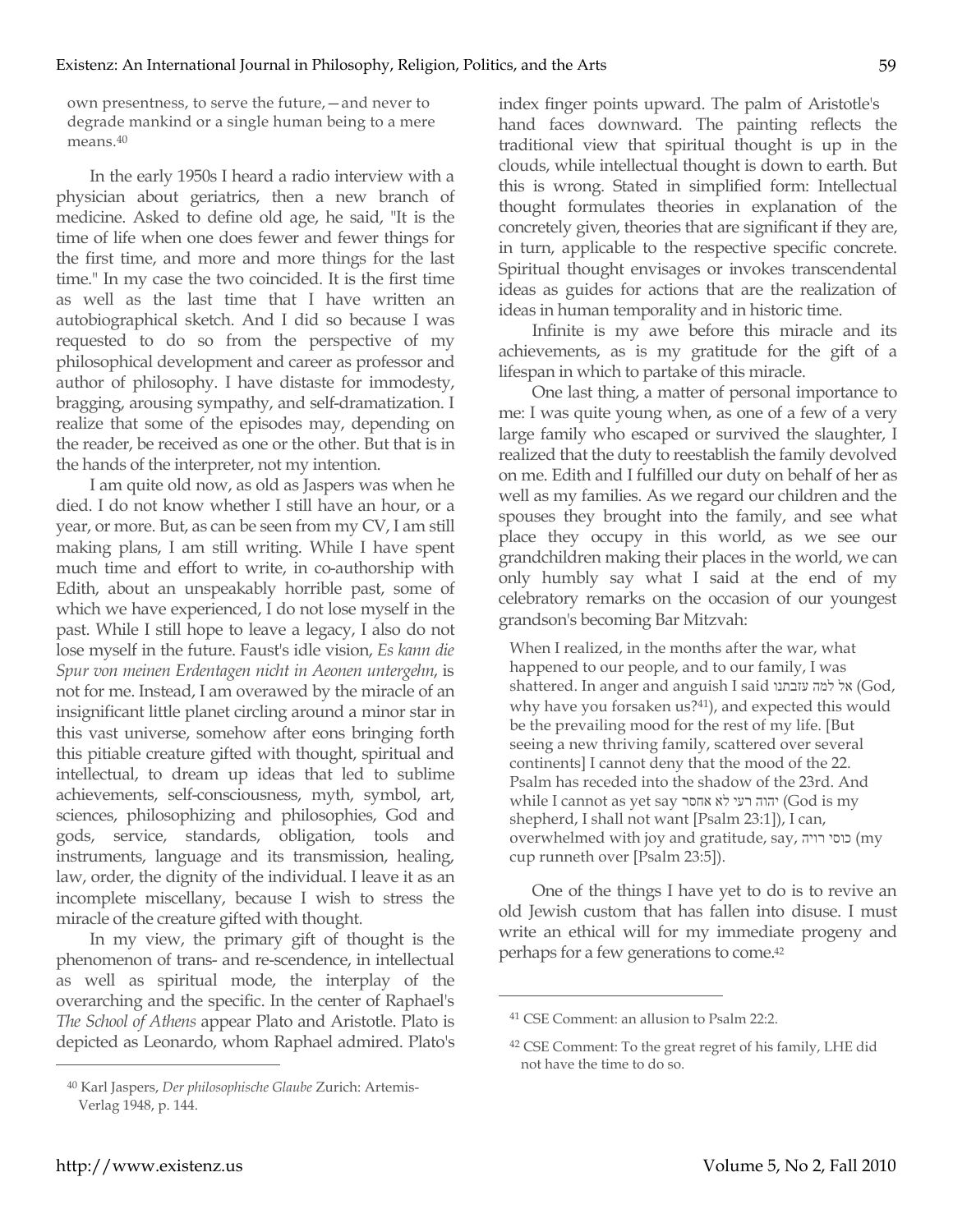own presentness, to serve the future,—and never to degrade mankind or a single human being to a mere means.[40]

In the early 1950s I heard a radio interview with a physician about geriatrics, then a new branch of medicine. Asked to define old age, he said, "It is the time of life when one does fewer and fewer things for the first time, and more and more things for the last time." In my case the two coincided. It is the first time as well as the last time that I have written an autobiographical sketch. And I did so because I was requested to do so from the perspective of my philosophical development and career as professor and author of philosophy. I have distaste for immodesty, bragging, arousing sympathy, and self-dramatization. I realize that some of the episodes may, depending on the reader, be received as one or the other. But that is in the hands of the interpreter, not my intention.

I am quite old now, as old as Jaspers was when he died. I do not know whether I still have an hour, or a year, or more. But, as can be seen from my CV, I am still making plans, I am still writing. While I have spent much time and effort to write, in co-authorship with Edith, about an unspeakably horrible past, some of which we have experienced, I do not lose myself in the past. While I still hope to leave a legacy, I also do not lose myself in the future. Faust's idle vision, *Es kann die Spur von meinen Erdentagen nicht in Aeonen untergehn*, is not for me. Instead, I am overawed by the miracle of an insignificant little planet circling around a minor star in this vast universe, somehow after eons bringing forth this pitiable creature gifted with thought, spiritual and intellectual, to dream up ideas that led to sublime achievements, self-consciousness, myth, symbol, art, sciences, philosophizing and philosophies, God and gods, service, standards, obligation, tools and instruments, language and its transmission, healing, law, order, the dignity of the individual. I leave it as an incomplete miscellany, because I wish to stress the miracle of the creature gifted with thought.

In my view, the primary gift of thought is the phenomenon of trans- and re-scendence, in intellectual as well as spiritual mode, the interplay of the overarching and the specific. In the center of Raphael's *The School of Athens* appear Plato and Aristotle. Plato is depicted as Leonardo, whom Raphael admired. Plato's index finger points upward. The palm of Aristotle's hand faces downward. The painting reflects the traditional view that spiritual thought is up in the clouds, while intellectual thought is down to earth. But this is wrong. Stated in simplified form: Intellectual thought formulates theories in explanation of the concretely given, theories that are significant if they are, in turn, applicable to the respective specific concrete. Spiritual thought envisages or invokes transcendental ideas as guides for actions that are the realization of ideas in human temporality and in historic time.

Infinite is my awe before this miracle and its achievements, as is my gratitude for the gift of a lifespan in which to partake of this miracle.

One last thing, a matter of personal importance to me: I was quite young when, as one of a few of a very large family who escaped or survived the slaughter, I realized that the duty to reestablish the family devolved on me. Edith and I fulfilled our duty on behalf of her as well as my families. As we regard our children and the spouses they brought into the family, and see what place they occupy in this world, as we see our grandchildren making their places in the world, we can only humbly say what I said at the end of my celebratory remarks on the occasion of our youngest grandson's becoming Bar Mitzvah:

> When I realized, in the months after the war, what happened to our people, and to our family, I was shattered. In anger and anguish I said אל למה עזבתנו (God, why have you forsaken us?[41]), and expected this would be the prevailing mood for the rest of my life. [But seeing a new thriving family, scattered over several continents] I cannot deny that the mood of the 22. Psalm has receded into the shadow of the 23rd. And while I cannot as yet say יהוה רעי לא אחסר (God is my shepherd, I shall not want [Psalm 23:1]), I can, overwhelmed with joy and gratitude, say, כוסי רויה (my cup runneth over [Psalm 23:5]).

One of the things I have yet to do is to revive an old Jewish custom that has fallen into disuse. I must write an ethical will for my immediate progeny and perhaps for a few generations to come.[42]

---

[40] Karl Jaspers, *Der philosophische Glaube* Zurich: Artemis-Verlag 1948, p. 144.

[41] CSE Comment: an allusion to Psalm 22:2.

[42] CSE Comment: To the great regret of his family, LHE did not have the time to do so.